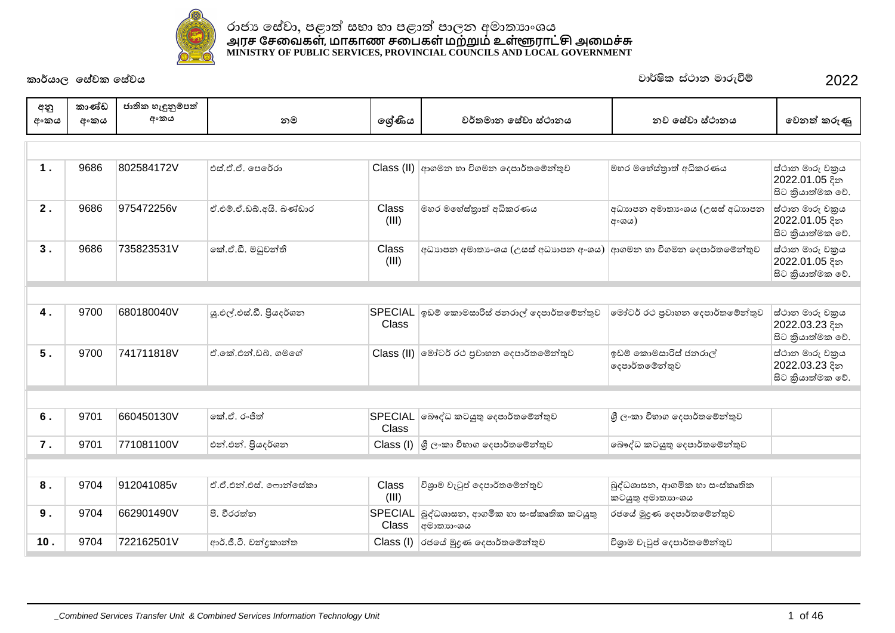# රාජ්‍ය සේවා, පළාත් සභා හා පළාත් පාලන අමාත්‍යාංශය
# அரச சேவைகள், மாகாண சபைகள் மற்றும் உள்ளூராட்சி அமைச்சு
# MINISTRY OF PUBLIC SERVICES, PROVINCIAL COUNCILS AND LOCAL GOVERNMENT

**කාර්යාල සේවක සේවය** | **වාර්ෂික ස්ථාන මාරුවීම්** | **2022**

| අනු අංකය | කාණ්ඩ අංකය | ජාතික හැඳුනුම්පත් අංකය | නම | ශ්‍රේණිය | වර්තමාන සේවා ස්ථානය | නව සේවා ස්ථානය | වෙනත් කරුණු |
|---|---|---|---|---|---|---|---|
| 1 . | 9686 | 802584172V | එස්.ඒ.ඒ. පෙරේරා | Class (II) | ආගමන හා විගමන දෙපාර්තමේන්තුව | මහර මහේස්ත්‍රාත් අධිකරණය | ස්ථාන මාරු චක්‍රය 2022.01.05 දින සිට ක්‍රියාත්මක වේ. |
| 2 . | 9686 | 975472256v | ඒ.එම්.ඒ.ඩබ්.අයි. බණ්ඩාර | Class (III) | මහර මහේස්ත්‍රාත් අධිකරණය | අධ්‍යාපන අමාත්‍යාංශය (උසස් අධ්‍යාපන අංශය) | ස්ථාන මාරු චක්‍රය 2022.01.05 දින සිට ක්‍රියාත්මක වේ. |
| 3 . | 9686 | 735823531V | කේ.ඒ.ඩී. මධුවන්ති | Class (III) | අධ්‍යාපන අමාත්‍යාංශය (උසස් අධ්‍යාපන අංශය) | ආගමන හා විගමන දෙපාර්තමේන්තුව | ස්ථාන මාරු චක්‍රය 2022.01.05 දින සිට ක්‍රියාත්මක වේ. |
| 4 . | 9700 | 680180040V | යූ.එල්.එස්.ඩී. ප්‍රියදර්ශන | SPECIAL Class | ඉඩම් කොමසාරිස් ජනරාල් දෙපාර්තමේන්තුව | මෝටර් රථ ප්‍රවාහන දෙපාර්තමේන්තුව | ස්ථාන මාරු චක්‍රය 2022.03.23 දින සිට ක්‍රියාත්මක වේ. |
| 5 . | 9700 | 741711818V | ඒ.කේ.එන්.ඩබ්. ගමගේ | Class (II) | මෝටර් රථ ප්‍රවාහන දෙපාර්තමේන්තුව | ඉඩම් කොමසාරිස් ජනරාල් දෙපාර්තමේන්තුව | ස්ථාන මාරු චක්‍රය 2022.03.23 දින සිට ක්‍රියාත්මක වේ. |
| 6 . | 9701 | 660450130V | කේ.ඒ. රංජිත් | SPECIAL Class | බෞද්ධ කටයුතු දෙපාර්තමේන්තුව | ශ්‍රී ලංකා විභාග දෙපාර්තමේන්තුව | |
| 7 . | 9701 | 771081100V | එන්.එන්. ප්‍රියදර්ශන | Class (I) | ශ්‍රී ලංකා විභාග දෙපාර්තමේන්තුව | බෞද්ධ කටයුතු දෙපාර්තමේන්තුව | |
| 8 . | 9704 | 912041085v | ඒ.ඒ.එන්.එස්. ෆොන්සේකා | Class (III) | විශ්‍රාම වැටුප් දෙපාර්තමේන්තුව | බුද්ධශාසන, ආගමික හා සංස්කෘතික කටයුතු අමාත්‍යාංශය | |
| 9 . | 9704 | 662901490V | පී. වීරරත්න | SPECIAL Class | බුද්ධශාසන, ආගමික හා සංස්කෘතික කටයුතු අමාත්‍යාංශය | රජයේ මුද්‍රණ දෙපාර්තමේන්තුව | |
| 10 . | 9704 | 722162501V | ආර්.ජී.ටී. චන්ද්‍රකාන්ත | Class (I) | රජයේ මුද්‍රණ දෙපාර්තමේන්තුව | විශ්‍රාම වැටුප් දෙපාර්තමේන්තුව | |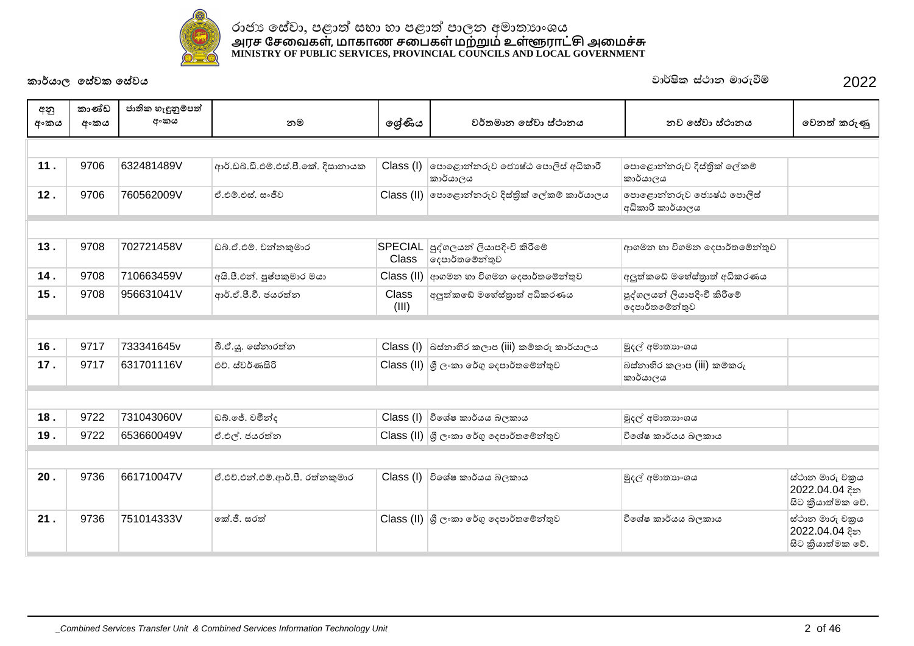රාජ්‍ය සේවා, පළාත් සභා හා පළාත් පාලන අමාත්‍යාංශය
அரச சேவைகள், மாகாண சபைகள் மற்றும் உள்ளூராட்சி அமைச்சு
MINISTRY OF PUBLIC SERVICES, PROVINCIAL COUNCILS AND LOCAL GOVERNMENT

**කාර්යාල සේවක සේවය** | **වාර්ෂික ස්ථාන මාරුවීම් 2022**

| අනු අංකය | කාණ්ඩ අංකය | ජාතික හැඳුනුම්පත් අංකය | නම | ශ්‍රේණිය | වර්තමාන සේවා ස්ථානය | නව සේවා ස්ථානය | වෙනත් කරුණු |
|---|---|---|---|---|---|---|---|
| 11 . | 9706 | 632481489V | ආර්.ඩබ්.ඩී.එම්.එස්.පී.කේ. දිසානායක | Class (I) | පොළොන්නරුව ජ්‍යෙෂ්ඨ පොලිස් අධිකාරී කාර්යාලය | පොළොන්නරුව දිස්ත්‍රික් ලේකම් කාර්යාලය | |
| 12 . | 9706 | 760562009V | ඒ.එම්.එස්. සංජීව | Class (II) | පොළොන්නරුව දිස්ත්‍රික් ලේකම් කාර්යාලය | පොළොන්නරුව ජ්‍යෙෂ්ඨ පොලිස් අධිකාරී කාර්යාලය | |
| 13 . | 9708 | 702721458V | ඩබ්.ඒ.එම්. චන්නකුමාර | SPECIAL Class | පුද්ගලයන් ලියාපදිංචි කිරීමේ දෙපාර්තමේන්තුව | ආගමන හා විගමන දෙපාර්තමේන්තුව | |
| 14 . | 9708 | 710663459V | අයි.පී.එන්. පුෂ්පකුමාර මයා | Class (II) | ආගමන හා විගමන දෙපාර්තමේන්තුව | අලුත්කඩේ මහේස්ත්‍රාත් අධිකරණය | |
| 15 . | 9708 | 956631041V | ආර්.ඒ.පී.වී. ජයරත්න | Class (III) | අලුත්කඩේ මහේස්ත්‍රාත් අධිකරණය | පුද්ගලයන් ලියාපදිංචි කිරීමේ දෙපාර්තමේන්තුව | |
| 16 . | 9717 | 733341645v | බී.ඒ.යූ. සේනාරත්න | Class (I) | බස්නාහිර කලාප (iii) කම්කරු කාර්යාලය | මුදල් අමාත්‍යාංශය | |
| 17 . | 9717 | 631701116V | එච්. ස්වර්ණසිරි | Class (II) | ශ්‍රී ලංකා රේගු දෙපාර්තමේන්තුව | බස්නාහිර කලාප (iii) කම්කරු කාර්යාලය | |
| 18 . | 9722 | 731043060V | ඩබ්.ජේ. චමින්ද | Class (I) | විශේෂ කාර්යය බලකාය | මුදල් අමාත්‍යාංශය | |
| 19 . | 9722 | 653660049V | ඒ.එල්. ජයරත්න | Class (II) | ශ්‍රී ලංකා රේගු දෙපාර්තමේන්තුව | විශේෂ කාර්යය බලකාය | |
| 20 . | 9736 | 661710047V | ඒ.එච්.එන්.එම්.ආර්.පී. රත්නකුමාර | Class (I) | විශේෂ කාර්යය බලකාය | මුදල් අමාත්‍යාංශය | ස්ථාන මාරු චක්‍රය 2022.04.04 දින සිට ක්‍රියාත්මක වේ. |
| 21 . | 9736 | 751014333V | කේ.ජී. සරත් | Class (II) | ශ්‍රී ලංකා රේගු දෙපාර්තමේන්තුව | විශේෂ කාර්යය බලකාය | ස්ථාන මාරු චක්‍රය 2022.04.04 දින සිට ක්‍රියාත්මක වේ. |

_Combined Services Transfer Unit & Combined Services Information Technology Unit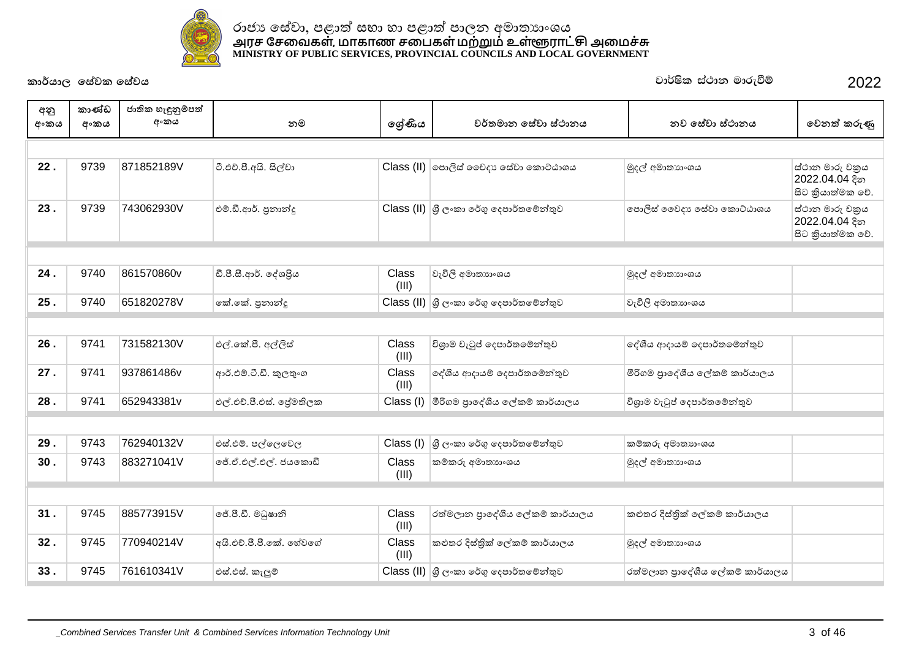රාජ්‍ය සේවා, පළාත් සභා හා පළාත් පාලන අමාත්‍යාංශය
அரச சேவைகள், மாகாண சபைகள் மற்றும் உள்ளூராட்சி அமைச்சு
MINISTRY OF PUBLIC SERVICES, PROVINCIAL COUNCILS AND LOCAL GOVERNMENT

**කාර්යාල සේවක සේවය** වාර්ෂික ස්ථාන මාරුවීම් 2022

| අනු අංකය | කාණ්ඩ අංකය | ජාතික හැඳුනුම්පත් අංකය | නම | ශ්‍රේණිය | වර්තමාන සේවා ස්ථානය | නව සේවා ස්ථානය | වෙනත් කරුණු |
|---|---|---|---|---|---|---|---|
| 22 . | 9739 | 871852189V | ටී.එච්.පී.අයි. සිල්වා | Class (II) | පොලිස් වෛද්‍ය සේවා කොට්ඨාශය | මුදල් අමාත්‍යාංශය | ස්ථාන මාරු චක්‍රය 2022.04.04 දින සිට ක්‍රියාත්මක වේ. |
| 23 . | 9739 | 743062930V | එම්.ඩී.ආර්. ප්‍රනාන්දු | Class (II) | ශ්‍රී ලංකා රේගු දෙපාර්තමේන්තුව | පොලිස් වෛද්‍ය සේවා කොට්ඨාශය | ස්ථාන මාරු චක්‍රය 2022.04.04 දින සිට ක්‍රියාත්මක වේ. |
| 24 . | 9740 | 861570860v | ඩී.පී.සී.ආර්. දේශප්‍රිය | Class (III) | වැවිලි අමාත්‍යාංශය | මුදල් අමාත්‍යාංශය | |
| 25 . | 9740 | 651820278V | කේ.කේ. ප්‍රනාන්දු | Class (II) | ශ්‍රී ලංකා රේගු දෙපාර්තමේන්තුව | වැවිලි අමාත්‍යාංශය | |
| 26 . | 9741 | 731582130V | එල්.කේ.පී. අල්ලිස් | Class (III) | විශ්‍රාම වැටුප් දෙපාර්තමේන්තුව | දේශීය ආදායම් දෙපාර්තමේන්තුව | |
| 27 . | 9741 | 937861486v | ආර්.එම්.ටී.ඩී. කුලතුංග | Class (III) | දේශීය ආදායම් දෙපාර්තමේන්තුව | මීරිගම ප්‍රාදේශීය ලේකම් කාර්යාලය | |
| 28 . | 9741 | 652943381v | එල්.එච්.පී.එස්. ප්‍රේමතිලක | Class (I) | මීරිගම ප්‍රාදේශීය ලේකම් කාර්යාලය | විශ්‍රාම වැටුප් දෙපාර්තමේන්තුව | |
| 29 . | 9743 | 762940132V | එස්.එම්. පල්ලෙවෙල | Class (I) | ශ්‍රී ලංකා රේගු දෙපාර්තමේන්තුව | කම්කරු අමාත්‍යාංශය | |
| 30 . | 9743 | 883271041V | ජේ.ඒ.එල්.එල්. ජයකොඩි | Class (III) | කම්කරු අමාත්‍යාංශය | මුදල් අමාත්‍යාංශය | |
| 31 . | 9745 | 885773915V | ජේ.පී.ඩී. මධුෂානි | Class (III) | රත්මලාන ප්‍රාදේශීය ලේකම් කාර්යාලය | කළුතර දිස්ත්‍රික් ලේකම් කාර්යාලය | |
| 32 . | 9745 | 770940214V | අයි.එච්.පී.පී.කේ. හේවගේ | Class (III) | කළුතර දිස්ත්‍රික් ලේකම් කාර්යාලය | මුදල් අමාත්‍යාංශය | |
| 33 . | 9745 | 761610341V | එස්.එස්. කැලුම් | Class (II) | ශ්‍රී ලංකා රේගු දෙපාර්තමේන්තුව | රත්මලාන ප්‍රාදේශීය ලේකම් කාර්යාලය | |

_Combined Services Transfer Unit & Combined Services Information Technology Unit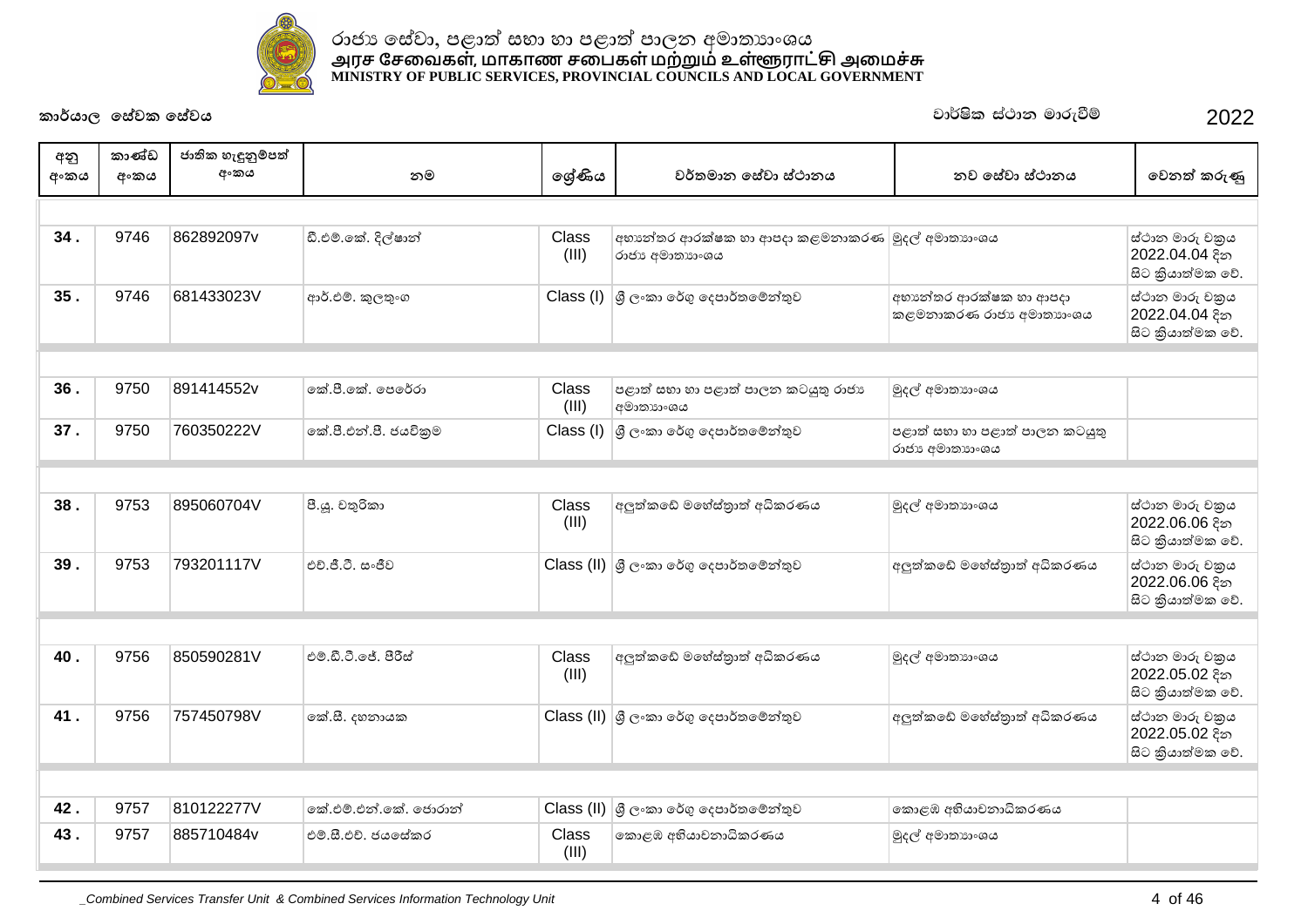රාජ්‍ය සේවා, පළාත් සභා හා පළාත් පාලන අමාත්‍යාංශය
அரச சேவைகள், மாகாண சபைகள் மற்றும் உள்ளூராட்சி அமைச்சு
MINISTRY OF PUBLIC SERVICES, PROVINCIAL COUNCILS AND LOCAL GOVERNMENT

**කාර්යාල සේවක සේවය** — වාර්ෂික ස්ථාන මාරුවීම් 2022

| අනු අංකය | කාණ්ඩ අංකය | ජාතික හැඳුනුම්පත් අංකය | නම | ශ්‍රේණිය | වර්තමාන සේවා ස්ථානය | නව සේවා ස්ථානය | වෙනත් කරුණු |
|---|---|---|---|---|---|---|---|
| 34 . | 9746 | 862892097v | ඩී.එම්.කේ. දිල්ෂාන් | Class (III) | අභ්‍යන්තර ආරක්ෂක හා ආපදා කළමනාකරණ රාජ්‍ය අමාත්‍යාංශය | මුදල් අමාත්‍යාංශය | ස්ථාන මාරු චක්‍රය 2022.04.04 දින සිට ක්‍රියාත්මක වේ. |
| 35 . | 9746 | 681433023V | ආර්.එම්. කුලතුංග | Class (I) | ශ්‍රී ලංකා රේගු දෙපාර්තමේන්තුව | අභ්‍යන්තර ආරක්ෂක හා ආපදා කළමනාකරණ රාජ්‍ය අමාත්‍යාංශය | ස්ථාන මාරු චක්‍රය 2022.04.04 දින සිට ක්‍රියාත්මක වේ. |
| 36 . | 9750 | 891414552v | කේ.පී.කේ. පෙරේරා | Class (III) | පළාත් සභා හා පළාත් පාලන කටයුතු රාජ්‍ය අමාත්‍යාංශය | මුදල් අමාත්‍යාංශය | |
| 37 . | 9750 | 760350222V | කේ.පී.එන්.පී. ජයවික්‍රම | Class (I) | ශ්‍රී ලංකා රේගු දෙපාර්තමේන්තුව | පළාත් සභා හා පළාත් පාලන කටයුතු රාජ්‍ය අමාත්‍යාංශය | |
| 38 . | 9753 | 895060704V | පී.යූ. චතුරිකා | Class (III) | අලුත්කඩේ මහේස්ත්‍රාත් අධිකරණය | මුදල් අමාත්‍යාංශය | ස්ථාන මාරු චක්‍රය 2022.06.06 දින සිට ක්‍රියාත්මක වේ. |
| 39 . | 9753 | 793201117V | එච්.ජී.ටී. සංජීව | Class (II) | ශ්‍රී ලංකා රේගු දෙපාර්තමේන්තුව | අලුත්කඩේ මහේස්ත්‍රාත් අධිකරණය | ස්ථාන මාරු චක්‍රය 2022.06.06 දින සිට ක්‍රියාත්මක වේ. |
| 40 . | 9756 | 850590281V | එම්.ඩී.ටී.ජේ. පීරිස් | Class (III) | අලුත්කඩේ මහේස්ත්‍රාත් අධිකරණය | මුදල් අමාත්‍යාංශය | ස්ථාන මාරු චක්‍රය 2022.05.02 දින සිට ක්‍රියාත්මක වේ. |
| 41 . | 9756 | 757450798V | කේ.සී. දහනායක | Class (II) | ශ්‍රී ලංකා රේගු දෙපාර්තමේන්තුව | අලුත්කඩේ මහේස්ත්‍රාත් අධිකරණය | ස්ථාන මාරු චක්‍රය 2022.05.02 දින සිට ක්‍රියාත්මක වේ. |
| 42 . | 9757 | 810122277V | කේ.එම්.එන්.කේ. ජොරාන් | Class (II) | ශ්‍රී ලංකා රේගු දෙපාර්තමේන්තුව | කොළඹ අභියාචනාධිකරණය | |
| 43 . | 9757 | 885710484v | එම්.සී.එච්. ජයසේකර | Class (III) | කොළඹ අභියාචනාධිකරණය | මුදල් අමාත්‍යාංශය | |

_Combined Services Transfer Unit & Combined Services Information Technology Unit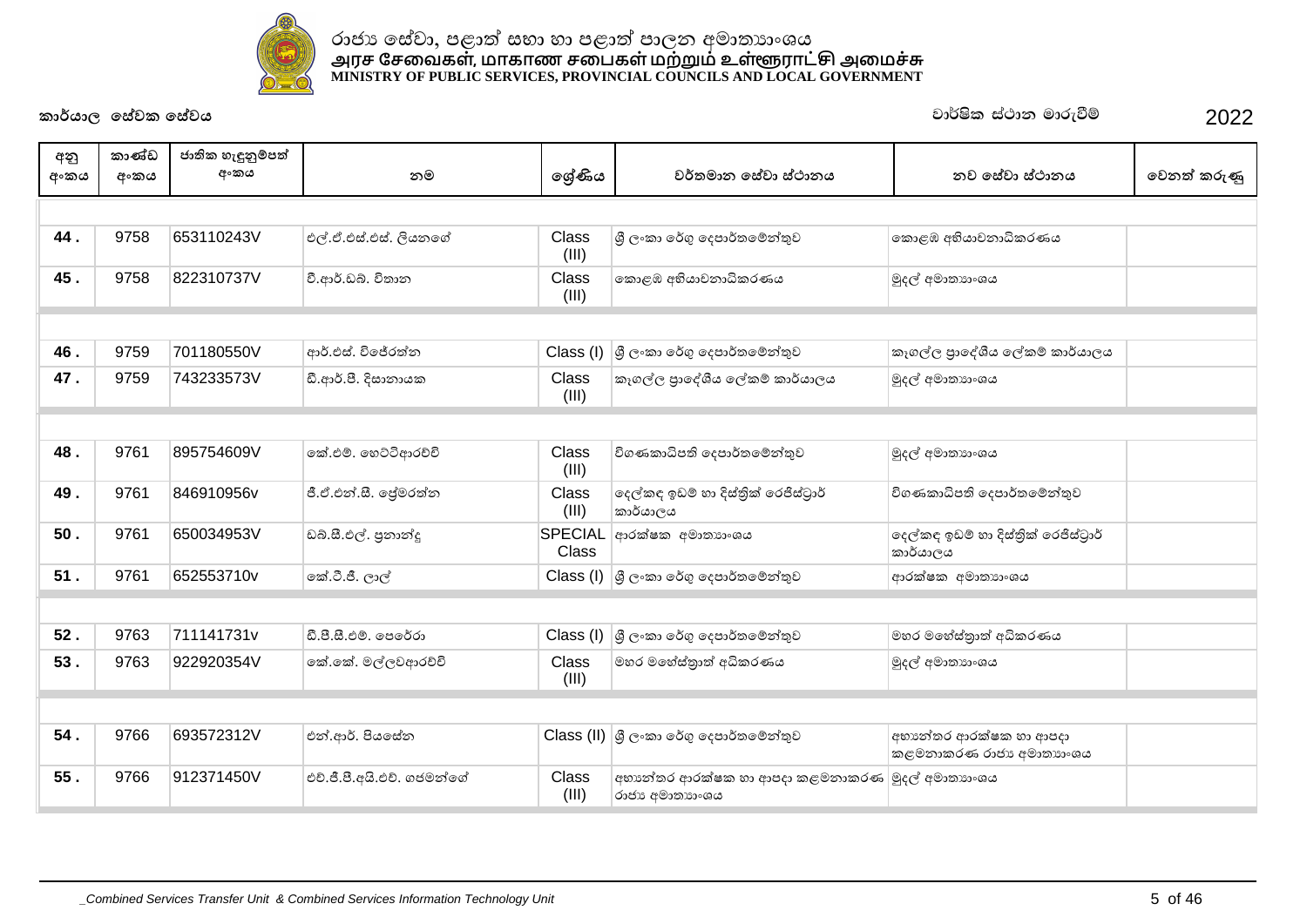රාජ්‍ය සේවා, පළාත් සභා හා පළාත් පාලන අමාත්‍යාංශය
அரச சேவைகள், மாகாண சபைகள் மற்றும் உள்ளூராட்சி அமைச்சு
MINISTRY OF PUBLIC SERVICES, PROVINCIAL COUNCILS AND LOCAL GOVERNMENT

**කාර්යාල සේවක සේවය** **වාර්ෂික ස්ථාන මාරුවීම්** **2022**

| අනු අංකය | කාණ්ඩ අංකය | ජාතික හැඳුනුම්පත් අංකය | නම | ශ්‍රේණිය | වර්තමාන සේවා ස්ථානය | නව සේවා ස්ථානය | වෙනත් කරුණු |
|---|---|---|---|---|---|---|---|
| 44 . | 9758 | 653110243V | එල්.ඒ.එස්.එස්. ලියනගේ | Class (III) | ශ්‍රී ලංකා රේගු දෙපාර්තමේන්තුව | කොළඹ අභියාචනාධිකරණය | |
| 45 . | 9758 | 822310737V | වී.ආර්.ඩබ්. විතාන | Class (III) | කොළඹ අභියාචනාධිකරණය | මුදල් අමාත්‍යාංශය | |
| 46 . | 9759 | 701180550V | ආර්.එස්. විජේරත්න | Class (I) | ශ්‍රී ලංකා රේගු දෙපාර්තමේන්තුව | කෑගල්ල ප්‍රාදේශීය ලේකම් කාර්යාලය | |
| 47 . | 9759 | 743233573V | ඩී.ආර්.පී. දිසානායක | Class (III) | කෑගල්ල ප්‍රාදේශීය ලේකම් කාර්යාලය | මුදල් අමාත්‍යාංශය | |
| 48 . | 9761 | 895754609V | කේ.එම්. හෙට්ටිආරච්චි | Class (III) | විගණකාධිපති දෙපාර්තමේන්තුව | මුදල් අමාත්‍යාංශය | |
| 49 . | 9761 | 846910956v | ජී.ඒ.එන්.සී. ප්‍රේමරත්න | Class (III) | දෙල්කඳ ඉඩම් හා දිස්ත්‍රික් රෙජිස්ට්‍රාර් කාර්යාලය | විගණකාධිපති දෙපාර්තමේන්තුව | |
| 50 . | 9761 | 650034953V | ඩබ්.සී.එල්. ප්‍රනාන්දු | SPECIAL Class | ආරක්ෂක අමාත්‍යාංශය | දෙල්කඳ ඉඩම් හා දිස්ත්‍රික් රෙජිස්ට්‍රාර් කාර්යාලය | |
| 51 . | 9761 | 652553710v | කේ.ටී.ජී. ලාල් | Class (I) | ශ්‍රී ලංකා රේගු දෙපාර්තමේන්තුව | ආරක්ෂක අමාත්‍යාංශය | |
| 52 . | 9763 | 711141731v | ඩී.පී.සී.එම්. පෙරේරා | Class (I) | ශ්‍රී ලංකා රේගු දෙපාර්තමේන්තුව | මහර මහේස්ත්‍රාත් අධිකරණය | |
| 53 . | 9763 | 922920354V | කේ.කේ. මල්ලවආරච්චි | Class (III) | මහර මහේස්ත්‍රාත් අධිකරණය | මුදල් අමාත්‍යාංශය | |
| 54 . | 9766 | 693572312V | එන්.ආර්. පියසේන | Class (II) | ශ්‍රී ලංකා රේගු දෙපාර්තමේන්තුව | අභ්‍යන්තර ආරක්ෂක හා ආපදා කළමනාකරණ රාජ්‍ය අමාත්‍යාංශය | |
| 55 . | 9766 | 912371450V | එච්.ජී.පී.අයි.එච්. ගජමන්ගේ | Class (III) | අභ්‍යන්තර ආරක්ෂක හා ආපදා කළමනාකරණ රාජ්‍ය අමාත්‍යාංශය | මුදල් අමාත්‍යාංශය | |

_Combined Services Transfer Unit & Combined Services Information Technology Unit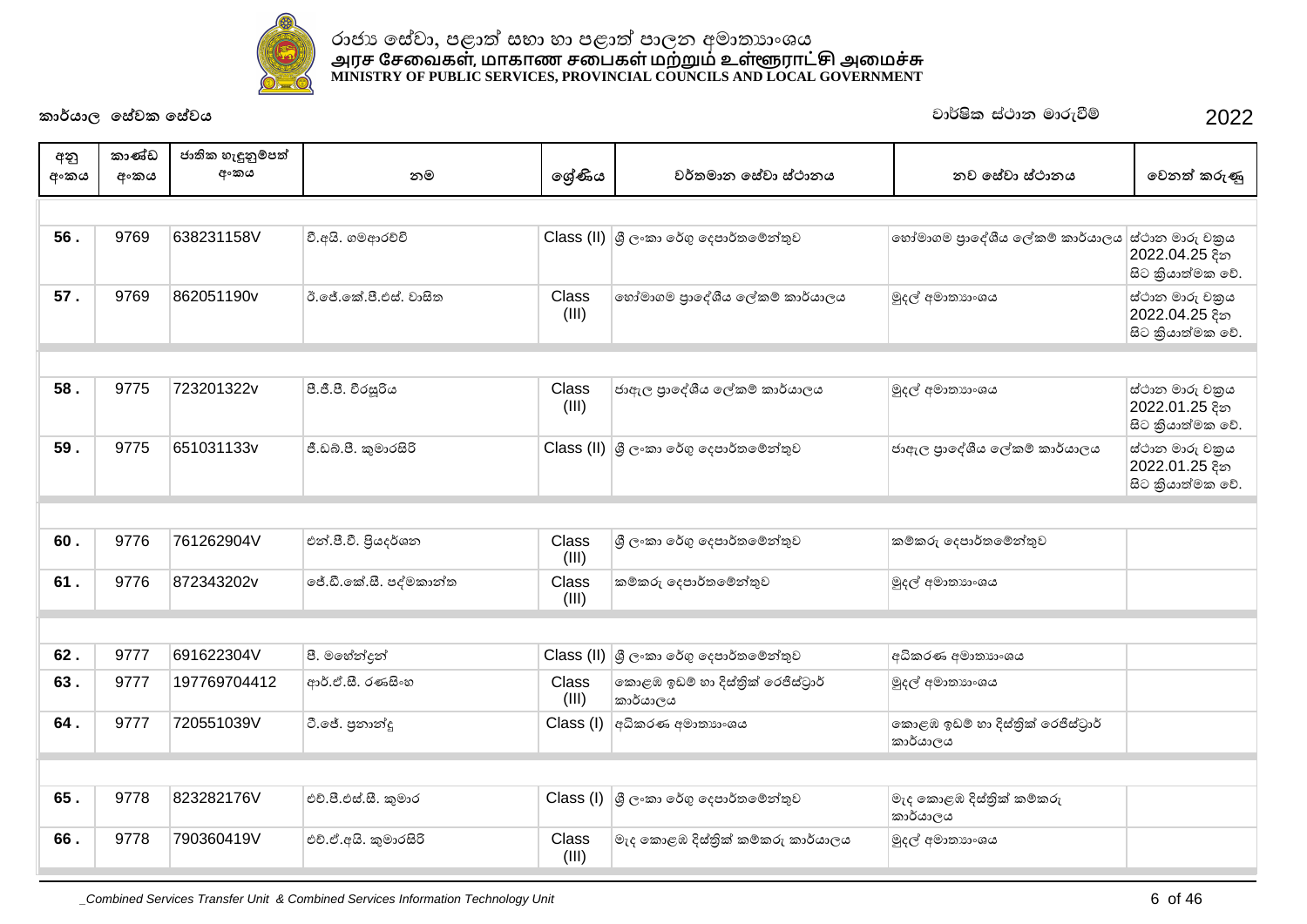රාජ්‍ය සේවා, පළාත් සභා හා පළාත් පාලන අමාත්‍යාංශය
அரச சேவைகள், மாகாண சபைகள் மற்றும் உள்ளூராட்சி அமைச்சு
MINISTRY OF PUBLIC SERVICES, PROVINCIAL COUNCILS AND LOCAL GOVERNMENT

**කාර්යාල සේවක සේවය** **වාර්ෂික ස්ථාන මාරුවීම්** **2022**

| අනු අංකය | කාණ්ඩ අංකය | ජාතික හැඳුනුම්පත් අංකය | නම | ශ්‍රේණිය | වර්තමාන සේවා ස්ථානය | නව සේවා ස්ථානය | වෙනත් කරුණු |
|---|---|---|---|---|---|---|---|
| 56 . | 9769 | 638231158V | වී.අයි. ගමආරච්චි | Class (II) | ශ්‍රී ලංකා රේගු දෙපාර්තමේන්තුව | හෝමාගම ප්‍රාදේශීය ලේකම් කාර්යාලය | ස්ථාන මාරු චක්‍රය 2022.04.25 දින සිට ක්‍රියාත්මක වේ. |
| 57 . | 9769 | 862051190v | ඊ.ජේ.කේ.පී.එස්. වාසිත | Class (III) | හෝමාගම ප්‍රාදේශීය ලේකම් කාර්යාලය | මුදල් අමාත්‍යාංශය | ස්ථාන මාරු චක්‍රය 2022.04.25 දින සිට ක්‍රියාත්මක වේ. |
| 58 . | 9775 | 723201322v | පී.ජී.පී. වීරසූරිය | Class (III) | ජාඇල ප්‍රාදේශීය ලේකම් කාර්යාලය | මුදල් අමාත්‍යාංශය | ස්ථාන මාරු චක්‍රය 2022.01.25 දින සිට ක්‍රියාත්මක වේ. |
| 59 . | 9775 | 651031133v | ජී.ඩබ්.පී. කුමාරසිරි | Class (II) | ශ්‍රී ලංකා රේගු දෙපාර්තමේන්තුව | ජාඇල ප්‍රාදේශීය ලේකම් කාර්යාලය | ස්ථාන මාරු චක්‍රය 2022.01.25 දින සිට ක්‍රියාත්මක වේ. |
| 60 . | 9776 | 761262904V | එන්.පී.වී. ප්‍රියදර්ශන | Class (III) | ශ්‍රී ලංකා රේගු දෙපාර්තමේන්තුව | කම්කරු දෙපාර්තමේන්තුව | |
| 61 . | 9776 | 872343202v | ජේ.ඩී.කේ.සී. පද්මකාන්ත | Class (III) | කම්කරු දෙපාර්තමේන්තුව | මුදල් අමාත්‍යාංශය | |
| 62 . | 9777 | 691622304V | පී. මහේන්ද්‍රන් | Class (II) | ශ්‍රී ලංකා රේගු දෙපාර්තමේන්තුව | අධිකරණ අමාත්‍යාංශය | |
| 63 . | 9777 | 197769704412 | ආර්.ඒ.සී. රණසිංහ | Class (III) | කොළඹ ඉඩම් හා දිස්ත්‍රික් රෙජිස්ට්‍රාර් කාර්යාලය | මුදල් අමාත්‍යාංශය | |
| 64 . | 9777 | 720551039V | ටී.ජේ. ප්‍රනාන්දු | Class (I) | අධිකරණ අමාත්‍යාංශය | කොළඹ ඉඩම් හා දිස්ත්‍රික් රෙජිස්ට්‍රාර් කාර්යාලය | |
| 65 . | 9778 | 823282176V | එච්.පී.එස්.සී. කුමාර | Class (I) | ශ්‍රී ලංකා රේගු දෙපාර්තමේන්තුව | මැද කොළඹ දිස්ත්‍රික් කම්කරු කාර්යාලය | |
| 66 . | 9778 | 790360419V | එච්.ඒ.අයි. කුමාරසිරි | Class (III) | මැද කොළඹ දිස්ත්‍රික් කම්කරු කාර්යාලය | මුදල් අමාත්‍යාංශය | |

_Combined Services Transfer Unit & Combined Services Information Technology Unit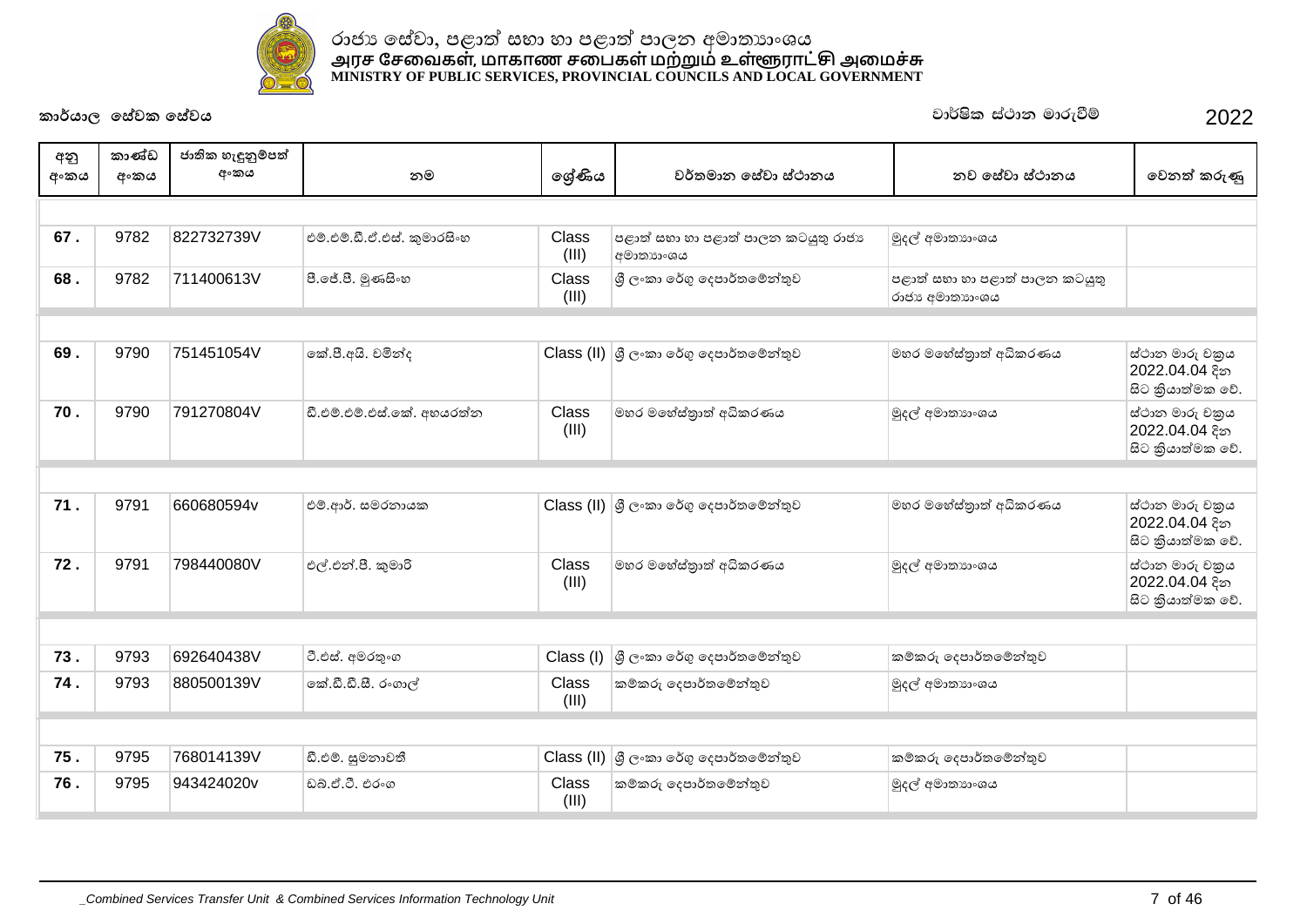රාජ්‍ය සේවා, පළාත් සභා හා පළාත් පාලන අමාත්‍යාංශය
அரச சேவைகள், மாகாண சபைகள் மற்றும் உள்ளூராட்சி அமைச்சு
MINISTRY OF PUBLIC SERVICES, PROVINCIAL COUNCILS AND LOCAL GOVERNMENT

**කාර්යාල සේවක සේවය** — වාර්ෂික ස්ථාන මාරුවීම් 2022

| අනු අංකය | කාණ්ඩ අංකය | ජාතික හැඳුනුම්පත් අංකය | නම | ශ්‍රේණිය | වර්තමාන සේවා ස්ථානය | නව සේවා ස්ථානය | වෙනත් කරුණු |
|---|---|---|---|---|---|---|---|
| 67 . | 9782 | 822732739V | එම්.එම්.ඩී.ඒ.එස්. කුමාරසිංහ | Class (III) | පළාත් සභා හා පළාත් පාලන කටයුතු රාජ්‍ය අමාත්‍යාංශය | මුදල් අමාත්‍යාංශය | |
| 68 . | 9782 | 711400613V | පී.ජේ.පී. මුණසිංහ | Class (III) | ශ්‍රී ලංකා රේගු දෙපාර්තමේන්තුව | පළාත් සභා හා පළාත් පාලන කටයුතු රාජ්‍ය අමාත්‍යාංශය | |
| 69 . | 9790 | 751451054V | කේ.පී.අයි. චමින්ද | Class (II) | ශ්‍රී ලංකා රේගු දෙපාර්තමේන්තුව | මහර මහේස්ත්‍රාත් අධිකරණය | ස්ථාන මාරු චක්‍රය 2022.04.04 දින සිට ක්‍රියාත්මක වේ. |
| 70 . | 9790 | 791270804V | ඩී.එම්.එම්.එස්.කේ. අභයරත්න | Class (III) | මහර මහේස්ත්‍රාත් අධිකරණය | මුදල් අමාත්‍යාංශය | ස්ථාන මාරු චක්‍රය 2022.04.04 දින සිට ක්‍රියාත්මක වේ. |
| 71 . | 9791 | 660680594v | එම්.ආර්. සමරනායක | Class (II) | ශ්‍රී ලංකා රේගු දෙපාර්තමේන්තුව | මහර මහේස්ත්‍රාත් අධිකරණය | ස්ථාන මාරු චක්‍රය 2022.04.04 දින සිට ක්‍රියාත්මක වේ. |
| 72 . | 9791 | 798440080V | එල්.එන්.පී. කුමාරි | Class (III) | මහර මහේස්ත්‍රාත් අධිකරණය | මුදල් අමාත්‍යාංශය | ස්ථාන මාරු චක්‍රය 2022.04.04 දින සිට ක්‍රියාත්මක වේ. |
| 73 . | 9793 | 692640438V | ටී.එස්. අමරතුංග | Class (I) | ශ්‍රී ලංකා රේගු දෙපාර්තමේන්තුව | කම්කරු දෙපාර්තමේන්තුව | |
| 74 . | 9793 | 880500139V | කේ.ඩී.ඩී.සී. රංගාල් | Class (III) | කම්කරු දෙපාර්තමේන්තුව | මුදල් අමාත්‍යාංශය | |
| 75 . | 9795 | 768014139V | ඩී.එම්. සුමනාවතී | Class (II) | ශ්‍රී ලංකා රේගු දෙපාර්තමේන්තුව | කම්කරු දෙපාර්තමේන්තුව | |
| 76 . | 9795 | 943424020v | ඩබ්.ඒ.ටී. එරංග | Class (III) | කම්කරු දෙපාර්තමේන්තුව | මුදල් අමාත්‍යාංශය | |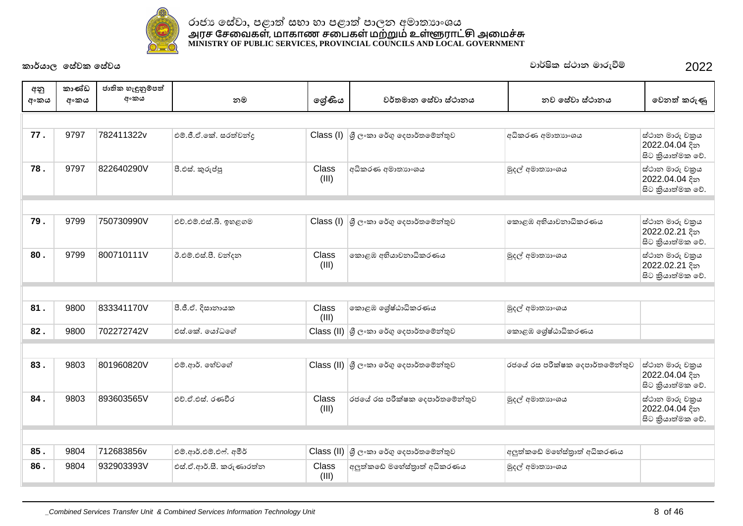රාජ්‍ය සේවා, පළාත් සභා හා පළාත් පාලන අමාත්‍යාංශය
அரச சேவைகள், மாகாண சபைகள் மற்றும் உள்ளூராட்சி அமைச்சு
MINISTRY OF PUBLIC SERVICES, PROVINCIAL COUNCILS AND LOCAL GOVERNMENT

**කාර්යාල සේවක සේවය** — වාර්ෂික ස්ථාන මාරුවීම් 2022

| අනු අංකය | කාණ්ඩ අංකය | ජාතික හැඳුනුම්පත් අංකය | නම | ශ්‍රේණිය | වර්තමාන සේවා ස්ථානය | නව සේවා ස්ථානය | වෙනත් කරුණු |
|---|---|---|---|---|---|---|---|
| 77 . | 9797 | 782411322v | එම්.ජී.ඒ.කේ. සරත්චන්ද්‍ර | Class (I) | ශ්‍රී ලංකා රේගු දෙපාර්තමේන්තුව | අධිකරණ අමාත්‍යාංශය | ස්ථාන මාරු චක්‍රය 2022.04.04 දින සිට ක්‍රියාත්මක වේ. |
| 78 . | 9797 | 822640290V | පී.එස්. කුරුප්පු | Class (III) | අධිකරණ අමාත්‍යාංශය | මුදල් අමාත්‍යාංශය | ස්ථාන මාරු චක්‍රය 2022.04.04 දින සිට ක්‍රියාත්මක වේ. |
| 79 . | 9799 | 750730990V | එච්.එම්.එස්.බී. ඉහළගම | Class (I) | ශ්‍රී ලංකා රේගු දෙපාර්තමේන්තුව | කොළඹ අභියාචනාධිකරණය | ස්ථාන මාරු චක්‍රය 2022.02.21 දින සිට ක්‍රියාත්මක වේ. |
| 80 . | 9799 | 800710111V | ඊ.එම්.එස්.පී. චන්දන | Class (III) | කොළඹ අභියාචනාධිකරණය | මුදල් අමාත්‍යාංශය | ස්ථාන මාරු චක්‍රය 2022.02.21 දින සිට ක්‍රියාත්මක වේ. |
| 81 . | 9800 | 833341170V | පී.ජී.ඒ. දිසානායක | Class (III) | කොළඹ ශ්‍රේෂ්ඨාධිකරණය | මුදල් අමාත්‍යාංශය | |
| 82 . | 9800 | 702272742V | එස්.කේ. යෝධගේ | Class (II) | ශ්‍රී ලංකා රේගු දෙපාර්තමේන්තුව | කොළඹ ශ්‍රේෂ්ඨාධිකරණය | |
| 83 . | 9803 | 801960820V | එම්.ආර්. හේවගේ | Class (II) | ශ්‍රී ලංකා රේගු දෙපාර්තමේන්තුව | රජයේ රස පරීක්ෂක දෙපාර්තමේන්තුව | ස්ථාන මාරු චක්‍රය 2022.04.04 දින සිට ක්‍රියාත්මක වේ. |
| 84 . | 9803 | 893603565V | එච්.ඒ.එස්. රණවීර | Class (III) | රජයේ රස පරීක්ෂක දෙපාර්තමේන්තුව | මුදල් අමාත්‍යාංශය | ස්ථාන මාරු චක්‍රය 2022.04.04 දින සිට ක්‍රියාත්මක වේ. |
| 85 . | 9804 | 712683856v | එම්.ආර්.එම්.එෆ්. අමීර් | Class (II) | ශ්‍රී ලංකා රේගු දෙපාර්තමේන්තුව | අලුත්කඩේ මහේස්ත්‍රාත් අධිකරණය | |
| 86 . | 9804 | 932903393V | එස්.ඒ.ආර්.සී. කරුණාරත්න | Class (III) | අලුත්කඩේ මහේස්ත්‍රාත් අධිකරණය | මුදල් අමාත්‍යාංශය | |

_Combined Services Transfer Unit & Combined Services Information Technology Unit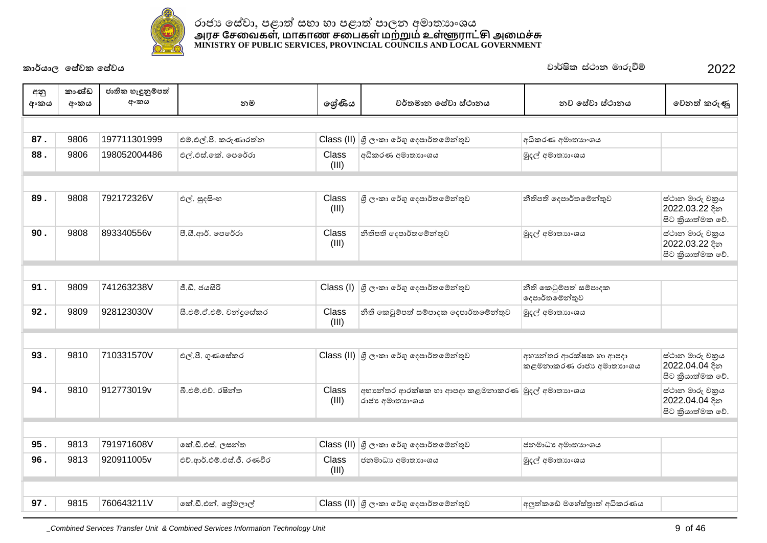රාජ්‍ය සේවා, පළාත් සභා හා පළාත් පාලන අමාත්‍යාංශය
அரச சேவைகள், மாகாண சபைகள் மற்றும் உள்ளூராட்சி அமைச்சு
MINISTRY OF PUBLIC SERVICES, PROVINCIAL COUNCILS AND LOCAL GOVERNMENT

කාර්යාල සේවක සේවය | වාර්ෂික ස්ථාන මාරුවීම් 2022

| අනු අංකය | කාණ්ඩ අංකය | ජාතික හැඳුනුම්පත් අංකය | නම | ශ්‍රේණිය | වර්තමාන සේවා ස්ථානය | නව සේවා ස්ථානය | වෙනත් කරුණු |
|---|---|---|---|---|---|---|---|
| 87 . | 9806 | 197711301999 | එම්.එල්.පී. කරුණාරත්න | Class (II) | ශ්‍රී ලංකා රේගු දෙපාර්තමේන්තුව | අධිකරණ අමාත්‍යාංශය | |
| 88 . | 9806 | 198052004486 | එල්.එස්.කේ. පෙරේරා | Class (III) | අධිකරණ අමාත්‍යාංශය | මුදල් අමාත්‍යාංශය | |
| 89 . | 9808 | 792172326V | එල්. සුදසිංහ | Class (III) | ශ්‍රී ලංකා රේගු දෙපාර්තමේන්තුව | නීතිපති දෙපාර්තමේන්තුව | ස්ථාන මාරු චක්‍රය 2022.03.22 දින සිට ක්‍රියාත්මක වේ. |
| 90 . | 9808 | 893340556v | පී.සී.ආර්. පෙරේරා | Class (III) | නීතිපති දෙපාර්තමේන්තුව | මුදල් අමාත්‍යාංශය | ස්ථාන මාරු චක්‍රය 2022.03.22 දින සිට ක්‍රියාත්මක වේ. |
| 91 . | 9809 | 741263238V | ජී.ඩී. ජයසිරි | Class (I) | ශ්‍රී ලංකා රේගු දෙපාර්තමේන්තුව | නීති කෙටුම්පත් සම්පාදක දෙපාර්තමේන්තුව | |
| 92 . | 9809 | 928123030V | සී.එම්.ජේ.එම්. චන්ද්‍රසේකර | Class (III) | නීති කෙටුම්පත් සම්පාදක දෙපාර්තමේන්තුව | මුදල් අමාත්‍යාංශය | |
| 93 . | 9810 | 710331570V | එල්.පී. ගුණසේකර | Class (II) | ශ්‍රී ලංකා රේගු දෙපාර්තමේන්තුව | අභ්‍යන්තර ආරක්ෂක හා ආපදා කළමනාකරණ රාජ්‍ය අමාත්‍යාංශය | ස්ථාන මාරු චක්‍රය 2022.04.04 දින සිට ක්‍රියාත්මක වේ. |
| 94 . | 9810 | 912773019v | බී.එම්.එච්. රෂින්ත | Class (III) | අභ්‍යන්තර ආරක්ෂක හා ආපදා කළමනාකරණ රාජ්‍ය අමාත්‍යාංශය | මුදල් අමාත්‍යාංශය | ස්ථාන මාරු චක්‍රය 2022.04.04 දින සිට ක්‍රියාත්මක වේ. |
| 95 . | 9813 | 791971608V | කේ.ඩී.එස්. ලසන්ත | Class (II) | ශ්‍රී ලංකා රේගු දෙපාර්තමේන්තුව | ජනමාධ්‍ය අමාත්‍යාංශය | |
| 96 . | 9813 | 920911005v | එච්.ආර්.එම්.එස්.ජී. රණවීර | Class (III) | ජනමාධ්‍ය අමාත්‍යාංශය | මුදල් අමාත්‍යාංශය | |
| 97 . | 9815 | 760643211V | කේ.ඩී.එන්. ප්‍රේමලාල් | Class (II) | ශ්‍රී ලංකා රේගු දෙපාර්තමේන්තුව | අලුත්කඩේ මහේස්ත්‍රාත් අධිකරණය | |

_Combined Services Transfer Unit & Combined Services Information Technology Unit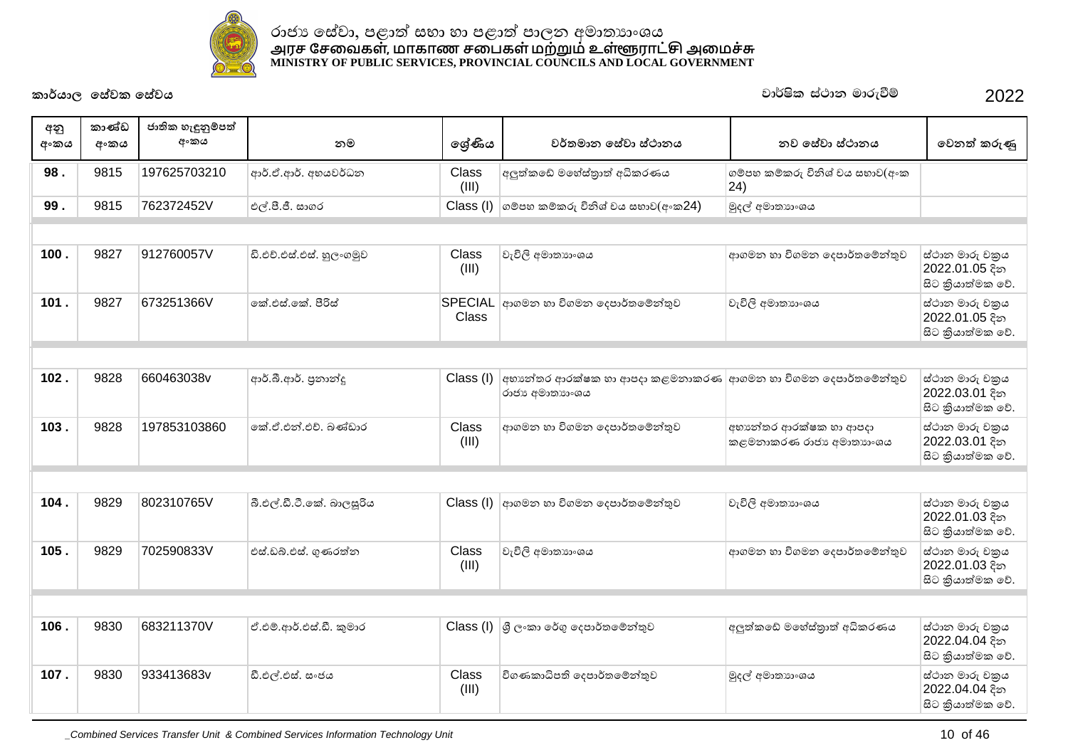රාජ්‍ය සේවා, පළාත් සභා හා පළාත් පාලන අමාත්‍යාංශය
அரச சேவைகள், மாகாண சபைகள் மற்றும் உள்ளூராட்சி அமைச்சு
MINISTRY OF PUBLIC SERVICES, PROVINCIAL COUNCILS AND LOCAL GOVERNMENT

**කාර්යාල සේවක සේවය** | **වාර්ෂික ස්ථාන මාරුවීම්** | **2022**

| අනු අංකය | කාණ්ඩ අංකය | ජාතික හැඳුනුම්පත් අංකය | නම | ශ්‍රේණිය | වර්තමාන සේවා ස්ථානය | නව සේවා ස්ථානය | වෙනත් කරුණු |
|---|---|---|---|---|---|---|---|
| 98 . | 9815 | 197625703210 | ආර්.ඒ.ආර්. අභයවර්ධන | Class (III) | අලුත්කඩේ මහේස්ත්‍රාත් අධිකරණය | ගම්පහ කම්කරු විනිශ් චය සභාව(අංක 24) | |
| 99 . | 9815 | 762372452V | එල්.පී.ජී. සාගර | Class (I) | ගම්පහ කම්කරු විනිශ් චය සභාව(අංක24) | මුදල් අමාත්‍යාංශය | |
| | | | | | | | |
| 100 . | 9827 | 912760057V | ඩී.එච්.එස්.එස්. හුලංගමුව | Class (III) | වැවිලි අමාත්‍යාංශය | ආගමන හා විගමන දෙපාර්තමේන්තුව | ස්ථාන මාරු චක්‍රය 2022.01.05 දින සිට ක්‍රියාත්මක වේ. |
| 101 . | 9827 | 673251366V | කේ.එස්.කේ. පීරිස් | SPECIAL Class | ආගමන හා විගමන දෙපාර්තමේන්තුව | වැවිලි අමාත්‍යාංශය | ස්ථාන මාරු චක්‍රය 2022.01.05 දින සිට ක්‍රියාත්මක වේ. |
| | | | | | | | |
| 102 . | 9828 | 660463038v | ආර්.බී.ආර්. ප්‍රනාන්දු | Class (I) | අභ්‍යන්තර ආරක්ෂක හා ආපදා කළමනාකරණ රාජ්‍ය අමාත්‍යාංශය | ආගමන හා විගමන දෙපාර්තමේන්තුව | ස්ථාන මාරු චක්‍රය 2022.03.01 දින සිට ක්‍රියාත්මක වේ. |
| 103 . | 9828 | 197853103860 | කේ.ඒ.එන්.එච්. බණ්ඩාර | Class (III) | ආගමන හා විගමන දෙපාර්තමේන්තුව | අභ්‍යන්තර ආරක්ෂක හා ආපදා කළමනාකරණ රාජ්‍ය අමාත්‍යාංශය | ස්ථාන මාරු චක්‍රය 2022.03.01 දින සිට ක්‍රියාත්මක වේ. |
| | | | | | | | |
| 104 . | 9829 | 802310765V | බී.එල්.ඩී.ටී.කේ. බාලසූරිය | Class (I) | ආගමන හා විගමන දෙපාර්තමේන්තුව | වැවිලි අමාත්‍යාංශය | ස්ථාන මාරු චක්‍රය 2022.01.03 දින සිට ක්‍රියාත්මක වේ. |
| 105 . | 9829 | 702590833V | එස්.ඩබ්.එස්. ගුණරත්න | Class (III) | වැවිලි අමාත්‍යාංශය | ආගමන හා විගමන දෙපාර්තමේන්තුව | ස්ථාන මාරු චක්‍රය 2022.01.03 දින සිට ක්‍රියාත්මක වේ. |
| | | | | | | | |
| 106 . | 9830 | 683211370V | ඒ.එම්.ආර්.එස්.ඩී. කුමාර | Class (I) | ශ්‍රී ලංකා රේගු දෙපාර්තමේන්තුව | අලුත්කඩේ මහේස්ත්‍රාත් අධිකරණය | ස්ථාන මාරු චක්‍රය 2022.04.04 දින සිට ක්‍රියාත්මක වේ. |
| 107 . | 9830 | 933413683v | ඩී.එල්.එස්. සංජය | Class (III) | විගණකාධිපති දෙපාර්තමේන්තුව | මුදල් අමාත්‍යාංශය | ස්ථාන මාරු චක්‍රය 2022.04.04 දින සිට ක්‍රියාත්මක වේ. |

_Combined Services Transfer Unit & Combined Services Information Technology Unit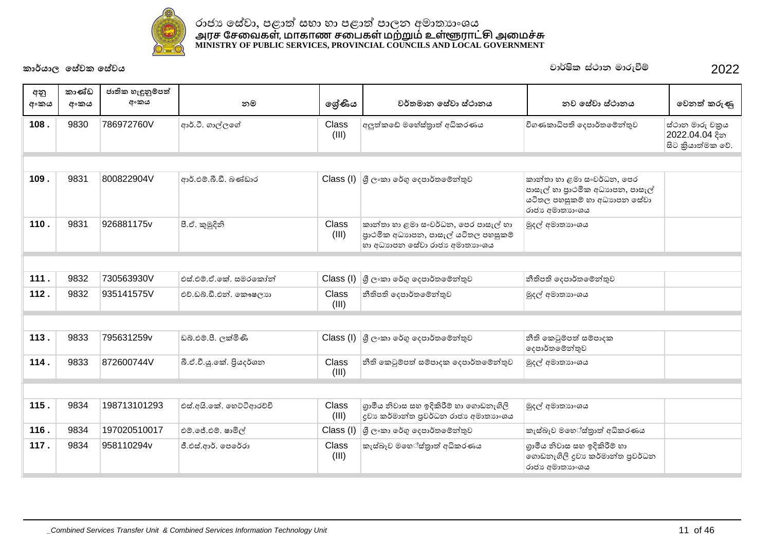රාජ්‍ය සේවා, පළාත් සභා හා පළාත් පාලන අමාත්‍යාංශය
அரச சேவைகள், மாகாண சபைகள் மற்றும் உள்ளூராட்சி அமைச்சு
MINISTRY OF PUBLIC SERVICES, PROVINCIAL COUNCILS AND LOCAL GOVERNMENT

කාර්යාල සේවක සේවය

වාර්ෂික ස්ථාන මාරුවීම් 2022

| අනු අංකය | කාණ්ඩ අංකය | ජාතික හැඳුනුම්පත් අංකය | නම | ශ්‍රේණිය | වර්තමාන සේවා ස්ථානය | නව සේවා ස්ථානය | වෙනත් කරුණු |
|---|---|---|---|---|---|---|---|
| 108 . | 9830 | 786972760V | ආර්.ටී. ගාල්ලගේ | Class (III) | අලුත්කඩේ මහේස්ත්‍රාත් අධිකරණය | විගණකාධිපති දෙපාර්තමේන්තුව | ස්ථාන මාරු චක්‍රය 2022.04.04 දින සිට ක්‍රියාත්මක වේ. |
| | | | | | | | |
| 109 . | 9831 | 800822904V | ආර්.එම්.බී.ඩී. බණ්ඩාර | Class (I) | ශ්‍රී ලංකා රේගු දෙපාර්තමේන්තුව | කාන්තා හා ළමා සංවර්ධන, පෙර පාසැල් හා ප්‍රාථමික අධ්‍යාපන, පාසැල් යටිතල පහසුකම් හා අධ්‍යාපන සේවා රාජ්‍ය අමාත්‍යාංශය | |
| 110 . | 9831 | 926881175v | පී.ඒ. කුමුදිනි | Class (III) | කාන්තා හා ළමා සංවර්ධන, පෙර පාසැල් හා ප්‍රාථමික අධ්‍යාපන, පාසැල් යටිතල පහසුකම් හා අධ්‍යාපන සේවා රාජ්‍ය අමාත්‍යාංශය | මුදල් අමාත්‍යාංශය | |
| | | | | | | | |
| 111 . | 9832 | 730563930V | එස්.එම්.ඒ.කේ. සමරකෝන් | Class (I) | ශ්‍රී ලංකා රේගු දෙපාර්තමේන්තුව | නීතිපති දෙපාර්තමේන්තුව | |
| 112 . | 9832 | 935141575V | එච්.ඩබ්.ඩී.එන්. කෞෂල්‍යා | Class (III) | නීතිපති දෙපාර්තමේන්තුව | මුදල් අමාත්‍යාංශය | |
| | | | | | | | |
| 113 . | 9833 | 795631259v | ඩබ්.එම්.පී. ලක්මිණි | Class (I) | ශ්‍රී ලංකා රේගු දෙපාර්තමේන්තුව | නීති කෙටුම්පත් සම්පාදක දෙපාර්තමේන්තුව | |
| 114 . | 9833 | 872600744V | බී.ඒ.වී.යූ.කේ. ප්‍රියදර්ශන | Class (III) | නීති කෙටුම්පත් සම්පාදක දෙපාර්තමේන්තුව | මුදල් අමාත්‍යාංශය | |
| | | | | | | | |
| 115 . | 9834 | 198713101293 | එස්.අයි.කේ. හෙට්ටිආරච්චි | Class (III) | ග්‍රාමීය නිවාස සහ ඉදිකිරීම් හා ගොඩනැගිලි ද්‍රව්‍ය කර්මාන්ත ප්‍රවර්ධන රාජ්‍ය අමාත්‍යාංශය | මුදල් අමාත්‍යාංශය | |
| 116 . | 9834 | 197020510017 | එම්.ජේ.එම්. ෂාමිල් | Class (I) | ශ්‍රී ලංකා රේගු දෙපාර්තමේන්තුව | කැස්බෑව මහේස්ත්‍රාත් අධිකරණය | |
| 117 . | 9834 | 958110294v | ජී.එස්.ආර්. පෙරේරා | Class (III) | කැස්බෑව මහේස්ත්‍රාත් අධිකරණය | ග්‍රාමීය නිවාස සහ ඉදිකිරීම් හා ගොඩනැගිලි ද්‍රව්‍ය කර්මාන්ත ප්‍රවර්ධන රාජ්‍ය අමාත්‍යාංශය | |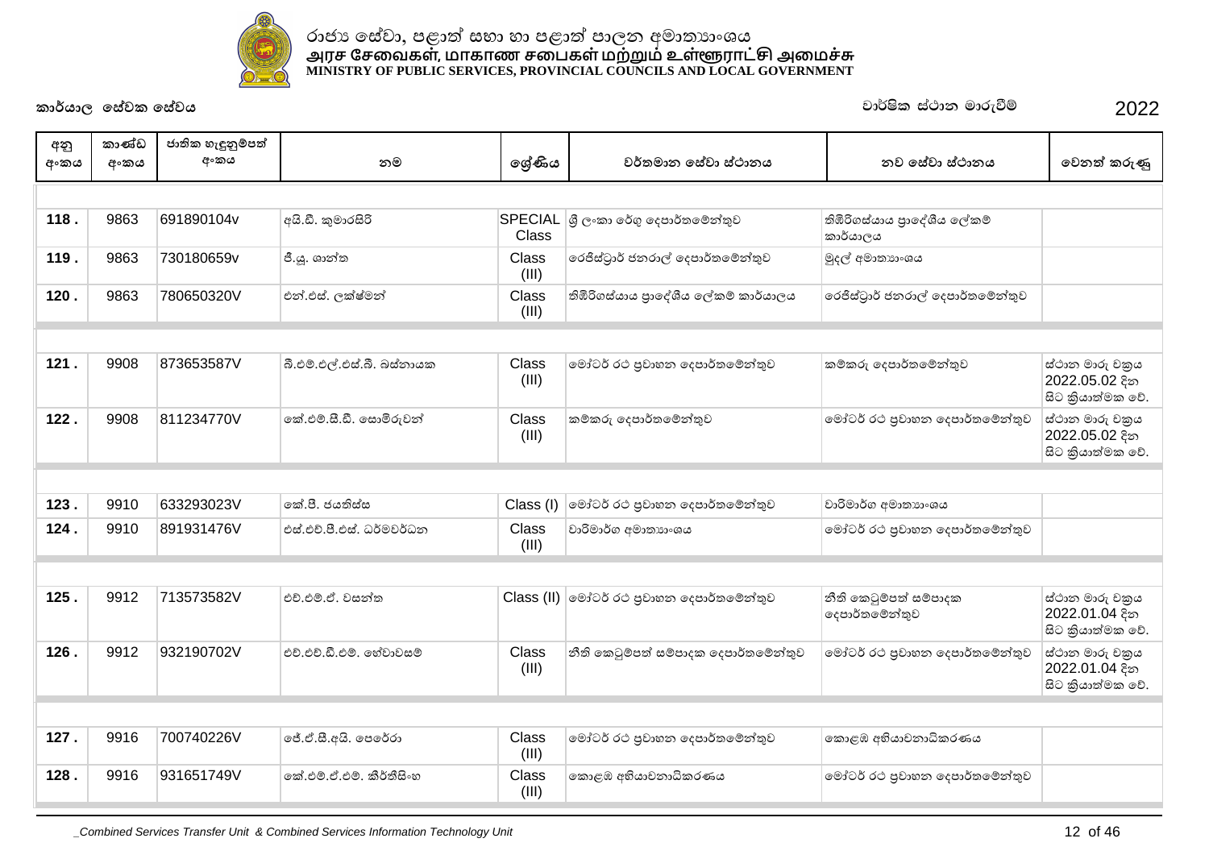රාජ්‍ය සේවා, පළාත් සභා හා පළාත් පාලන අමාත්‍යාංශය
அரச சேவைகள், மாகாண சபைகள் மற்றும் உள்ளூராட்சி அமைச்சு
**MINISTRY OF PUBLIC SERVICES, PROVINCIAL COUNCILS AND LOCAL GOVERNMENT**

**කාර්යාල සේවක සේවය** — වාර්ෂික ස්ථාන මාරුවීම් 2022

| අනු අංකය | කාණ්ඩ අංකය | ජාතික හැඳුනුම්පත් අංකය | නම | ශ්‍රේණිය | වර්තමාන සේවා ස්ථානය | නව සේවා ස්ථානය | වෙනත් කරුණු |
|---|---|---|---|---|---|---|---|
| **118 .** | 9863 | 691890104v | අයි.ඩී. කුමාරසිරි | SPECIAL Class | ශ්‍රී ලංකා රේගු දෙපාර්තමේන්තුව | තිඹිරිගස්යාය ප්‍රාදේශීය ලේකම් කාර්යාලය | |
| **119 .** | 9863 | 730180659v | ජී.යූ. ශාන්ත | Class (III) | රෙජිස්ට්‍රාර් ජනරාල් දෙපාර්තමේන්තුව | මුදල් අමාත්‍යාංශය | |
| **120 .** | 9863 | 780650320V | එන්.එස්. ලක්ෂ්මන් | Class (III) | තිඹිරිගස්යාය ප්‍රාදේශීය ලේකම් කාර්යාලය | රෙජිස්ට්‍රාර් ජනරාල් දෙපාර්තමේන්තුව | |
| **121 .** | 9908 | 873653587V | බී.එම්.එල්.එස්.බී. බස්නායක | Class (III) | මෝටර් රථ ප්‍රවාහන දෙපාර්තමේන්තුව | කම්කරු දෙපාර්තමේන්තුව | ස්ථාන මාරු චක්‍රය 2022.05.02 දින සිට ක්‍රියාත්මක වේ. |
| **122 .** | 9908 | 811234770V | කේ.එම්.සී.ඩී. සොමිරුවන් | Class (III) | කම්කරු දෙපාර්තමේන්තුව | මෝටර් රථ ප්‍රවාහන දෙපාර්තමේන්තුව | ස්ථාන මාරු චක්‍රය 2022.05.02 දින සිට ක්‍රියාත්මක වේ. |
| **123 .** | 9910 | 633293023V | කේ.පී. ජයතිස්ස | Class (I) | මෝටර් රථ ප්‍රවාහන දෙපාර්තමේන්තුව | වාරිමාර්ග අමාත්‍යාංශය | |
| **124 .** | 9910 | 891931476V | එස්.එච්.පී.එස්. ධර්මවර්ධන | Class (III) | වාරිමාර්ග අමාත්‍යාංශය | මෝටර් රථ ප්‍රවාහන දෙපාර්තමේන්තුව | |
| **125 .** | 9912 | 713573582V | එච්.එම්.ඒ. වසන්ත | Class (II) | මෝටර් රථ ප්‍රවාහන දෙපාර්තමේන්තුව | නීති කෙටුම්පත් සම්පාදක දෙපාර්තමේන්තුව | ස්ථාන මාරු චක්‍රය 2022.01.04 දින සිට ක්‍රියාත්මක වේ. |
| **126 .** | 9912 | 932190702V | එච්.එච්.ඩී.එම්. හේවාවසම් | Class (III) | නීති කෙටුම්පත් සම්පාදක දෙපාර්තමේන්තුව | මෝටර් රථ ප්‍රවාහන දෙපාර්තමේන්තුව | ස්ථාන මාරු චක්‍රය 2022.01.04 දින සිට ක්‍රියාත්මක වේ. |
| **127 .** | 9916 | 700740226V | ජේ.ඒ.සී.අයි. පෙරේරා | Class (III) | මෝටර් රථ ප්‍රවාහන දෙපාර්තමේන්තුව | කොළඹ අභියාචනාධිකරණය | |
| **128 .** | 9916 | 931651749V | කේ.එම්.ඒ.එම්. කීර්තිසිංහ | Class (III) | කොළඹ අභියාචනාධිකරණය | මෝටර් රථ ප්‍රවාහන දෙපාර්තමේන්තුව | |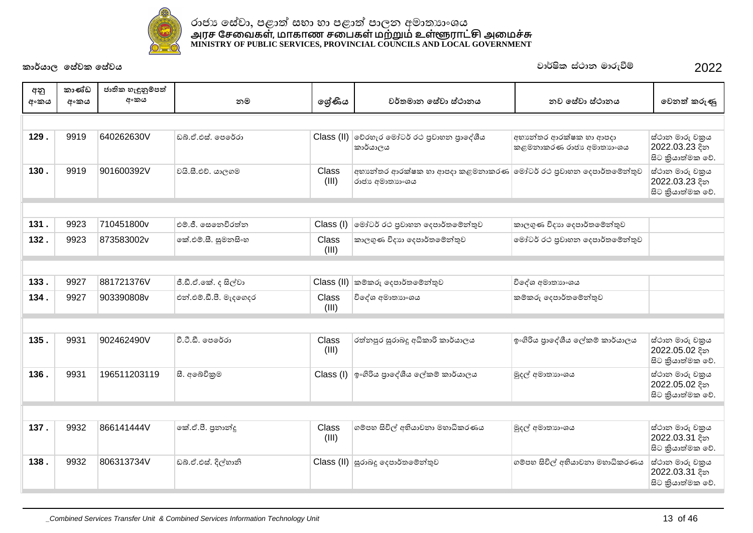රාජ්‍ය සේවා, පළාත් සභා හා පළාත් පාලන අමාත්‍යාංශය
அரச சேவைகள், மாகாண சபைகள் மற்றும் உள்ளூராட்சி அமைச்சு
MINISTRY OF PUBLIC SERVICES, PROVINCIAL COUNCILS AND LOCAL GOVERNMENT

**කාර්යාල සේවක සේවය** — වාර්ෂික ස්ථාන මාරුවීම් 2022

| අනු අංකය | කාණ්ඩ අංකය | ජාතික හැඳුනුම්පත් අංකය | නම | ශ්‍රේණිය | වර්තමාන සේවා ස්ථානය | නව සේවා ස්ථානය | වෙනත් කරුණු |
|---|---|---|---|---|---|---|---|
| 129 . | 9919 | 640262630V | ඩබ්.ඒ.එස්. පෙරේරා | Class (II) | වේරහැර මෝටර් රථ ප්‍රවාහන ප්‍රාදේශීය කාර්යාලය | අභ්‍යන්තර ආරක්ෂක හා ආපදා කළමනාකරණ රාජ්‍ය අමාත්‍යාංශය | ස්ථාන මාරු චක්‍රය 2022.03.23 දින සිට ක්‍රියාත්මක වේ. |
| 130 . | 9919 | 901600392V | වයි.සී.එච්. යාලගම | Class (III) | අභ්‍යන්තර ආරක්ෂක හා ආපදා කළමනාකරණ රාජ්‍ය අමාත්‍යාංශය | මෝටර් රථ ප්‍රවාහන දෙපාර්තමේන්තුව | ස්ථාන මාරු චක්‍රය 2022.03.23 දින සිට ක්‍රියාත්මක වේ. |
| 131 . | 9923 | 710451800v | එම්.ජී. සෙනෙවිරත්න | Class (I) | මෝටර් රථ ප්‍රවාහන දෙපාර්තමේන්තුව | කාලගුණ විද්‍යා දෙපාර්තමේන්තුව | |
| 132 . | 9923 | 873583002v | කේ.එම්.සී. සුමනසිංහ | Class (III) | කාලගුණ විද්‍යා දෙපාර්තමේන්තුව | මෝටර් රථ ප්‍රවාහන දෙපාර්තමේන්තුව | |
| 133 . | 9927 | 881721376V | ජී.ඩී.ඒ.කේ. ද සිල්වා | Class (II) | කම්කරු දෙපාර්තමේන්තුව | විදේශ අමාත්‍යාංශය | |
| 134 . | 9927 | 903390808v | එන්.එම්.ඩී.පී. මැදගෙදර | Class (III) | විදේශ අමාත්‍යාංශය | කම්කරු දෙපාර්තමේන්තුව | |
| 135 . | 9931 | 902462490V | වී.ටී.ඩී. පෙරේරා | Class (III) | රත්නපුර සුරාබදු අධිකාරී කාර්යාලය | ඉංගිරිය ප්‍රාදේශීය ලේකම් කාර්යාලය | ස්ථාන මාරු චක්‍රය 2022.05.02 දින සිට ක්‍රියාත්මක වේ. |
| 136 . | 9931 | 196511203119 | සී. අබේවික්‍රම | Class (I) | ඉංගිරිය ප්‍රාදේශීය ලේකම් කාර්යාලය | මුදල් අමාත්‍යාංශය | ස්ථාන මාරු චක්‍රය 2022.05.02 දින සිට ක්‍රියාත්මක වේ. |
| 137 . | 9932 | 866141444V | කේ.ඒ.පී. ප්‍රනාන්දු | Class (III) | ගම්පහ සිවිල් අභියාචනා මහාධිකරණය | මුදල් අමාත්‍යාංශය | ස්ථාන මාරු චක්‍රය 2022.03.31 දින සිට ක්‍රියාත්මක වේ. |
| 138 . | 9932 | 806313734V | ඩබ්.ඒ.එස්. දිල්හානි | Class (II) | සුරාබදු දෙපාර්තමේන්තුව | ගම්පහ සිවිල් අභියාචනා මහාධිකරණය | ස්ථාන මාරු චක්‍රය 2022.03.31 දින සිට ක්‍රියාත්මක වේ. |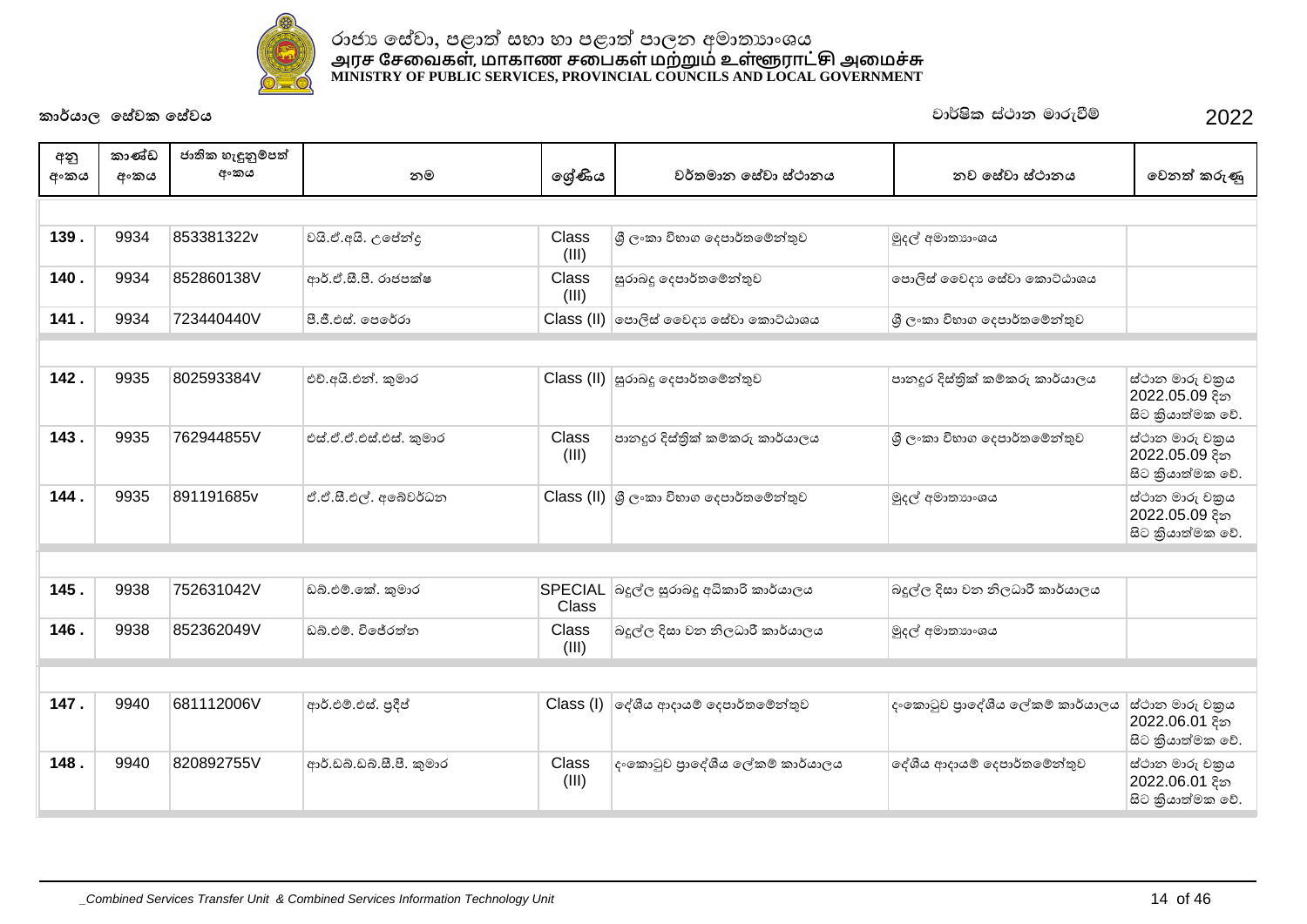රාජ්‍ය සේවා, පළාත් සභා හා පළාත් පාලන අමාත්‍යාංශය
அரச சேவைகள், மாகாண சபைகள் மற்றும் உள்ளூராட்சி அமைச்சு
MINISTRY OF PUBLIC SERVICES, PROVINCIAL COUNCILS AND LOCAL GOVERNMENT

**කාර්යාල සේවක සේවය** — වාර්ෂික ස්ථාන මාරුවීම් 2022

| අනු අංකය | කාණ්ඩ අංකය | ජාතික හැඳුනුම්පත් අංකය | නම | ශ්‍රේණිය | වර්තමාන සේවා ස්ථානය | නව සේවා ස්ථානය | වෙනත් කරුණු |
|---|---|---|---|---|---|---|---|
| 139 . | 9934 | 853381322v | වයි.ඒ.අයි. උපේන්ද්‍ර | Class (III) | ශ්‍රී ලංකා විභාග දෙපාර්තමේන්තුව | මුදල් අමාත්‍යාංශය | |
| 140 . | 9934 | 852860138V | ආර්.ඒ.සී.පී. රාජපක්ෂ | Class (III) | සුරාබදු දෙපාර්තමේන්තුව | පොලිස් වෛද්‍ය සේවා කොට්ඨාශය | |
| 141 . | 9934 | 723440440V | පී.ජී.එස්. පෙරේරා | Class (II) | පොලිස් වෛද්‍ය සේවා කොට්ඨාශය | ශ්‍රී ලංකා විභාග දෙපාර්තමේන්තුව | |
| 142 . | 9935 | 802593384V | එච්.අයි.එන්. කුමාර | Class (II) | සුරාබදු දෙපාර්තමේන්තුව | පානදුර දිස්ත්‍රික් කම්කරු කාර්යාලය | ස්ථාන මාරු චක්‍රය 2022.05.09 දින සිට ක්‍රියාත්මක වේ. |
| 143 . | 9935 | 762944855V | එස්.ඒ.ඒ.එස්.එස්. කුමාර | Class (III) | පානදුර දිස්ත්‍රික් කම්කරු කාර්යාලය | ශ්‍රී ලංකා විභාග දෙපාර්තමේන්තුව | ස්ථාන මාරු චක්‍රය 2022.05.09 දින සිට ක්‍රියාත්මක වේ. |
| 144 . | 9935 | 891191685v | ඒ.ඒ.සී.එල්. අබේවර්ධන | Class (II) | ශ්‍රී ලංකා විභාග දෙපාර්තමේන්තුව | මුදල් අමාත්‍යාංශය | ස්ථාන මාරු චක්‍රය 2022.05.09 දින සිට ක්‍රියාත්මක වේ. |
| 145 . | 9938 | 752631042V | ඩබ්.එම්.කේ. කුමාර | SPECIAL Class | බදුල්ල සුරාබදු අධිකාරී කාර්යාලය | බදුල්ල දිසා වන නිලධාරී කාර්යාලය | |
| 146 . | 9938 | 852362049V | ඩබ්.එම්. විජේරත්න | Class (III) | බදුල්ල දිසා වන නිලධාරී කාර්යාලය | මුදල් අමාත්‍යාංශය | |
| 147 . | 9940 | 681112006V | ආර්.එම්.එස්. ප්‍රදීප් | Class (I) | දේශීය ආදායම් දෙපාර්තමේන්තුව | දංකොටුව ප්‍රාදේශීය ලේකම් කාර්යාලය | ස්ථාන මාරු චක්‍රය 2022.06.01 දින සිට ක්‍රියාත්මක වේ. |
| 148 . | 9940 | 820892755V | ආර්.ඩබ්.ඩබ්.සී.පී. කුමාර | Class (III) | දංකොටුව ප්‍රාදේශීය ලේකම් කාර්යාලය | දේශීය ආදායම් දෙපාර්තමේන්තුව | ස්ථාන මාරු චක්‍රය 2022.06.01 දින සිට ක්‍රියාත්මක වේ. |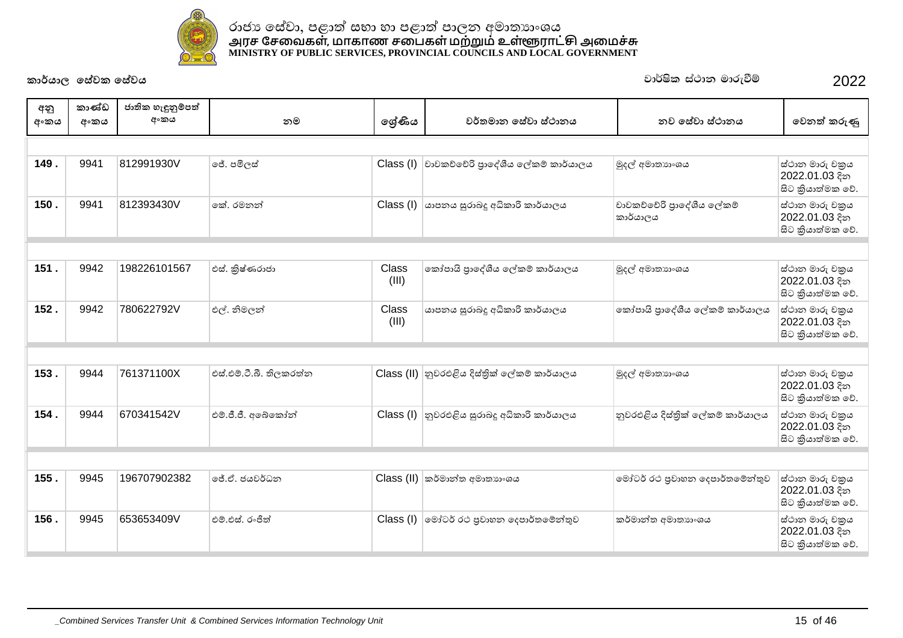රාජ්‍ය සේවා, පළාත් සභා හා පළාත් පාලන අමාත්‍යාංශය
அரச சேவைகள், மாகாண சபைகள் மற்றும் உள்ளூராட்சி அமைச்சு
MINISTRY OF PUBLIC SERVICES, PROVINCIAL COUNCILS AND LOCAL GOVERNMENT

කාර්යාල සේවක සේවය

වාර්ෂික ස්ථාන මාරුවීම් 2022

| අනු අංකය | කාණ්ඩ අංකය | ජාතික හැඳුනුම්පත් අංකය | නම | ශ්‍රේණිය | වර්තමාන සේවා ස්ථානය | නව සේවා ස්ථානය | වෙනත් කරුණු |
|---|---|---|---|---|---|---|---|
| 149 . | 9941 | 812991930V | ජේ. පම්ලස් | Class (I) | චාවකච්චේරි ප්‍රාදේශීය ලේකම් කාර්යාලය | මුදල් අමාත්‍යාංශය | ස්ථාන මාරු චක්‍රය 2022.01.03 දින සිට ක්‍රියාත්මක වේ. |
| 150 . | 9941 | 812393430V | කේ. රමනන් | Class (I) | යාපනය සුරාබදු අධිකාරි කාර්යාලය | චාවකච්චේරි ප්‍රාදේශීය ලේකම් කාර්යාලය | ස්ථාන මාරු චක්‍රය 2022.01.03 දින සිට ක්‍රියාත්මක වේ. |
| 151 . | 9942 | 198226101567 | එස්. ක්‍රිෂ්ණරාජා | Class (III) | කෝපායි ප්‍රාදේශීය ලේකම් කාර්යාලය | මුදල් අමාත්‍යාංශය | ස්ථාන මාරු චක්‍රය 2022.01.03 දින සිට ක්‍රියාත්මක වේ. |
| 152 . | 9942 | 780622792V | එල්. නිමලන් | Class (III) | යාපනය සුරාබදු අධිකාරි කාර්යාලය | කෝපායි ප්‍රාදේශීය ලේකම් කාර්යාලය | ස්ථාන මාරු චක්‍රය 2022.01.03 දින සිට ක්‍රියාත්මක වේ. |
| 153 . | 9944 | 761371100X | එස්.එම්.ටී.බී. තිලකරත්න | Class (II) | නුවරඑළිය දිස්ත්‍රික් ලේකම් කාර්යාලය | මුදල් අමාත්‍යාංශය | ස්ථාන මාරු චක්‍රය 2022.01.03 දින සිට ක්‍රියාත්මක වේ. |
| 154 . | 9944 | 670341542V | එම්.ජී.ජී. අබේකෝන් | Class (I) | නුවරඑළිය සුරාබදු අධිකාරි කාර්යාලය | නුවරඑළිය දිස්ත්‍රික් ලේකම් කාර්යාලය | ස්ථාන මාරු චක්‍රය 2022.01.03 දින සිට ක්‍රියාත්මක වේ. |
| 155 . | 9945 | 196707902382 | ජේ.ඒ. ජයවර්ධන | Class (II) | කර්මාන්ත අමාත්‍යාංශය | මෝටර් රථ ප්‍රවාහන දෙපාර්තමේන්තුව | ස්ථාන මාරු චක්‍රය 2022.01.03 දින සිට ක්‍රියාත්මක වේ. |
| 156 . | 9945 | 653653409V | එම්.එස්. රංජිත් | Class (I) | මෝටර් රථ ප්‍රවාහන දෙපාර්තමේන්තුව | කර්මාන්ත අමාත්‍යාංශය | ස්ථාන මාරු චක්‍රය 2022.01.03 දින සිට ක්‍රියාත්මක වේ. |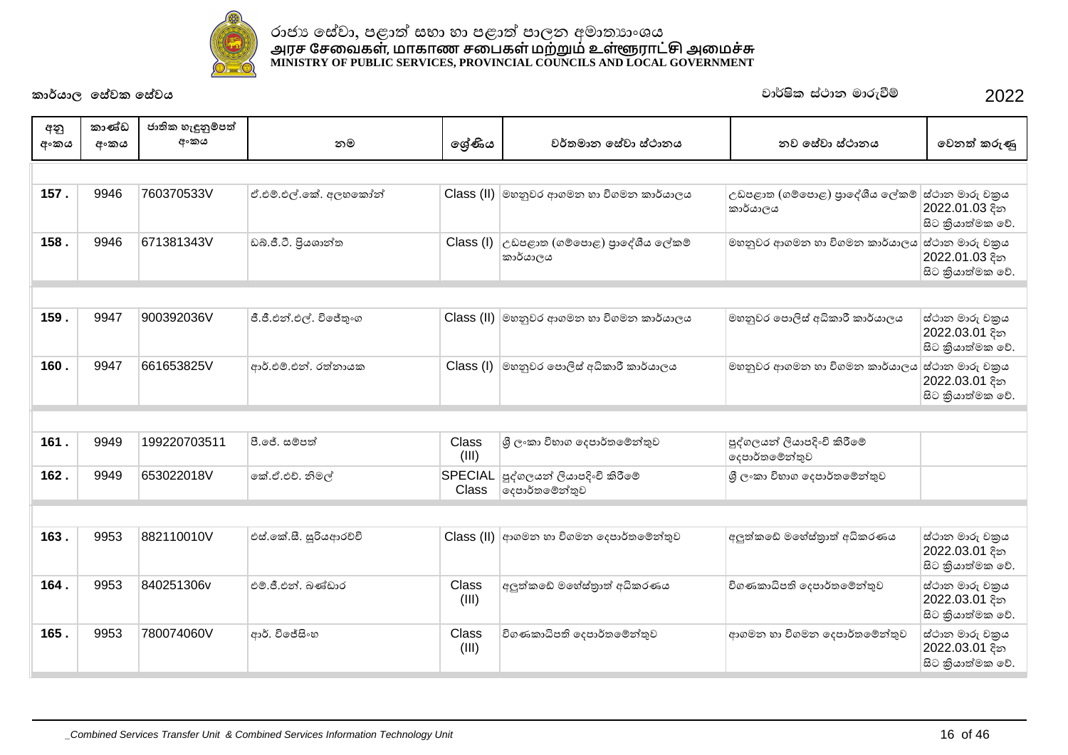රාජ්‍ය සේවා, පළාත් සභා හා පළාත් පාලන අමාත්‍යාංශය
அரச சேவைகள், மாகாண சபைகள் மற்றும் உள்ளூராட்சி அமைச்சு
MINISTRY OF PUBLIC SERVICES, PROVINCIAL COUNCILS AND LOCAL GOVERNMENT

කාර්යාල සේවක සේවය

වාර්ෂික ස්ථාන මාරුවීම් 2022

| අනු අංකය | කාණ්ඩ අංකය | ජාතික හැඳුනුම්පත් අංකය | නම | ශ්‍රේණිය | වර්තමාන සේවා ස්ථානය | නව සේවා ස්ථානය | වෙනත් කරුණු |
|---|---|---|---|---|---|---|---|
| 157 . | 9946 | 760370533V | ඒ.එම්.එල්.කේ. අලහකෝන් | Class (II) | මහනුවර ආගමන හා විගමන කාර්යාලය | උඩපළාත (ගම්පොළ) ප්‍රාදේශීය ලේකම් කාර්යාලය | ස්ථාන මාරු චක්‍රය 2022.01.03 දින සිට ක්‍රියාත්මක වේ. |
| 158 . | 9946 | 671381343V | ඩබ්.ජී.ටී. ප්‍රියශාන්ත | Class (I) | උඩපළාත (ගම්පොළ) ප්‍රාදේශීය ලේකම් කාර්යාලය | මහනුවර ආගමන හා විගමන කාර්යාලය | ස්ථාන මාරු චක්‍රය 2022.01.03 දින සිට ක්‍රියාත්මක වේ. |
| 159 . | 9947 | 900392036V | ජී.ජී.එන්.එල්. විජේතුංග | Class (II) | මහනුවර ආගමන හා විගමන කාර්යාලය | මහනුවර පොලිස් අධිකාරී කාර්යාලය | ස්ථාන මාරු චක්‍රය 2022.03.01 දින සිට ක්‍රියාත්මක වේ. |
| 160 . | 9947 | 661653825V | ආර්.එම්.එන්. රත්නායක | Class (I) | මහනුවර පොලිස් අධිකාරී කාර්යාලය | මහනුවර ආගමන හා විගමන කාර්යාලය | ස්ථාන මාරු චක්‍රය 2022.03.01 දින සිට ක්‍රියාත්මක වේ. |
| 161 . | 9949 | 199220703511 | පී.ජේ. සම්පත් | Class (III) | ශ්‍රී ලංකා විභාග දෙපාර්තමේන්තුව | පුද්ගලයන් ලියාපදිංචි කිරීමේ දෙපාර්තමේන්තුව | |
| 162 . | 9949 | 653022018V | කේ.ජ්.එච්. නිමල් | SPECIAL Class | පුද්ගලයන් ලියාපදිංචි කිරීමේ දෙපාර්තමේන්තුව | ශ්‍රී ලංකා විභාග දෙපාර්තමේන්තුව | |
| 163 . | 9953 | 882110010V | එස්.කේ.සී. සූරියආරච්චි | Class (II) | ආගමන හා විගමන දෙපාර්තමේන්තුව | අලුත්කඩේ මහේස්ත්‍රාත් අධිකරණය | ස්ථාන මාරු චක්‍රය 2022.03.01 දින සිට ක්‍රියාත්මක වේ. |
| 164 . | 9953 | 840251306v | එම්.ජී.එන්. බණ්ඩාර | Class (III) | අලුත්කඩේ මහේස්ත්‍රාත් අධිකරණය | විගණකාධිපති දෙපාර්තමේන්තුව | ස්ථාන මාරු චක්‍රය 2022.03.01 දින සිට ක්‍රියාත්මක වේ. |
| 165 . | 9953 | 780074060V | ආර්. විජේසිංහ | Class (III) | විගණකාධිපති දෙපාර්තමේන්තුව | ආගමන හා විගමන දෙපාර්තමේන්තුව | ස්ථාන මාරු චක්‍රය 2022.03.01 දින සිට ක්‍රියාත්මක වේ. |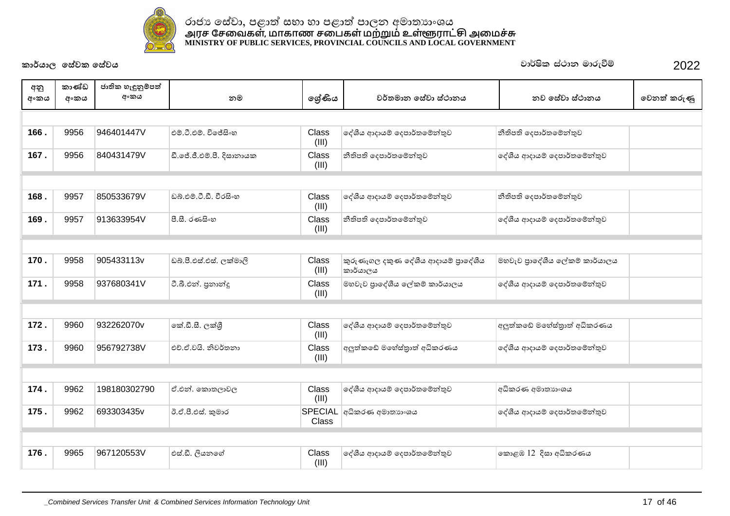රාජ්‍ය සේවා, පළාත් සභා හා පළාත් පාලන අමාත්‍යාංශය
அரச சேவைகள், மாகாண சபைகள் மற்றும் உள்ளூராட்சி அமைச்சு
MINISTRY OF PUBLIC SERVICES, PROVINCIAL COUNCILS AND LOCAL GOVERNMENT

**කාර්යාල සේවක සේවය** — වාර්ෂික ස්ථාන මාරුවීම් 2022

| අනු අංකය | කාණ්ඩ අංකය | ජාතික හැඳුනුම්පත් අංකය | නම | ශ්‍රේණිය | වර්තමාන සේවා ස්ථානය | නව සේවා ස්ථානය | වෙනත් කරුණු |
|---|---|---|---|---|---|---|---|
| 166 . | 9956 | 946401447V | එම්.ටී.එම්. විජේසිංහ | Class (III) | දේශීය ආදායම් දෙපාර්තමේන්තුව | නීතිපති දෙපාර්තමේන්තුව | |
| 167 . | 9956 | 840431479V | ඩී.ජේ.ජී.එම්.පී. දිසානායක | Class (III) | නීතිපති දෙපාර්තමේන්තුව | දේශීය ආදායම් දෙපාර්තමේන්තුව | |
| 168 . | 9957 | 850533679V | ඩබ්.එම්.ටී.ඩී. විරසිංහ | Class (III) | දේශීය ආදායම් දෙපාර්තමේන්තුව | නීතිපති දෙපාර්තමේන්තුව | |
| 169 . | 9957 | 913633954V | පී.සී. රණසිංහ | Class (III) | නීතිපති දෙපාර්තමේන්තුව | දේශීය ආදායම් දෙපාර්තමේන්තුව | |
| 170 . | 9958 | 905433113v | ඩබ්.පී.එස්.එස්. ලක්මාලි | Class (III) | කුරුණෑගල දකුණ දේශීය ආදායම් ප්‍රාදේශීය කාර්යාලය | මහවැව ප්‍රාදේශීය ලේකම් කාර්යාලය | |
| 171 . | 9958 | 937680341V | ටී.බී.එන්. ප්‍රනාන්දු | Class (III) | මහවැව ප්‍රාදේශීය ලේකම් කාර්යාලය | දේශීය ආදායම් දෙපාර්තමේන්තුව | |
| 172 . | 9960 | 932262070v | කේ.ඩී.සී. ලක්ශ්‍රී | Class (III) | දේශීය ආදායම් දෙපාර්තමේන්තුව | අලුත්කඩේ මහේස්ත්‍රාත් අධිකරණය | |
| 173 . | 9960 | 956792738V | එච්.ඒ.වයි. නිවර්තනා | Class (III) | අලුත්කඩේ මහේස්ත්‍රාත් අධිකරණය | දේශීය ආදායම් දෙපාර්තමේන්තුව | |
| 174 . | 9962 | 198180302790 | ඒ.එන්. කොතලාවල | Class (III) | දේශීය ආදායම් දෙපාර්තමේන්තුව | අධිකරණ අමාත්‍යාංශය | |
| 175 . | 9962 | 693303435v | ඊ.ඒ.පී.එස්. කුමාර | SPECIAL Class | අධිකරණ අමාත්‍යාංශය | දේශීය ආදායම් දෙපාර්තමේන්තුව | |
| 176 . | 9965 | 967120553V | එස්.ඩී. ලියනගේ | Class (III) | දේශීය ආදායම් දෙපාර්තමේන්තුව | කොළඹ 12 දිසා අධිකරණය | |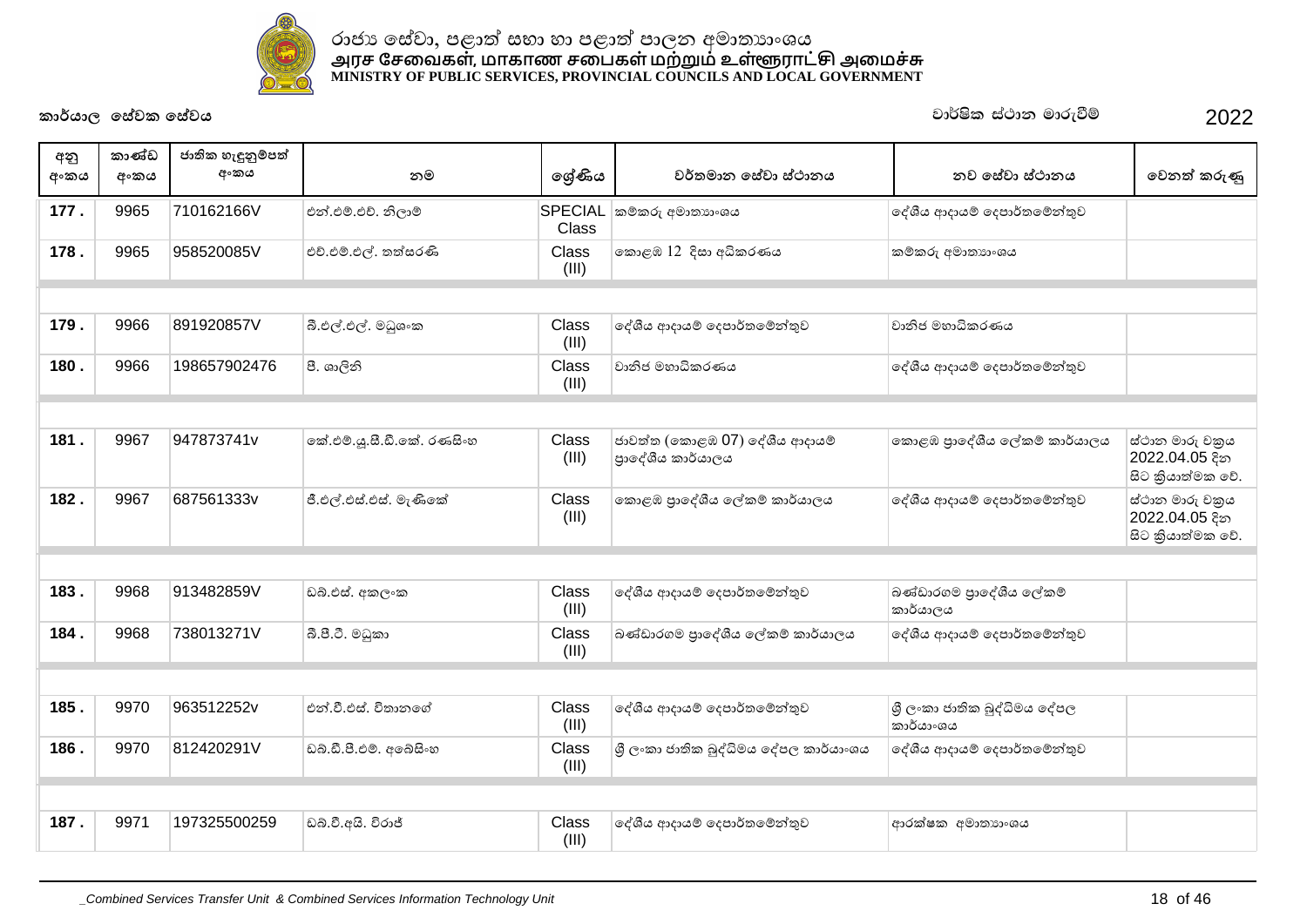# රාජ්‍ය සේවා, පළාත් සභා හා පළාත් පාලන අමාත්‍යාංශය
# அரச சேவைகள், மாகாண சபைகள் மற்றும் உள்ளூராட்சி அமைச்சு
# MINISTRY OF PUBLIC SERVICES, PROVINCIAL COUNCILS AND LOCAL GOVERNMENT

**කාර්යාල සේවක සේවය** &nbsp;&nbsp;&nbsp;&nbsp; වාර්ෂික ස්ථාන මාරුවීම් &nbsp;&nbsp;&nbsp;&nbsp; 2022

| අනු අංකය | කාණ්ඩ අංකය | ජාතික හැඳුනුම්පත් අංකය | නම | ශ්‍රේණිය | වර්තමාන සේවා ස්ථානය | නව සේවා ස්ථානය | වෙනත් කරුණු |
|---|---|---|---|---|---|---|---|
| 177 . | 9965 | 710162166V | එන්.එම්.එච්. නිලාම් | SPECIAL Class | කම්කරු අමාත්‍යාංශය | දේශීය ආදායම් දෙපාර්තමේන්තුව | |
| 178 . | 9965 | 958520085V | එච්.එම්.එල්. තත්සරණි | Class (III) | කොළඹ 12 දිසා අධිකරණය | කම්කරු අමාත්‍යාංශය | |
| | | | | | | | |
| 179 . | 9966 | 891920857V | බී.එල්.එල්. මධුශංක | Class (III) | දේශීය ආදායම් දෙපාර්තමේන්තුව | වානිජ මහාධිකරණය | |
| 180 . | 9966 | 198657902476 | පී. ශාලිනි | Class (III) | වානිජ මහාධිකරණය | දේශීය ආදායම් දෙපාර්තමේන්තුව | |
| | | | | | | | |
| 181 . | 9967 | 947873741v | කේ.එම්.යූ.සී.ඩී.කේ. රණසිංහ | Class (III) | ජාවත්ත (කොළඹ 07) දේශීය ආදායම් ප්‍රාදේශීය කාර්යාලය | කොළඹ ප්‍රාදේශීය ලේකම් කාර්යාලය | ස්ථාන මාරු චක්‍රය 2022.04.05 දින සිට ක්‍රියාත්මක වේ. |
| 182 . | 9967 | 687561333v | ජී.එල්.එස්.එස්. මැණිකේ | Class (III) | කොළඹ ප්‍රාදේශීය ලේකම් කාර්යාලය | දේශීය ආදායම් දෙපාර්තමේන්තුව | ස්ථාන මාරු චක්‍රය 2022.04.05 දින සිට ක්‍රියාත්මක වේ. |
| | | | | | | | |
| 183 . | 9968 | 913482859V | ඩබ්.එස්. අකලංක | Class (III) | දේශීය ආදායම් දෙපාර්තමේන්තුව | බණ්ඩාරගම ප්‍රාදේශීය ලේකම් කාර්යාලය | |
| 184 . | 9968 | 738013271V | බී.පී.ටී. මධුකා | Class (III) | බණ්ඩාරගම ප්‍රාදේශීය ලේකම් කාර්යාලය | දේශීය ආදායම් දෙපාර්තමේන්තුව | |
| | | | | | | | |
| 185 . | 9970 | 963512252v | එන්.වී.එස්. විතානගේ | Class (III) | දේශීය ආදායම් දෙපාර්තමේන්තුව | ශ්‍රී ලංකා ජාතික බුද්ධිමය දේපල කාර්යාංශය | |
| 186 . | 9970 | 812420291V | ඩබ්.ඩී.පී.එම්. අබේසිංහ | Class (III) | ශ්‍රී ලංකා ජාතික බුද්ධිමය දේපල කාර්යාංශය | දේශීය ආදායම් දෙපාර්තමේන්තුව | |
| | | | | | | | |
| 187 . | 9971 | 197325500259 | ඩබ්.වී.අයි. විරාජ් | Class (III) | දේශීය ආදායම් දෙපාර්තමේන්තුව | ආරක්ෂක අමාත්‍යාංශය | |

*_Combined Services Transfer Unit & Combined Services Information Technology Unit*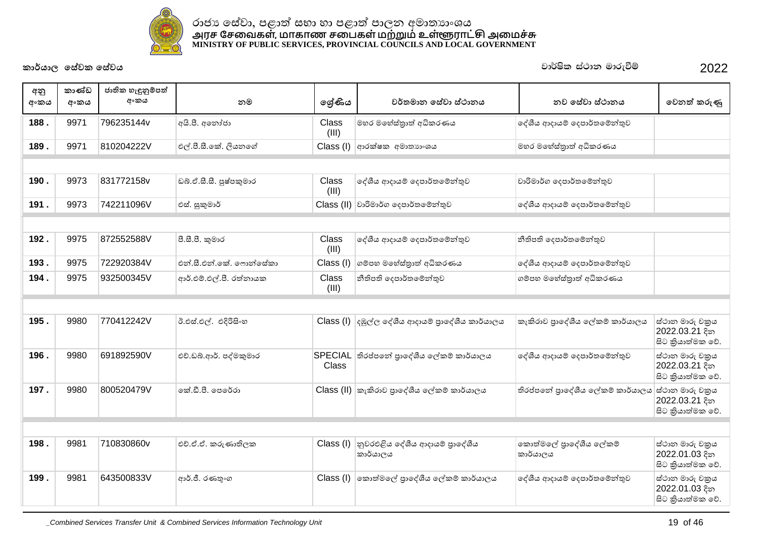රාජ්‍ය සේවා, පළාත් සභා හා පළාත් පාලන අමාත්‍යාංශය
அரச சேவைகள், மாகாண சபைகள் மற்றும் உள்ளூராட்சி அமைச்சு
**MINISTRY OF PUBLIC SERVICES, PROVINCIAL COUNCILS AND LOCAL GOVERNMENT**

**කාර්යාල සේවක සේවය** වාර්ෂික ස්ථාන මාරුවීම් 2022

| අනු අංකය | කාණ්ඩ අංකය | ජාතික හැඳුනුම්පත් අංකය | නම | ශ්‍රේණිය | වර්තමාන සේවා ස්ථානය | නව සේවා ස්ථානය | වෙනත් කරුණු |
|---|---|---|---|---|---|---|---|
| **188 .** | 9971 | 796235144v | අයි.පී. අනෝජා | Class (III) | මහර මහේස්ත්‍රාත් අධිකරණය | දේශීය ආදායම් දෙපාර්තමේන්තුව | |
| **189 .** | 9971 | 810204222V | එල්.පී.සී.කේ. ලියනගේ | Class (I) | ආරක්ෂක අමාත්‍යාංශය | මහර මහේස්ත්‍රාත් අධිකරණය | |
| | | | | | | | |
| **190 .** | 9973 | 831772158v | ඩබ්.ඒ.සී.සී. පුෂ්පකුමාර | Class (III) | දේශීය ආදායම් දෙපාර්තමේන්තුව | වාරිමාර්ග දෙපාර්තමේන්තුව | |
| **191 .** | 9973 | 742211096V | එස්. සුකුමාර් | Class (II) | වාරිමාර්ග දෙපාර්තමේන්තුව | දේශීය ආදායම් දෙපාර්තමේන්තුව | |
| | | | | | | | |
| **192 .** | 9975 | 872552588V | පී.සී.පී. කුමාර | Class (III) | දේශීය ආදායම් දෙපාර්තමේන්තුව | නීතිපති දෙපාර්තමේන්තුව | |
| **193 .** | 9975 | 722920384V | එන්.සී.එන්.කේ. ෆොන්සේකා | Class (I) | ගම්පහ මහේස්ත්‍රාත් අධිකරණය | දේශීය ආදායම් දෙපාර්තමේන්තුව | |
| **194 .** | 9975 | 932500345V | ආර්.එම්.එල්.පී. රත්නායක | Class (III) | නීතිපති දෙපාර්තමේන්තුව | ගම්පහ මහේස්ත්‍රාත් අධිකරණය | |
| | | | | | | | |
| **195 .** | 9980 | 770412242V | ඊ.එස්.එල්. එදිරිසිංහ | Class (I) | දඹුල්ල දේශීය ආදායම් ප්‍රාදේශීය කාර්යාලය | කැකිරාව ප්‍රාදේශීය ලේකම් කාර්යාලය | ස්ථාන මාරු චක්‍රය 2022.03.21 දින සිට ක්‍රියාත්මක වේ. |
| **196 .** | 9980 | 691892590V | එච්.ඩබ්.ආර්. පද්මකුමාර | SPECIAL Class | තිරප්පනේ ප්‍රාදේශීය ලේකම් කාර්යාලය | දේශීය ආදායම් දෙපාර්තමේන්තුව | ස්ථාන මාරු චක්‍රය 2022.03.21 දින සිට ක්‍රියාත්මක වේ. |
| **197 .** | 9980 | 800520479V | කේ.ඩී.පී. පෙරේරා | Class (II) | කැකිරාව ප්‍රාදේශීය ලේකම් කාර්යාලය | තිරප්පනේ ප්‍රාදේශීය ලේකම් කාර්යාලය | ස්ථාන මාරු චක්‍රය 2022.03.21 දින සිට ක්‍රියාත්මක වේ. |
| | | | | | | | |
| **198 .** | 9981 | 710830860v | එච්.ඒ.ඒ. කරුණාතිලක | Class (I) | නුවරඑළිය දේශීය ආදායම් ප්‍රාදේශීය කාර්යාලය | කොත්මලේ ප්‍රාදේශීය ලේකම් කාර්යාලය | ස්ථාන මාරු චක්‍රය 2022.01.03 දින සිට ක්‍රියාත්මක වේ. |
| **199 .** | 9981 | 643500833V | ආර්.ජී. රණතුංග | Class (I) | කොත්මලේ ප්‍රාදේශීය ලේකම් කාර්යාලය | දේශීය ආදායම් දෙපාර්තමේන්තුව | ස්ථාන මාරු චක්‍රය 2022.01.03 දින සිට ක්‍රියාත්මක වේ. |

*_Combined Services Transfer Unit & Combined Services Information Technology Unit*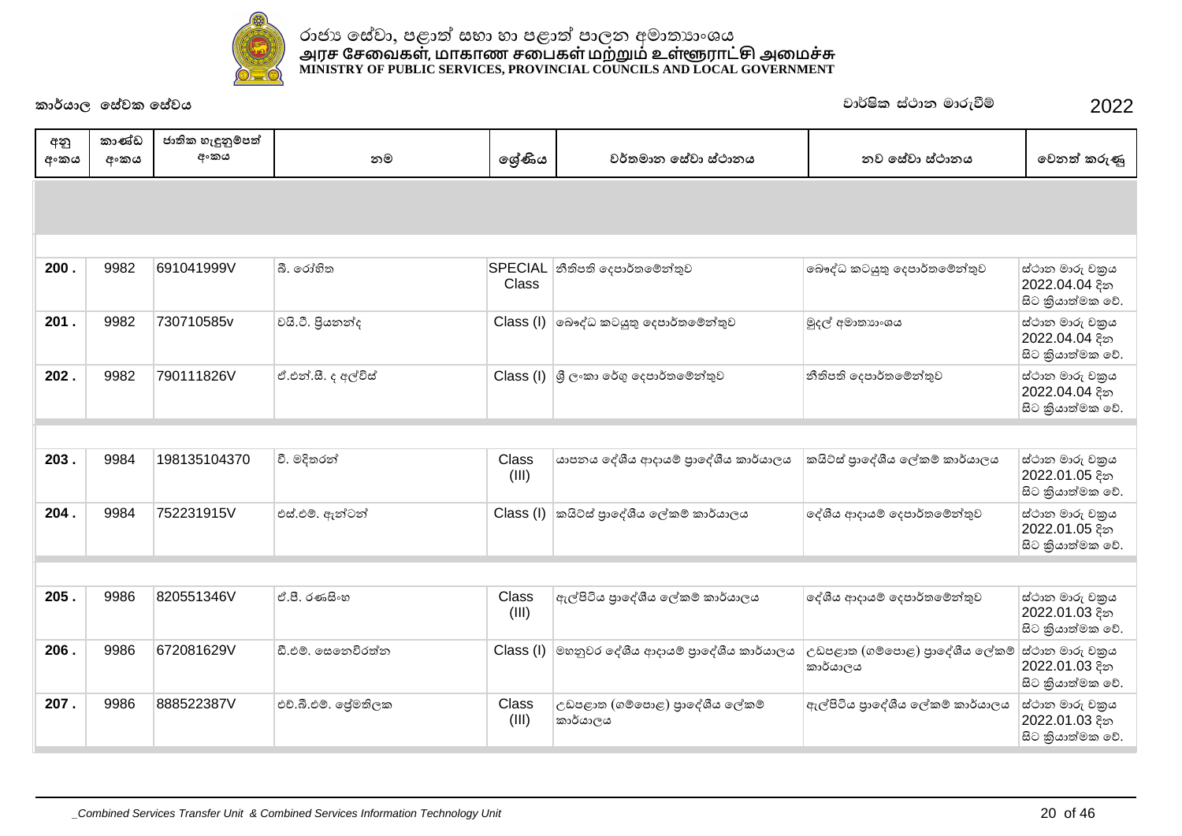# රාජ්‍ය සේවා, පළාත් සභා හා පළාත් පාලන අමාත්‍යාංශය
# அரச சேவைகள், மாகாண சபைகள் மற்றும் உள்ளூராட்சி அமைச்சு
# MINISTRY OF PUBLIC SERVICES, PROVINCIAL COUNCILS AND LOCAL GOVERNMENT

**කාර්යාල සේවක සේවය** — වාර්ෂික ස්ථාන මාරුවීම් 2022

| අනු අංකය | කාණ්ඩ අංකය | ජාතික හැඳුනුම්පත් අංකය | නම | ශ්‍රේණිය | වර්තමාන සේවා ස්ථානය | නව සේවා ස්ථානය | වෙනත් කරුණු |
|---|---|---|---|---|---|---|---|
| 200 . | 9982 | 691041999V | බී. රෝහිත | SPECIAL Class | නීතිපති දෙපාර්තමේන්තුව | බෞද්ධ කටයුතු දෙපාර්තමේන්තුව | ස්ථාන මාරු චක්‍රය 2022.04.04 දින සිට ක්‍රියාත්මක වේ. |
| 201 . | 9982 | 730710585v | වයි.ටී. ප්‍රියනන්ද | Class (I) | බෞද්ධ කටයුතු දෙපාර්තමේන්තුව | මුදල් අමාත්‍යාංශය | ස්ථාන මාරු චක්‍රය 2022.04.04 දින සිට ක්‍රියාත්මක වේ. |
| 202 . | 9982 | 790111826V | ඒ.එන්.සී. ද අල්විස් | Class (I) | ශ්‍රී ලංකා රේගු දෙපාර්තමේන්තුව | නීතිපති දෙපාර්තමේන්තුව | ස්ථාන මාරු චක්‍රය 2022.04.04 දින සිට ක්‍රියාත්මක වේ. |
| 203 . | 9984 | 198135104370 | වී. මදිතරන් | Class (III) | යාපනය දේශීය ආදායම් ප්‍රාදේශීය කාර්යාලය | කයිට්ස් ප්‍රාදේශීය ලේකම් කාර්යාලය | ස්ථාන මාරු චක්‍රය 2022.01.05 දින සිට ක්‍රියාත්මක වේ. |
| 204 . | 9984 | 752231915V | එස්.එම්. ඇන්ටන් | Class (I) | කයිට්ස් ප්‍රාදේශීය ලේකම් කාර්යාලය | දේශීය ආදායම් දෙපාර්තමේන්තුව | ස්ථාන මාරු චක්‍රය 2022.01.05 දින සිට ක්‍රියාත්මක වේ. |
| 205 . | 9986 | 820551346V | ඒ.පී. රණසිංහ | Class (III) | ඇල්පිටිය ප්‍රාදේශීය ලේකම් කාර්යාලය | දේශීය ආදායම් දෙපාර්තමේන්තුව | ස්ථාන මාරු චක්‍රය 2022.01.03 දින සිට ක්‍රියාත්මක වේ. |
| 206 . | 9986 | 672081629V | ඩී.එම්. සෙනෙවිරත්න | Class (I) | මහනුවර දේශීය ආදායම් ප්‍රාදේශීය කාර්යාලය | උඩපළාත (ගම්පොළ) ප්‍රාදේශීය ලේකම් කාර්යාලය | ස්ථාන මාරු චක්‍රය 2022.01.03 දින සිට ක්‍රියාත්මක වේ. |
| 207 . | 9986 | 888522387V | එච්.බී.එම්. ප්‍රේමතිලක | Class (III) | උඩපළාත (ගම්පොළ) ප්‍රාදේශීය ලේකම් කාර්යාලය | ඇල්පිටිය ප්‍රාදේශීය ලේකම් කාර්යාලය | ස්ථාන මාරු චක්‍රය 2022.01.03 දින සිට ක්‍රියාත්මක වේ. |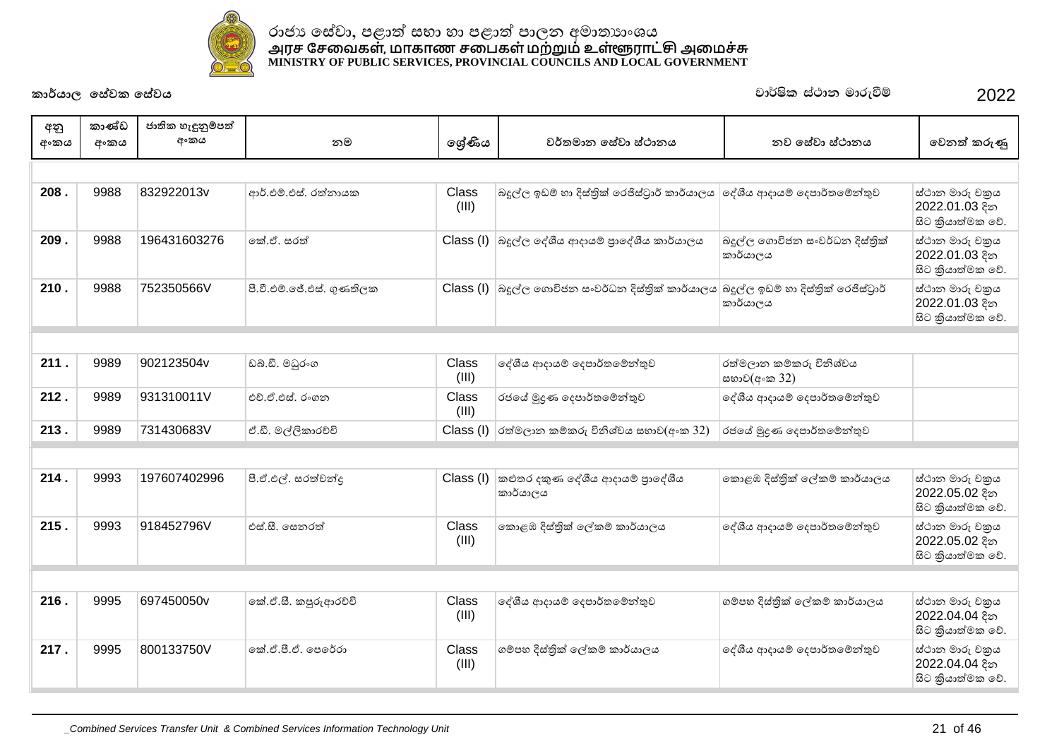රාජ්‍ය සේවා, පළාත් සභා හා පළාත් පාලන අමාත්‍යාංශය
அரச சேவைகள், மாகாண சபைகள் மற்றும் உள்ளூராட்சி அமைச்சு
MINISTRY OF PUBLIC SERVICES, PROVINCIAL COUNCILS AND LOCAL GOVERNMENT

කාර්යාල සේවක සේවය — වාර්ෂික ස්ථාන මාරුවීම් 2022

| අනු අංකය | කාණ්ඩ අංකය | ජාතික හැඳුනුම්පත් අංකය | නම | ශ්‍රේණිය | වර්තමාන සේවා ස්ථානය | නව සේවා ස්ථානය | වෙනත් කරුණු |
|---|---|---|---|---|---|---|---|
| 208 . | 9988 | 832922013v | ආර්.එම්.එස්. රත්නායක | Class (III) | බදුල්ල ඉඩම් හා දිස්ත්‍රික් රෙජිස්ට්‍රාර් කාර්යාලය | දේශීය ආදායම් දෙපාර්තමේන්තුව | ස්ථාන මාරු චක්‍රය 2022.01.03 දින සිට ක්‍රියාත්මක වේ. |
| 209 . | 9988 | 196431603276 | කේ.ඒ. සරත් | Class (I) | බදුල්ල දේශීය ආදායම් ප්‍රාදේශීය කාර්යාලය | බදුල්ල ගොවිජන සංවර්ධන දිස්ත්‍රික් කාර්යාලය | ස්ථාන මාරු චක්‍රය 2022.01.03 දින සිට ක්‍රියාත්මක වේ. |
| 210 . | 9988 | 752350566V | පී.වී.එම්.ජේ.එස්. ගුණතිලක | Class (I) | බදුල්ල ගොවිජන සංවර්ධන දිස්ත්‍රික් කාර්යාලය | බදුල්ල ඉඩම් හා දිස්ත්‍රික් රෙජිස්ට්‍රාර් කාර්යාලය | ස්ථාන මාරු චක්‍රය 2022.01.03 දින සිට ක්‍රියාත්මක වේ. |
| 211 . | 9989 | 902123504v | ඩබ්.ඩී. මධුරංග | Class (III) | දේශීය ආදායම් දෙපාර්තමේන්තුව | රත්මලාන කම්කරු විනිශ්චය සභාව(අංක 32) | |
| 212 . | 9989 | 931310011V | එච්.ඒ.එස්. රංගන | Class (III) | රජයේ මුද්‍රණ දෙපාර්තමේන්තුව | දේශීය ආදායම් දෙපාර්තමේන්තුව | |
| 213 . | 9989 | 731430683V | ඒ.ඩී. මල්ලිකාරච්චි | Class (I) | රත්මලාන කම්කරු විනිශ්චය සභාව(අංක 32) | රජයේ මුද්‍රණ දෙපාර්තමේන්තුව | |
| 214 . | 9993 | 197607402996 | පී.ඒ.එල්. සරත්චන්ද්‍ර | Class (I) | කළුතර දකුණ දේශීය ආදායම් ප්‍රාදේශීය කාර්යාලය | කොළඹ දිස්ත්‍රික් ලේකම් කාර්යාලය | ස්ථාන මාරු චක්‍රය 2022.05.02 දින සිට ක්‍රියාත්මක වේ. |
| 215 . | 9993 | 918452796V | එස්.සී. සෙනරත් | Class (III) | කොළඹ දිස්ත්‍රික් ලේකම් කාර්යාලය | දේශීය ආදායම් දෙපාර්තමේන්තුව | ස්ථාන මාරු චක්‍රය 2022.05.02 දින සිට ක්‍රියාත්මක වේ. |
| 216 . | 9995 | 697450050v | කේ.ඒ.සී. කපුරුආරච්චි | Class (III) | දේශීය ආදායම් දෙපාර්තමේන්තුව | ගම්පහ දිස්ත්‍රික් ලේකම් කාර්යාලය | ස්ථාන මාරු චක්‍රය 2022.04.04 දින සිට ක්‍රියාත්මක වේ. |
| 217 . | 9995 | 800133750V | කේ.ඒ.පී.ඒ. පෙරේරා | Class (III) | ගම්පහ දිස්ත්‍රික් ලේකම් කාර්යාලය | දේශීය ආදායම් දෙපාර්තමේන්තුව | ස්ථාන මාරු චක්‍රය 2022.04.04 දින සිට ක්‍රියාත්මක වේ. |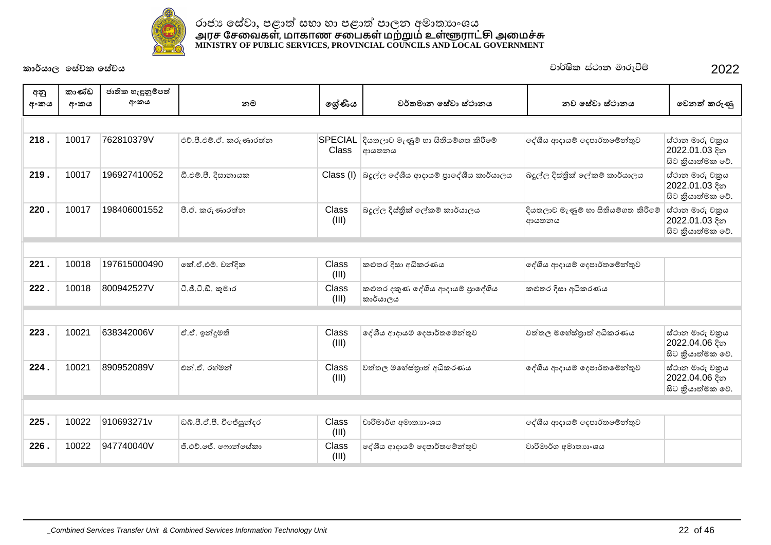රාජ්‍ය සේවා, පළාත් සභා හා පළාත් පාලන අමාත්‍යාංශය
அரச சேவைகள், மாகாண சபைகள் மற்றும் உள்ளூராட்சி அமைச்சு
MINISTRY OF PUBLIC SERVICES, PROVINCIAL COUNCILS AND LOCAL GOVERNMENT

**කාර්යාල සේවක සේවය** — වාර්ෂික ස්ථාන මාරුවීම් 2022

| අනු අංකය | කාණ්ඩ අංකය | ජාතික හැඳුනුම්පත් අංකය | නම | ශ්‍රේණිය | වර්තමාන සේවා ස්ථානය | නව සේවා ස්ථානය | වෙනත් කරුණු |
|---|---|---|---|---|---|---|---|
| 218 . | 10017 | 762810379V | එච්.පී.එම්.ඒ. කරුණාරත්න | SPECIAL Class | දියතලාව මැණුම් හා සිතියම්ගත කිරීමේ ආයතනය | දේශීය ආදායම් දෙපාර්තමේන්තුව | ස්ථාන මාරු චක්‍රය 2022.01.03 දින සිට ක්‍රියාත්මක වේ. |
| 219 . | 10017 | 196927410052 | ඩී.එම්.පී. දිසානායක | Class (I) | බදුල්ල දේශීය ආදායම් ප්‍රාදේශීය කාර්යාලය | බදුල්ල දිස්ත්‍රික් ලේකම් කාර්යාලය | ස්ථාන මාරු චක්‍රය 2022.01.03 දින සිට ක්‍රියාත්මක වේ. |
| 220 . | 10017 | 198406001552 | පී.ඒ. කරුණාරත්න | Class (III) | බදුල්ල දිස්ත්‍රික් ලේකම් කාර්යාලය | දියතලාව මැණුම් හා සිතියම්ගත කිරීමේ ආයතනය | ස්ථාන මාරු චක්‍රය 2022.01.03 දින සිට ක්‍රියාත්මක වේ. |
| 221 . | 10018 | 197615000490 | කේ.ඒ.එම්. චන්දික | Class (III) | කළුතර දිසා අධිකරණය | දේශීය ආදායම් දෙපාර්තමේන්තුව | |
| 222 . | 10018 | 800942527V | ටී.ජී.ටී.ඩී. කුමාර | Class (III) | කළුතර දකුණ දේශීය ආදායම් ප්‍රාදේශීය කාර්යාලය | කළුතර දිසා අධිකරණය | |
| 223 . | 10021 | 638342006V | ඒ.ඒ. ඉන්දුමතී | Class (III) | දේශීය ආදායම් දෙපාර්තමේන්තුව | වත්තල මහේස්ත්‍රාත් අධිකරණය | ස්ථාන මාරු චක්‍රය 2022.04.06 දින සිට ක්‍රියාත්මක වේ. |
| 224 . | 10021 | 890952089V | එන්.ඒ. රහ්මන් | Class (III) | වත්තල මහේස්ත්‍රාත් අධිකරණය | දේශීය ආදායම් දෙපාර්තමේන්තුව | ස්ථාන මාරු චක්‍රය 2022.04.06 දින සිට ක්‍රියාත්මක වේ. |
| 225 . | 10022 | 910693271v | ඩබ්.පී.ඒ.පී. විජේසුන්දර | Class (III) | වාරිමාර්ග අමාත්‍යාංශය | දේශීය ආදායම් දෙපාර්තමේන්තුව | |
| 226 . | 10022 | 947740040V | ජී.එච්.ජේ. ෆොන්සේකා | Class (III) | දේශීය ආදායම් දෙපාර්තමේන්තුව | වාරිමාර්ග අමාත්‍යාංශය | |

_Combined Services Transfer Unit & Combined Services Information Technology Unit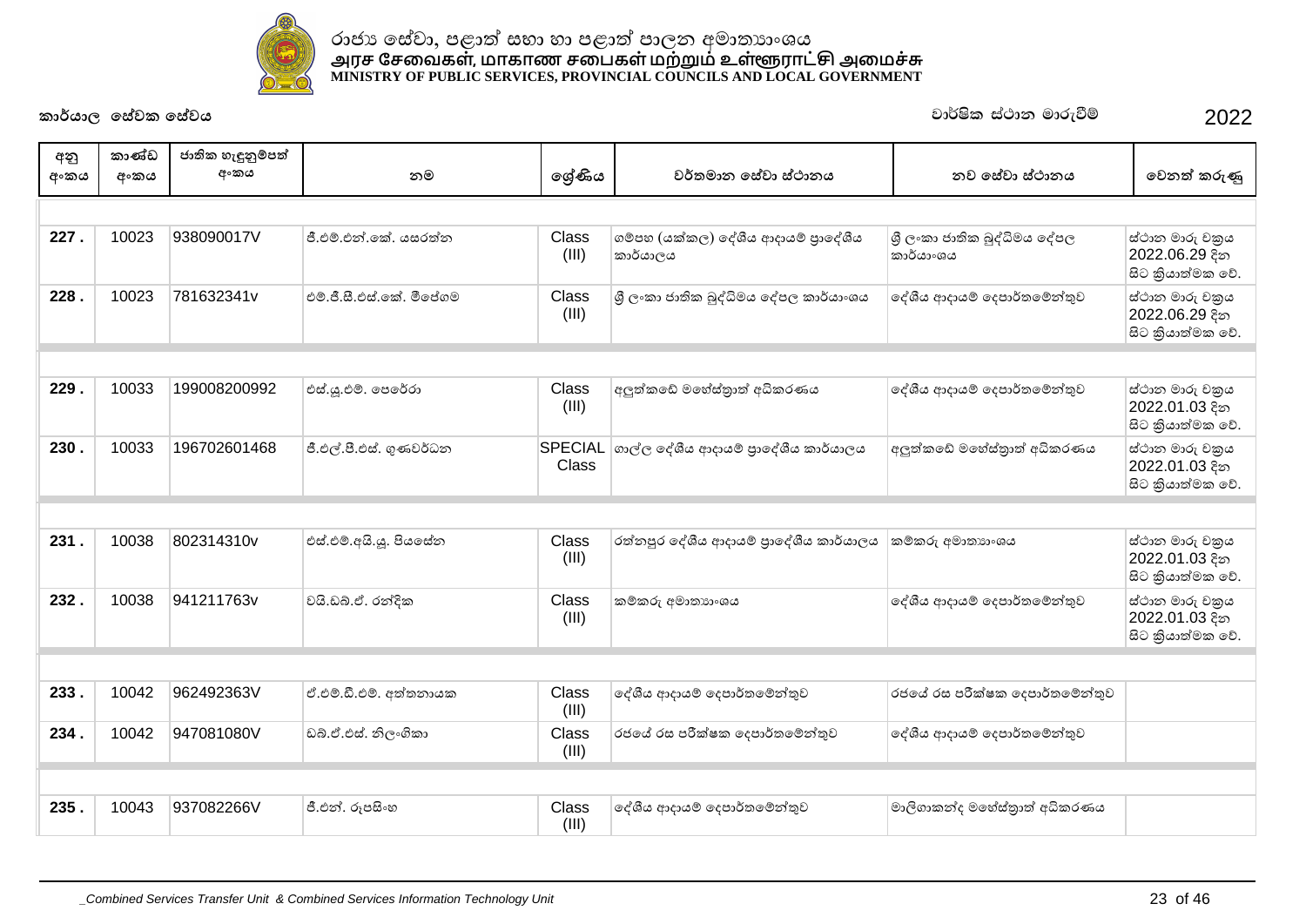රාජ්‍ය සේවා, පළාත් සභා හා පළාත් පාලන අමාත්‍යාංශය
அரச சேவைகள், மாகாண சபைகள் மற்றும் உள்ளூராட்சி அமைச்சு
MINISTRY OF PUBLIC SERVICES, PROVINCIAL COUNCILS AND LOCAL GOVERNMENT

**කාර්යාල සේවක සේවය** | වාර්ෂික ස්ථාන මාරුවීම් | 2022

| අනු අංකය | කාණ්ඩ අංකය | ජාතික හැඳුනුම්පත් අංකය | නම | ශ්‍රේණිය | වර්තමාන සේවා ස්ථානය | නව සේවා ස්ථානය | වෙනත් කරුණු |
|---|---|---|---|---|---|---|---|
| | | | | | | | |
| **227 .** | 10023 | 938090017V | ජී.එම්.එන්.කේ. යසරත්න | Class (III) | ගම්පහ (යක්කල) දේශීය ආදායම් ප්‍රාදේශීය කාර්යාලය | ශ්‍රී ලංකා ජාතික බුද්ධිමය දේපල කාර්යාංශය | ස්ථාන මාරු චක්‍රය 2022.06.29 දින සිට ක්‍රියාත්මක වේ. |
| **228 .** | 10023 | 781632341v | එම්.ජී.සී.එස්.කේ. මීපේගම | Class (III) | ශ්‍රී ලංකා ජාතික බුද්ධිමය දේපල කාර්යාංශය | දේශීය ආදායම් දෙපාර්තමේන්තුව | ස්ථාන මාරු චක්‍රය 2022.06.29 දින සිට ක්‍රියාත්මක වේ. |
| | | | | | | | |
| **229 .** | 10033 | 199008200992 | එස්.යූ.එම්. පෙරේරා | Class (III) | අලුත්කඩේ මහේස්ත්‍රාත් අධිකරණය | දේශීය ආදායම් දෙපාර්තමේන්තුව | ස්ථාන මාරු චක්‍රය 2022.01.03 දින සිට ක්‍රියාත්මක වේ. |
| **230 .** | 10033 | 196702601468 | ජී.එල්.පී.එස්. ගුණවර්ධන | SPECIAL Class | ගාල්ල දේශීය ආදායම් ප්‍රාදේශීය කාර්යාලය | අලුත්කඩේ මහේස්ත්‍රාත් අධිකරණය | ස්ථාන මාරු චක්‍රය 2022.01.03 දින සිට ක්‍රියාත්මක වේ. |
| | | | | | | | |
| **231 .** | 10038 | 802314310v | එස්.එම්.අයි.යූ. පියසේන | Class (III) | රත්නපුර දේශීය ආදායම් ප්‍රාදේශීය කාර්යාලය | කම්කරු අමාත්‍යාංශය | ස්ථාන මාරු චක්‍රය 2022.01.03 දින සිට ක්‍රියාත්මක වේ. |
| **232 .** | 10038 | 941211763v | වයි.ඩබ්.ඒ. රන්දික | Class (III) | කම්කරු අමාත්‍යාංශය | දේශීය ආදායම් දෙපාර්තමේන්තුව | ස්ථාන මාරු චක්‍රය 2022.01.03 දින සිට ක්‍රියාත්මක වේ. |
| | | | | | | | |
| **233 .** | 10042 | 962492363V | ඒ.එම්.ඩී.එම්. අත්තනායක | Class (III) | දේශීය ආදායම් දෙපාර්තමේන්තුව | රජයේ රස පරීක්ෂක දෙපාර්තමේන්තුව | |
| **234 .** | 10042 | 947081080V | ඩබ්.ඒ.එස්. නිලංගිකා | Class (III) | රජයේ රස පරීක්ෂක දෙපාර්තමේන්තුව | දේශීය ආදායම් දෙපාර්තමේන්තුව | |
| | | | | | | | |
| **235 .** | 10043 | 937082266V | ජී.එන්. රූපසිංහ | Class (III) | දේශීය ආදායම් දෙපාර්තමේන්තුව | මාලිගාකන්ද මහේස්ත්‍රාත් අධිකරණය | |

_Combined Services Transfer Unit & Combined Services Information Technology Unit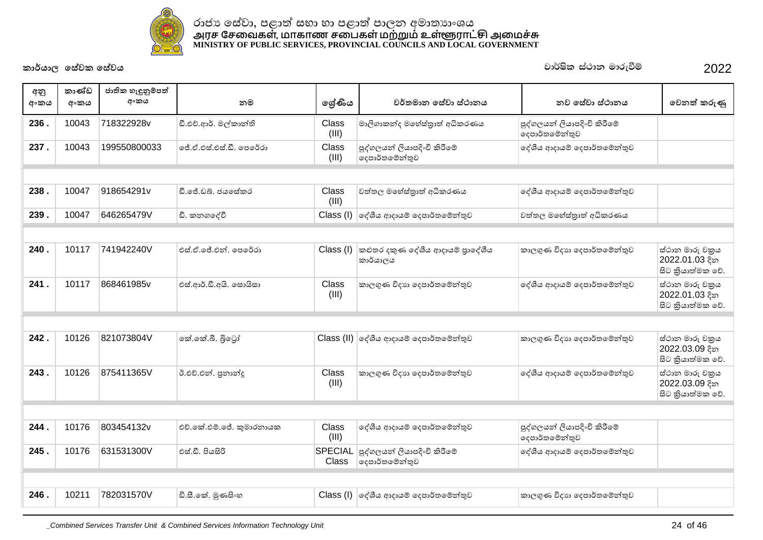රාජ්‍ය සේවා, පළාත් සභා හා පළාත් පාලන අමාත්‍යාංශය
அரச சேவைகள், மாகாண சபைகள் மற்றும் உள்ளூராட்சி அமைச்சு
**MINISTRY OF PUBLIC SERVICES, PROVINCIAL COUNCILS AND LOCAL GOVERNMENT**

**කාර්යාල සේවක සේවය** | වාර්ෂික ස්ථාන මාරුවීම් 2022

| අනු අංකය | කාණ්ඩ අංකය | ජාතික හැඳුනුම්පත් අංකය | නම | ශ්‍රේණිය | වර්තමාන සේවා ස්ථානය | නව සේවා ස්ථානය | වෙනත් කරුණු |
|---|---|---|---|---|---|---|---|
| **236 .** | 10043 | 718322928v | ඩී.එච්.ආර්. මල්කාන්ති | Class (III) | මාලිගාකන්ද මහේස්ත්‍රාත් අධිකරණය | පුද්ගලයන් ලියාපදිංචි කිරීමේ දෙපාර්තමේන්තුව | |
| **237 .** | 10043 | 199550800033 | ජේ.ඒ.එස්.එස්.ඩී. පෙරේරා | Class (III) | පුද්ගලයන් ලියාපදිංචි කිරීමේ දෙපාර්තමේන්තුව | දේශීය ආදායම් දෙපාර්තමේන්තුව | |
| | | | | | | | |
| **238 .** | 10047 | 918654291v | ඩී.ජේ.ඩබ්. ජයසේකර | Class (III) | වත්තල මහේස්ත්‍රාත් අධිකරණය | දේශීය ආදායම් දෙපාර්තමේන්තුව | |
| **239 .** | 10047 | 646265479V | ඩී. කනගදේවි | Class (I) | දේශීය ආදායම් දෙපාර්තමේන්තුව | වත්තල මහේස්ත්‍රාත් අධිකරණය | |
| | | | | | | | |
| **240 .** | 10117 | 741942240V | එස්.ඒ.ජේ.එන්. පෙරේරා | Class (I) | කළුතර දකුණ දේශීය ආදායම් ප්‍රාදේශීය කාර්යාලය | කාලගුණ විද්‍යා දෙපාර්තමේන්තුව | ස්ථාන මාරු චක්‍රය 2022.01.03 දින සිට ක්‍රියාත්මක වේ. |
| **241 .** | 10117 | 868461985v | එස්.ආර්.ඩී.අයි. සොයිසා | Class (III) | කාලගුණ විද්‍යා දෙපාර්තමේන්තුව | දේශීය ආදායම් දෙපාර්තමේන්තුව | ස්ථාන මාරු චක්‍රය 2022.01.03 දින සිට ක්‍රියාත්මක වේ. |
| | | | | | | | |
| **242 .** | 10126 | 821073804V | කේ.කේ.බී. බ්‍රිටෝ | Class (II) | දේශීය ආදායම් දෙපාර්තමේන්තුව | කාලගුණ විද්‍යා දෙපාර්තමේන්තුව | ස්ථාන මාරු චක්‍රය 2022.03.09 දින සිට ක්‍රියාත්මක වේ. |
| **243 .** | 10126 | 875411365V | ඊ.එච්.එන්. ප්‍රනාන්දු | Class (III) | කාලගුණ විද්‍යා දෙපාර්තමේන්තුව | දේශීය ආදායම් දෙපාර්තමේන්තුව | ස්ථාන මාරු චක්‍රය 2022.03.09 දින සිට ක්‍රියාත්මක වේ. |
| | | | | | | | |
| **244 .** | 10176 | 803454132v | එච්.කේ.එම්.ජේ. කුමාරනායක | Class (III) | දේශීය ආදායම් දෙපාර්තමේන්තුව | පුද්ගලයන් ලියාපදිංචි කිරීමේ දෙපාර්තමේන්තුව | |
| **245 .** | 10176 | 631531300V | එස්.ඩී. පියසිරි | SPECIAL Class | පුද්ගලයන් ලියාපදිංචි කිරීමේ දෙපාර්තමේන්තුව | දේශීය ආදායම් දෙපාර්තමේන්තුව | |
| | | | | | | | |
| **246 .** | 10211 | 782031570V | ඩී.සී.කේ. මුණසිංහ | Class (I) | දේශීය ආදායම් දෙපාර්තමේන්තුව | කාලගුණ විද්‍යා දෙපාර්තමේන්තුව | |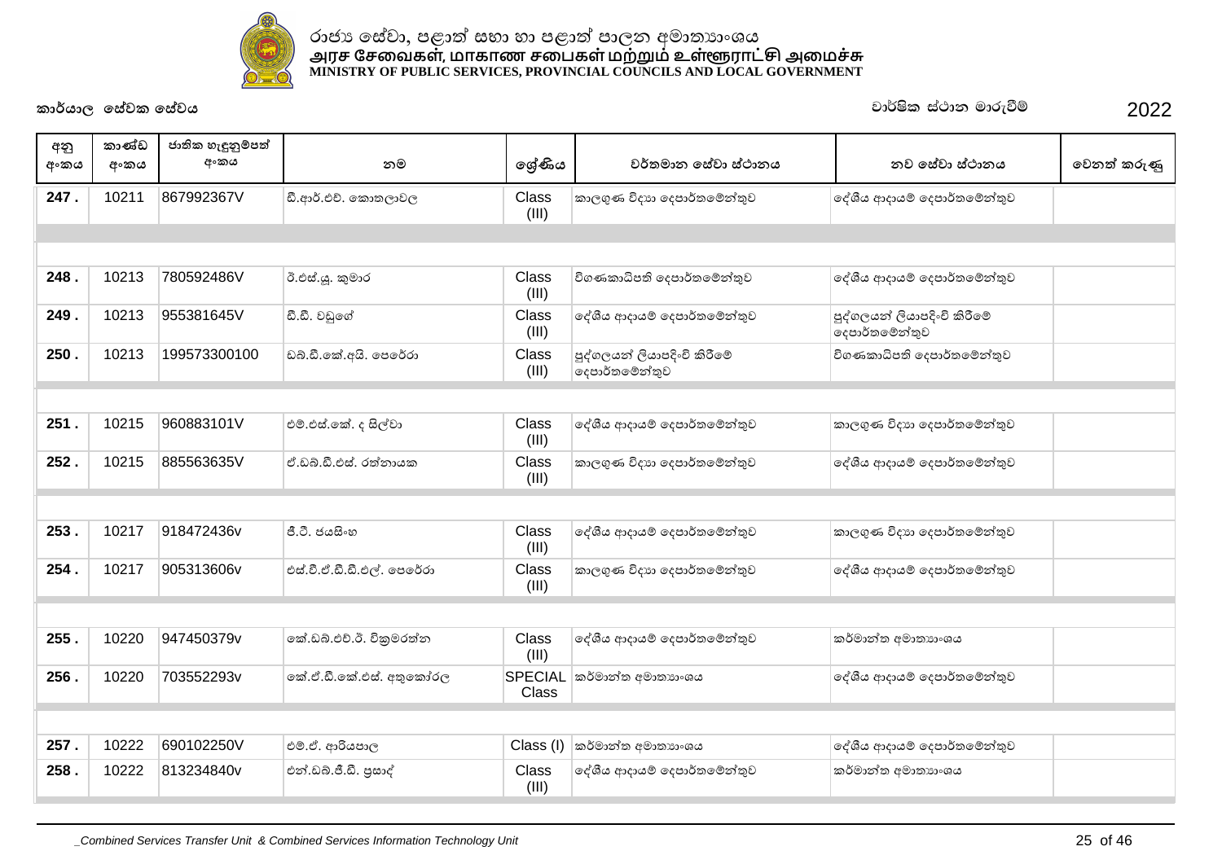රාජ්‍ය සේවා, පළාත් සභා හා පළාත් පාලන අමාත්‍යාංශය
அரச சேவைகள், மாகாண சபைகள் மற்றும் உள்ளூராட்சி அமைச்சு
MINISTRY OF PUBLIC SERVICES, PROVINCIAL COUNCILS AND LOCAL GOVERNMENT

කාර්යාල සේවක සේවය

වාර්ෂික ස්ථාන මාරුවීම් 2022

| අනු අංකය | කාණ්ඩ අංකය | ජාතික හැඳුනුම්පත් අංකය | නම | ශ්‍රේණිය | වර්තමාන සේවා ස්ථානය | නව සේවා ස්ථානය | වෙනත් කරුණු |
|---|---|---|---|---|---|---|---|
| 247 . | 10211 | 867992367V | ඩී.ආර්.එච්. කොතලාවල | Class (III) | කාලගුණ විද්‍යා දෙපාර්තමේන්තුව | දේශීය ආදායම් දෙපාර්තමේන්තුව | |
| 248 . | 10213 | 780592486V | ඊ.එස්.යූ. කුමාර | Class (III) | විගණකාධිපති දෙපාර්තමේන්තුව | දේශීය ආදායම් දෙපාර්තමේන්තුව | |
| 249 . | 10213 | 955381645V | ඩී.ඩී. වඩුගේ | Class (III) | දේශීය ආදායම් දෙපාර්තමේන්තුව | පුද්ගලයන් ලියාපදිංචි කිරීමේ දෙපාර්තමේන්තුව | |
| 250 . | 10213 | 199573300100 | ඩබ්.ඩී.කේ.අයි. පෙරේරා | Class (III) | පුද්ගලයන් ලියාපදිංචි කිරීමේ දෙපාර්තමේන්තුව | විගණකාධිපති දෙපාර්තමේන්තුව | |
| 251 . | 10215 | 960883101V | එම්.එස්.කේ. ද සිල්වා | Class (III) | දේශීය ආදායම් දෙපාර්තමේන්තුව | කාලගුණ විද්‍යා දෙපාර්තමේන්තුව | |
| 252 . | 10215 | 885563635V | ඒ.ඩබ්.ඩී.එස්. රත්නායක | Class (III) | කාලගුණ විද්‍යා දෙපාර්තමේන්තුව | දේශීය ආදායම් දෙපාර්තමේන්තුව | |
| 253 . | 10217 | 918472436v | ජී.ටී. ජයසිංහ | Class (III) | දේශීය ආදායම් දෙපාර්තමේන්තුව | කාලගුණ විද්‍යා දෙපාර්තමේන්තුව | |
| 254 . | 10217 | 905313606v | එස්.වී.ඒ.ඩී.ඩී.එල්. පෙරේරා | Class (III) | කාලගුණ විද්‍යා දෙපාර්තමේන්තුව | දේශීය ආදායම් දෙපාර්තමේන්තුව | |
| 255 . | 10220 | 947450379v | කේ.ඩබ්.එච්.ඊ. වික්‍රමරත්න | Class (III) | දේශීය ආදායම් දෙපාර්තමේන්තුව | කර්මාන්ත අමාත්‍යාංශය | |
| 256 . | 10220 | 703552293v | කේ.ඒ.ඩී.කේ.එස්. අතුකෝරල | SPECIAL Class | කර්මාන්ත අමාත්‍යාංශය | දේශීය ආදායම් දෙපාර්තමේන්තුව | |
| 257 . | 10222 | 690102250V | එම්.ඒ. ආරියපාල | Class (I) | කර්මාන්ත අමාත්‍යාංශය | දේශීය ආදායම් දෙපාර්තමේන්තුව | |
| 258 . | 10222 | 813234840v | එන්.ඩබ්.ජී.ඩී. ප්‍රසාද් | Class (III) | දේශීය ආදායම් දෙපාර්තමේන්තුව | කර්මාන්ත අමාත්‍යාංශය | |

_Combined Services Transfer Unit & Combined Services Information Technology Unit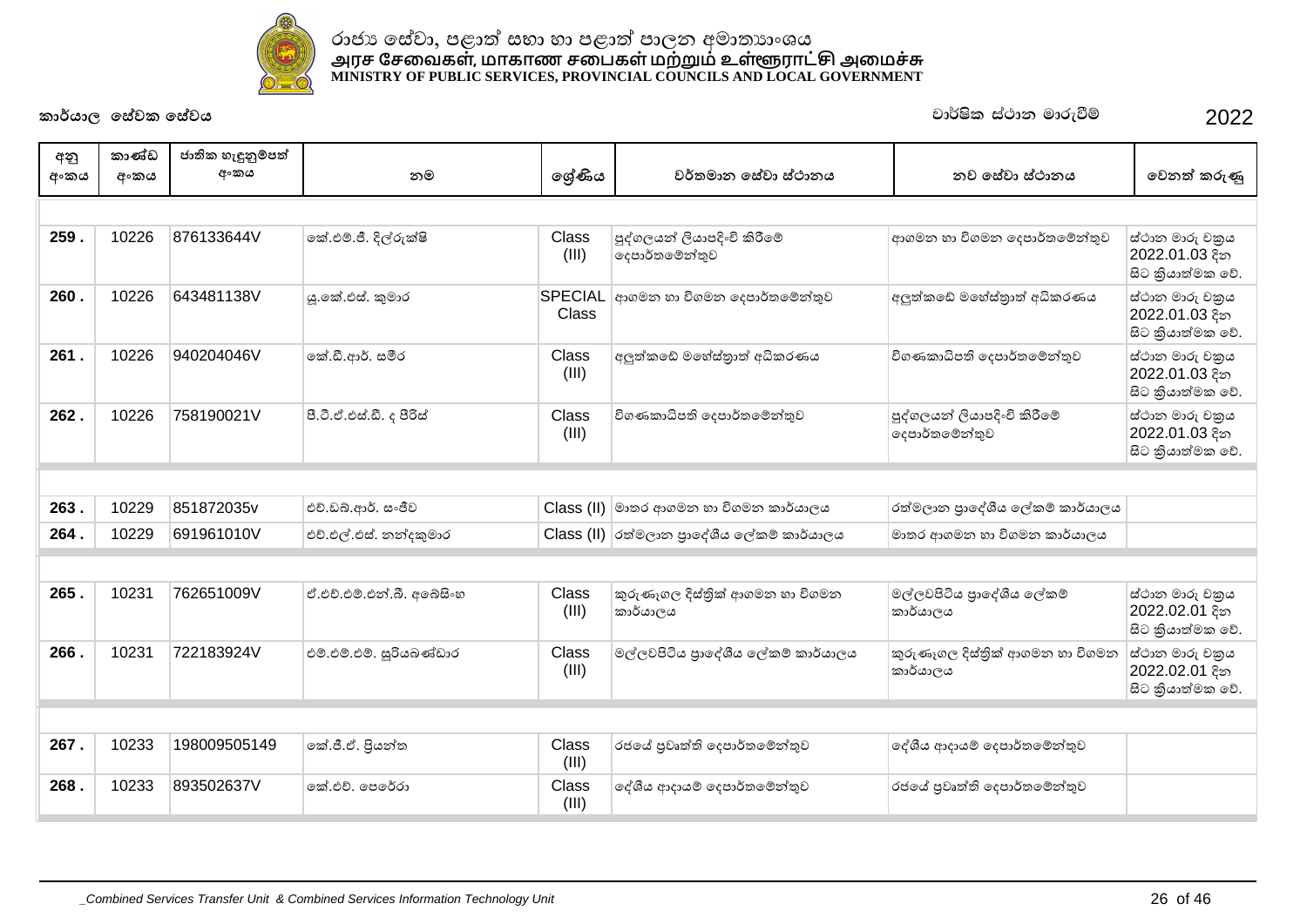රාජ්‍ය සේවා, පළාත් සභා හා පළාත් පාලන අමාත්‍යාංශය
அரச சேவைகள், மாகாண சபைகள் மற்றும் உள்ளூராட்சி அமைச்சு
MINISTRY OF PUBLIC SERVICES, PROVINCIAL COUNCILS AND LOCAL GOVERNMENT

**කාර්යාල සේවක සේවය** — වාර්ෂික ස්ථාන මාරුවීම් — 2022

| අනු අංකය | කාණ්ඩ අංකය | ජාතික හැඳුනුම්පත් අංකය | නම | ශ්‍රේණිය | වර්තමාන සේවා ස්ථානය | නව සේවා ස්ථානය | වෙනත් කරුණු |
|---|---|---|---|---|---|---|---|
| 259 . | 10226 | 876133644V | කේ.එම්.ජී. දිල්රුක්ෂි | Class (III) | පුද්ගලයන් ලියාපදිංචි කිරීමේ දෙපාර්තමේන්තුව | ආගමන හා විගමන දෙපාර්තමේන්තුව | ස්ථාන මාරු වක්‍රය 2022.01.03 දින සිට ක්‍රියාත්මක වේ. |
| 260 . | 10226 | 643481138V | යූ.කේ.එස්. කුමාර | SPECIAL Class | ආගමන හා විගමන දෙපාර්තමේන්තුව | අලුත්කඩේ මහේස්ත්‍රාත් අධිකරණය | ස්ථාන මාරු වක්‍රය 2022.01.03 දින සිට ක්‍රියාත්මක වේ. |
| 261 . | 10226 | 940204046V | කේ.ඩී.ආර්. සමීර | Class (III) | අලුත්කඩේ මහේස්ත්‍රාත් අධිකරණය | විගණකාධිපති දෙපාර්තමේන්තුව | ස්ථාන මාරු වක්‍රය 2022.01.03 දින සිට ක්‍රියාත්මක වේ. |
| 262 . | 10226 | 758190021V | පී.ටී.ඒ.එස්.ඩී. ද සිරිස් | Class (III) | විගණකාධිපති දෙපාර්තමේන්තුව | පුද්ගලයන් ලියාපදිංචි කිරීමේ දෙපාර්තමේන්තුව | ස්ථාන මාරු වක්‍රය 2022.01.03 දින සිට ක්‍රියාත්මක වේ. |
| 263 . | 10229 | 851872035v | එච්.ඩබ්.ආර්. සංජීව | Class (II) | මාතර ආගමන හා විගමන කාර්යාලය | රත්මලාන ප්‍රාදේශීය ලේකම් කාර්යාලය | |
| 264 . | 10229 | 691961010V | එච්.එල්.එස්. නන්දකුමාර | Class (II) | රත්මලාන ප්‍රාදේශීය ලේකම් කාර්යාලය | මාතර ආගමන හා විගමන කාර්යාලය | |
| 265 . | 10231 | 762651009V | ඒ.එච්.එම්.එන්.බී. අබේසිංහ | Class (III) | කුරුණෑගල දිස්ත්‍රික් ආගමන හා විගමන කාර්යාලය | මල්ලවපිටිය ප්‍රාදේශීය ලේකම් කාර්යාලය | ස්ථාන මාරු වක්‍රය 2022.02.01 දින සිට ක්‍රියාත්මක වේ. |
| 266 . | 10231 | 722183924V | එම්.එම්.එම්. සූරියබණ්ඩාර | Class (III) | මල්ලවපිටිය ප්‍රාදේශීය ලේකම් කාර්යාලය | කුරුණෑගල දිස්ත්‍රික් ආගමන හා විගමන කාර්යාලය | ස්ථාන මාරු වක්‍රය 2022.02.01 දින සිට ක්‍රියාත්මක වේ. |
| 267 . | 10233 | 198009505149 | කේ.ජී.ඒ. ප්‍රියන්ත | Class (III) | රජයේ ප්‍රවෘත්ති දෙපාර්තමේන්තුව | දේශීය ආදායම් දෙපාර්තමේන්තුව | |
| 268 . | 10233 | 893502637V | කේ.එච්. පෙරේරා | Class (III) | දේශීය ආදායම් දෙපාර්තමේන්තුව | රජයේ ප්‍රවෘත්ති දෙපාර්තමේන්තුව | |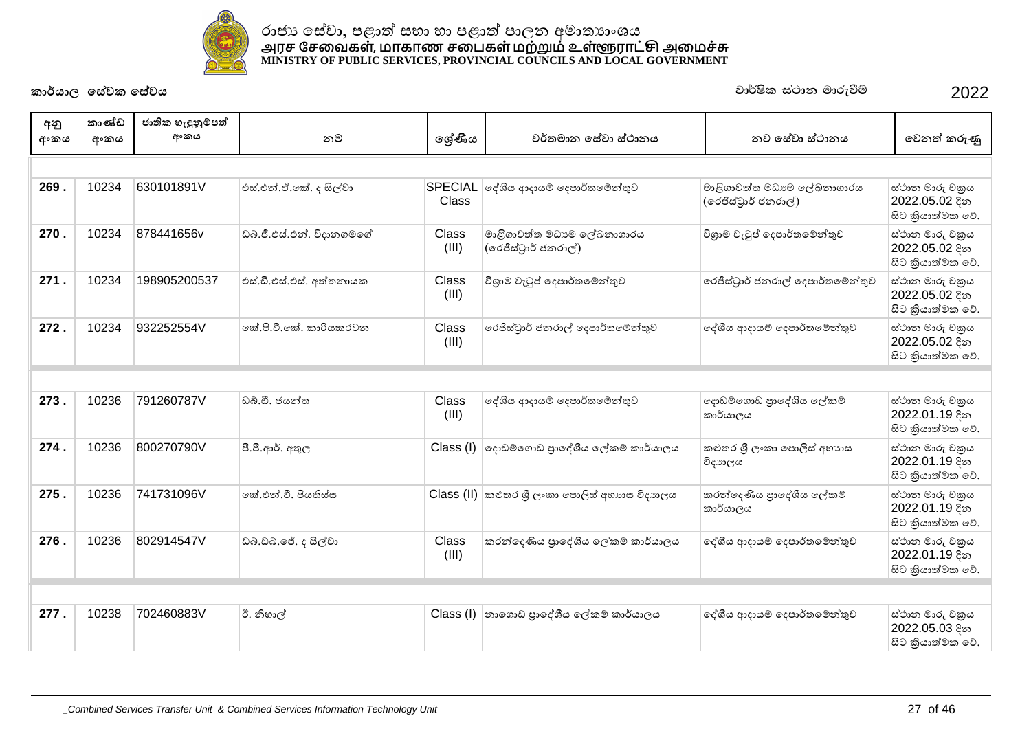රාජ්‍ය සේවා, පළාත් සභා හා පළාත් පාලන අමාත්‍යාංශය
அரச சேவைகள், மாகாண சபைகள் மற்றும் உள்ளூராட்சி அமைச்சு
MINISTRY OF PUBLIC SERVICES, PROVINCIAL COUNCILS AND LOCAL GOVERNMENT

**කාර්යාල සේවක සේවය** | වාර්ෂික ස්ථාන මාරුවීම් | 2022

| අනු අංකය | කාණ්ඩ අංකය | ජාතික හැඳුනුම්පත් අංකය | නම | ශ්‍රේණිය | වර්තමාන සේවා ස්ථානය | නව සේවා ස්ථානය | වෙනත් කරුණු |
|---|---|---|---|---|---|---|---|
| 269 . | 10234 | 630101891V | එස්.එන්.ඒ.කේ. ද සිල්වා | SPECIAL Class | දේශීය ආදායම් දෙපාර්තමේන්තුව | මාළිගාවත්ත මධ්‍යම ලේඛනාගාරය (රෙජිස්ට්‍රාර් ජනරාල්) | ස්ථාන මාරු වක්‍රය 2022.05.02 දින සිට ක්‍රියාත්මක වේ. |
| 270 . | 10234 | 878441656v | ඩබ්.ජී.එස්.එන්. විදානගමගේ | Class (III) | මාළිගාවත්ත මධ්‍යම ලේඛනාගාරය (රෙජිස්ට්‍රාර් ජනරාල්) | විශ්‍රාම වැටුප් දෙපාර්තමේන්තුව | ස්ථාන මාරු වක්‍රය 2022.05.02 දින සිට ක්‍රියාත්මක වේ. |
| 271 . | 10234 | 198905200537 | එස්.ඩී.එස්.එස්. අත්තනායක | Class (III) | විශ්‍රාම වැටුප් දෙපාර්තමේන්තුව | රෙජිස්ට්‍රාර් ජනරාල් දෙපාර්තමේන්තුව | ස්ථාන මාරු වක්‍රය 2022.05.02 දින සිට ක්‍රියාත්මක වේ. |
| 272 . | 10234 | 932252554V | කේ.පී.වී.කේ. කාරියකරවන | Class (III) | රෙජිස්ට්‍රාර් ජනරාල් දෙපාර්තමේන්තුව | දේශීය ආදායම් දෙපාර්තමේන්තුව | ස්ථාන මාරු වක්‍රය 2022.05.02 දින සිට ක්‍රියාත්මක වේ. |
| 273 . | 10236 | 791260787V | ඩබ්.ඩී. ජයන්ත | Class (III) | දේශීය ආදායම් දෙපාර්තමේන්තුව | දොඩම්ගොඩ ප්‍රාදේශීය ලේකම් කාර්යාලය | ස්ථාන මාරු වක්‍රය 2022.01.19 දින සිට ක්‍රියාත්මක වේ. |
| 274 . | 10236 | 800270790V | පී.පී.ආර්. අතුල | Class (I) | දොඩම්ගොඩ ප්‍රාදේශීය ලේකම් කාර්යාලය | කළුතර ශ්‍රී ලංකා පොලිස් අභ්‍යාස විද්‍යාලය | ස්ථාන මාරු වක්‍රය 2022.01.19 දින සිට ක්‍රියාත්මක වේ. |
| 275 . | 10236 | 741731096V | කේ.එන්.වී. පියතිස්ස | Class (II) | කළුතර ශ්‍රී ලංකා පොලිස් අභ්‍යාස විද්‍යාලය | කරන්දෙණිය ප්‍රාදේශීය ලේකම් කාර්යාලය | ස්ථාන මාරු වක්‍රය 2022.01.19 දින සිට ක්‍රියාත්මක වේ. |
| 276 . | 10236 | 802914547V | ඩබ්.ඩබ්.ජේ. ද සිල්වා | Class (III) | කරන්දෙණිය ප්‍රාදේශීය ලේකම් කාර්යාලය | දේශීය ආදායම් දෙපාර්තමේන්තුව | ස්ථාන මාරු වක්‍රය 2022.01.19 දින සිට ක්‍රියාත්මක වේ. |
| 277 . | 10238 | 702460883V | ඊ. නිහාල් | Class (I) | නාගොඩ ප්‍රාදේශීය ලේකම් කාර්යාලය | දේශීය ආදායම් දෙපාර්තමේන්තුව | ස්ථාන මාරු වක්‍රය 2022.05.03 දින සිට ක්‍රියාත්මක වේ. |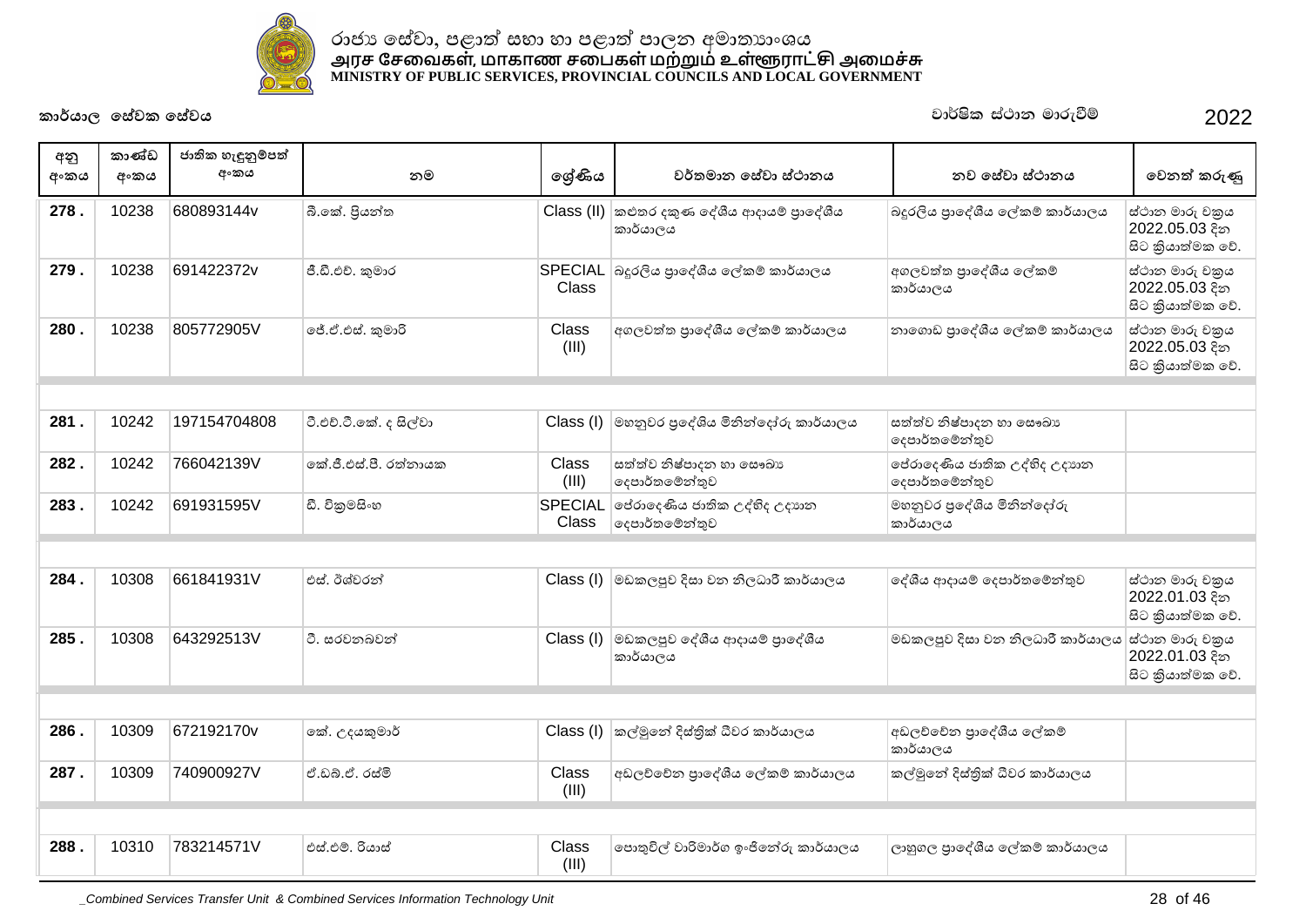රාජ්‍ය සේවා, පළාත් සභා හා පළාත් පාලන අමාත්‍යාංශය
அரச சேவைகள், மாகாண சபைகள் மற்றும் உள்ளூராட்சி அமைச்சு
MINISTRY OF PUBLIC SERVICES, PROVINCIAL COUNCILS AND LOCAL GOVERNMENT

කාර්යාල සේවක සේවය — වාර්ෂික ස්ථාන මාරුවීම් 2022

| අනු අංකය | කාණ්ඩ අංකය | ජාතික හැඳුනුම්පත් අංකය | නම | ශ්‍රේණිය | වර්තමාන සේවා ස්ථානය | නව සේවා ස්ථානය | වෙනත් කරුණු |
|---|---|---|---|---|---|---|---|
| 278 . | 10238 | 680893144v | බී.කේ. ප්‍රියන්ත | Class (II) | කළුතර දකුණ දේශීය ආදායම් ප්‍රාදේශීය කාර්යාලය | බදුරලිය ප්‍රාදේශීය ලේකම් කාර්යාලය | ස්ථාන මාරු චක්‍රය 2022.05.03 දින සිට ක්‍රියාත්මක වේ. |
| 279 . | 10238 | 691422372v | ජී.ඩී.එච්. කුමාර | SPECIAL Class | බදුරලිය ප්‍රාදේශීය ලේකම් කාර්යාලය | අගලවත්ත ප්‍රාදේශීය ලේකම් කාර්යාලය | ස්ථාන මාරු චක්‍රය 2022.05.03 දින සිට ක්‍රියාත්මක වේ. |
| 280 . | 10238 | 805772905V | ජේ.ඒ.එස්. කුමාරි | Class (III) | අගලවත්ත ප්‍රාදේශීය ලේකම් කාර්යාලය | නාගොඩ ප්‍රාදේශීය ලේකම් කාර්යාලය | ස්ථාන මාරු චක්‍රය 2022.05.03 දින සිට ක්‍රියාත්මක වේ. |
| | | | | | | | |
| 281 . | 10242 | 197154704808 | වී.එච්.වී.කේ. ද සිල්වා | Class (I) | මහනුවර ප්‍රදේශීය මිනින්දෝරු කාර්යාලය | සත්ත්ව නිෂ්පාදන හා සෞඛ්‍ය දෙපාර්තමේන්තුව | |
| 282 . | 10242 | 766042139V | කේ.ජී.එස්.පී. රත්නායක | Class (III) | සත්ත්ව නිෂ්පාදන හා සෞඛ්‍ය දෙපාර්තමේන්තුව | පේරාදෙණිය ජාතික උද්භිද උද්‍යාන දෙපාර්තමේන්තුව | |
| 283 . | 10242 | 691931595V | ඩී. වික්‍රමසිංහ | SPECIAL Class | පේරාදෙණිය ජාතික උද්භිද උද්‍යාන දෙපාර්තමේන්තුව | මහනුවර ප්‍රදේශීය මිනින්දෝරු කාර්යාලය | |
| | | | | | | | |
| 284 . | 10308 | 661841931V | එස්. ඊශ්වරන් | Class (I) | මඩකලපුව දිසා වන නිලධාරී කාර්යාලය | දේශීය ආදායම් දෙපාර්තමේන්තුව | ස්ථාන මාරු චක්‍රය 2022.01.03 දින සිට ක්‍රියාත්මක වේ. |
| 285 . | 10308 | 643292513V | ටී. සරවනබවන් | Class (I) | මඩකලපුව දේශීය ආදායම් ප්‍රාදේශීය කාර්යාලය | මඩකලපුව දිසා වන නිලධාරී කාර්යාලය | ස්ථාන මාරු චක්‍රය 2022.01.03 දින සිට ක්‍රියාත්මක වේ. |
| | | | | | | | |
| 286 . | 10309 | 672192170v | කේ. උදයකුමාර් | Class (I) | කල්මුනේ දිස්ත්‍රික් ධීවර කාර්යාලය | අඩලච්චේන ප්‍රාදේශීය ලේකම් කාර්යාලය | |
| 287 . | 10309 | 740900927V | ඒ.ඩබ්.ඒ. රස්මි | Class (III) | අඩලච්චේන ප්‍රාදේශීය ලේකම් කාර්යාලය | කල්මුනේ දිස්ත්‍රික් ධීවර කාර්යාලය | |
| | | | | | | | |
| 288 . | 10310 | 783214571V | එස්.එම්. රියාස් | Class (III) | පොතුවිල් වාරිමාර්ග ඉංජිනේරු කාර්යාලය | ලාහුගල ප්‍රාදේශීය ලේකම් කාර්යාලය | |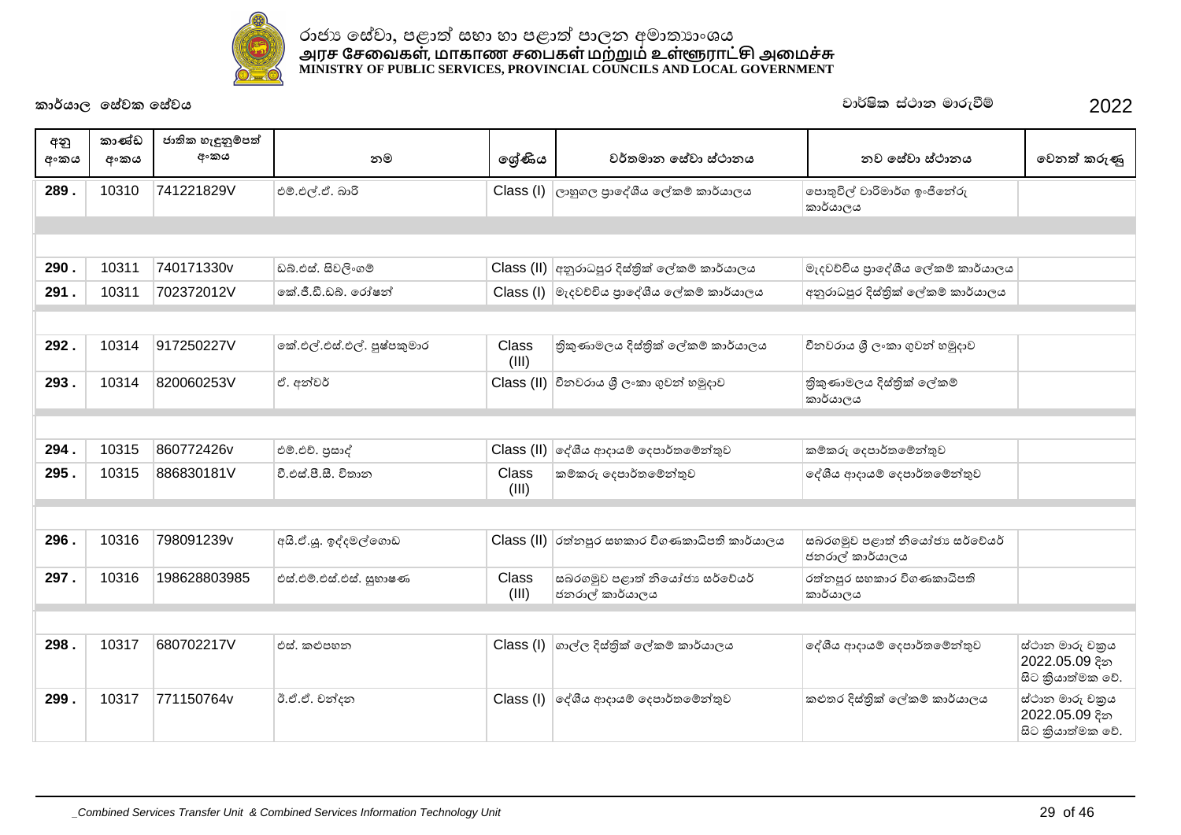රාජ්‍ය සේවා, පළාත් සභා හා පළාත් පාලන අමාත්‍යාංශය
அரச சேவைகள், மாகாண சபைகள் மற்றும் உள்ளூராட்சி அமைச்சு
MINISTRY OF PUBLIC SERVICES, PROVINCIAL COUNCILS AND LOCAL GOVERNMENT

**කාර්යාල සේවක සේවය** — වාර්ෂික ස්ථාන මාරුවීම් 2022

| අනු අංකය | කාණ්ඩ අංකය | ජාතික හැඳුනුම්පත් අංකය | නම | ශ්‍රේණිය | වර්තමාන සේවා ස්ථානය | නව සේවා ස්ථානය | වෙනත් කරුණු |
|---|---|---|---|---|---|---|---|
| 289 . | 10310 | 741221829V | එම්.එල්.ඒ. බාරි | Class (I) | ලාහුගල ප්‍රාදේශීය ලේකම් කාර්යාලය | පොතුවිල් වාරිමාර්ග ඉංජිනේරු කාර්යාලය | |
| 290 . | 10311 | 740171330v | ඩබ්.එස්. සිවලිංගම් | Class (II) | අනුරාධපුර දිස්ත්‍රික් ලේකම් කාර්යාලය | මැදවච්චිය ප්‍රාදේශීය ලේකම් කාර්යාලය | |
| 291 . | 10311 | 702372012V | කේ.ජී.ඩී.ඩබ්. රෝෂන් | Class (I) | මැදවච්චිය ප්‍රාදේශීය ලේකම් කාර්යාලය | අනුරාධපුර දිස්ත්‍රික් ලේකම් කාර්යාලය | |
| 292 . | 10314 | 917250227V | කේ.එල්.එස්.එල්. පුෂ්පකුමාර | Class (III) | ත්‍රිකුණාමලය දිස්ත්‍රික් ලේකම් කාර්යාලය | චීනවරාය ශ්‍රී ලංකා ගුවන් හමුදාව | |
| 293 . | 10314 | 820060253V | ඒ. අන්වර් | Class (II) | චීනවරාය ශ්‍රී ලංකා ගුවන් හමුදාව | ත්‍රිකුණාමලය දිස්ත්‍රික් ලේකම් කාර්යාලය | |
| 294 . | 10315 | 860772426v | එම්.එච්. ප්‍රසාද් | Class (II) | දේශීය ආදායම් දෙපාර්තමේන්තුව | කම්කරු දෙපාර්තමේන්තුව | |
| 295 . | 10315 | 886830181V | වී.එස්.පී.සී. විතාන | Class (III) | කම්කරු දෙපාර්තමේන්තුව | දේශීය ආදායම් දෙපාර්තමේන්තුව | |
| 296 . | 10316 | 798091239v | අයි.ඒ.යූ. ඉද්දමල්ගොඩ | Class (II) | රත්නපුර සහකාර විගණකාධිපති කාර්යාලය | සබරගමුව පළාත් නියෝජ්‍ය සර්වේයර් ජනරාල් කාර්යාලය | |
| 297 . | 10316 | 198628803985 | එස්.එම්.එස්.එස්. සුභාෂණ | Class (III) | සබරගමුව පළාත් නියෝජ්‍ය සර්වේයර් ජනරාල් කාර්යාලය | රත්නපුර සහකාර විගණකාධිපති කාර්යාලය | |
| 298 . | 10317 | 680702217V | එස්. කළුපහන | Class (I) | ගාල්ල දිස්ත්‍රික් ලේකම් කාර්යාලය | දේශීය ආදායම් දෙපාර්තමේන්තුව | ස්ථාන මාරු චක්‍රය 2022.05.09 දින සිට ක්‍රියාත්මක වේ. |
| 299 . | 10317 | 771150764v | ටී.ඒ.ඒ. චන්දන | Class (I) | දේශීය ආදායම් දෙපාර්තමේන්තුව | කළුතර දිස්ත්‍රික් ලේකම් කාර්යාලය | ස්ථාන මාරු චක්‍රය 2022.05.09 දින සිට ක්‍රියාත්මක වේ. |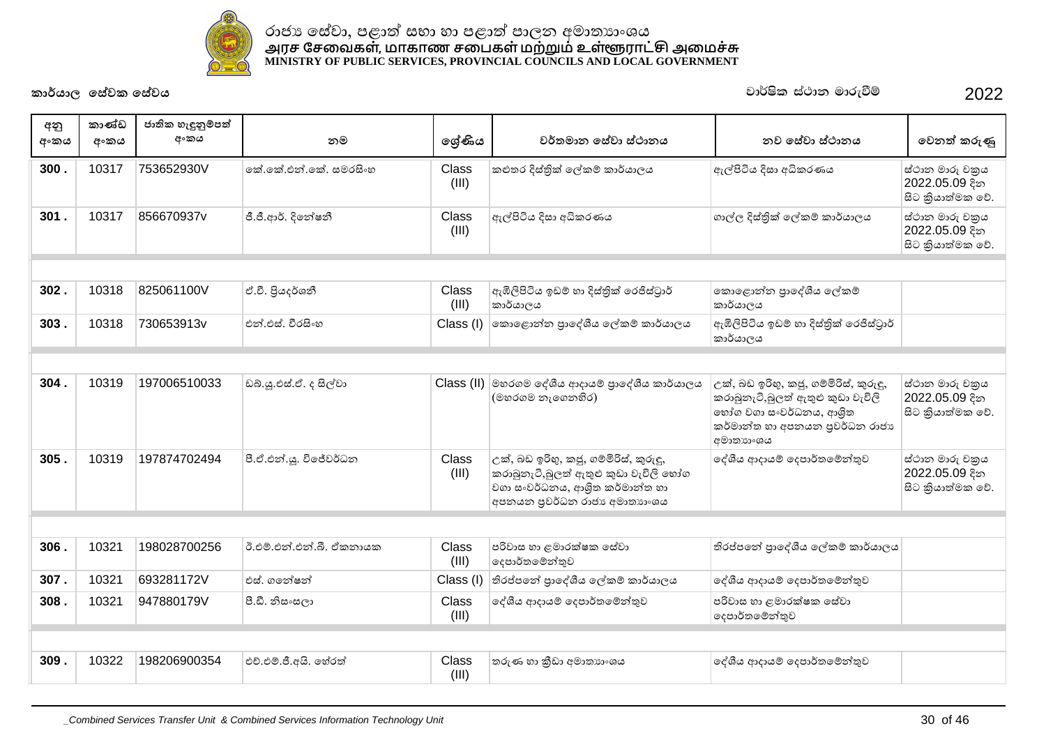රාජ්‍ය සේවා, පළාත් සභා හා පළාත් පාලන අමාත්‍යාංශය
அரச சேவைகள், மாகாண சபைகள் மற்றும் உள்ளூராட்சி அமைச்சு
MINISTRY OF PUBLIC SERVICES, PROVINCIAL COUNCILS AND LOCAL GOVERNMENT

කාර්යාල සේවක සේවය | වාර්ෂික ස්ථාන මාරුවීම් | 2022

| අනු අංකය | කාණ්ඩ අංකය | ජාතික හැඳුනුම්පත් අංකය | නම | ශ්‍රේණිය | වර්තමාන සේවා ස්ථානය | නව සේවා ස්ථානය | වෙනත් කරුණු |
|---|---|---|---|---|---|---|---|
| 300 . | 10317 | 753652930V | කේ.කේ.එන්.කේ. සමරසිංහ | Class (III) | කළුතර දිස්ත්‍රික් ලේකම් කාර්යාලය | ඇල්පිටිය දිසා අධිකරණය | ස්ථාන මාරු චක්‍රය 2022.05.09 දින සිට ක්‍රියාත්මක වේ. |
| 301 . | 10317 | 856670937v | ජී.ජී.ආර්. දිනේෂනි | Class (III) | ඇල්පිටිය දිසා අධිකරණය | ගාල්ල දිස්ත්‍රික් ලේකම් කාර්යාලය | ස්ථාන මාරු චක්‍රය 2022.05.09 දින සිට ක්‍රියාත්මක වේ. |
| | | | | | | | |
| 302 . | 10318 | 825061100V | ඒ.වී. ප්‍රියදර්ශනී | Class (III) | ඇඹිලිපිටිය ඉඩම් හා දිස්ත්‍රික් රෙජිස්ට්‍රාර් කාර්යාලය | කොළොන්න ප්‍රාදේශීය ලේකම් කාර්යාලය | |
| 303 . | 10318 | 730653913v | එන්.එස්. වීරසිංහ | Class (I) | කොළොන්න ප්‍රාදේශීය ලේකම් කාර්යාලය | ඇඹිලිපිටිය ඉඩම් හා දිස්ත්‍රික් රෙජිස්ට්‍රාර් කාර්යාලය | |
| | | | | | | | |
| 304 . | 10319 | 197006510033 | ඩබ්.යූ.එස්.ඒ. ද සිල්වා | Class (II) | මහරගම දේශීය ආදායම් ප්‍රාදේශීය කාර්යාලය (මහරගම නැගෙනහිර) | උක්, බඩ ඉරිඟු, කජු, ගම්මිරිස්, කුරුඳු, කරාබුනැටි,බුලත් ඇතුළු කුඩා වැවිලි භෝග වගා සංවර්ධනය, ආශ්‍රිත කර්මාන්ත හා අපනයන ප්‍රවර්ධන රාජ්‍ය අමාත්‍යාංශය | ස්ථාන මාරු චක්‍රය 2022.05.09 දින සිට ක්‍රියාත්මක වේ. |
| 305 . | 10319 | 197874702494 | පී.ඒ.එන්.යූ. විජේවර්ධන | Class (III) | උක්, බඩ ඉරිඟු, කජු, ගම්මිරිස්, කුරුඳු, කරාබුනැටි,බුලත් ඇතුළු කුඩා වැවිලි භෝග වගා සංවර්ධනය, ආශ්‍රිත කර්මාන්ත හා අපනයන ප්‍රවර්ධන රාජ්‍ය අමාත්‍යාංශය | දේශීය ආදායම් දෙපාර්තමේන්තුව | ස්ථාන මාරු චක්‍රය 2022.05.09 දින සිට ක්‍රියාත්මක වේ. |
| | | | | | | | |
| 306 . | 10321 | 198028700256 | ට්.එම්.එන්.එන්.බී. ඒකනායක | Class (III) | පරිවාස හා ළමාරක්ෂක සේවා දෙපාර්තමේන්තුව | තිරප්පනේ ප්‍රාදේශීය ලේකම් කාර්යාලය | |
| 307 . | 10321 | 693281172V | එස්. ගනේෂන් | Class (I) | තිරප්පනේ ප්‍රාදේශීය ලේකම් කාර්යාලය | දේශීය ආදායම් දෙපාර්තමේන්තුව | |
| 308 . | 10321 | 947880179V | පී.ඩී. නිසංසලා | Class (III) | දේශීය ආදායම් දෙපාර්තමේන්තුව | පරිවාස හා ළමාරක්ෂක සේවා දෙපාර්තමේන්තුව | |
| | | | | | | | |
| 309 . | 10322 | 198206900354 | එච්.එම්.ජී.අයි. හේරත් | Class (III) | තරුණ හා ක්‍රීඩා අමාත්‍යාංශය | දේශීය ආදායම් දෙපාර්තමේන්තුව | |

_Combined Services Transfer Unit & Combined Services Information Technology Unit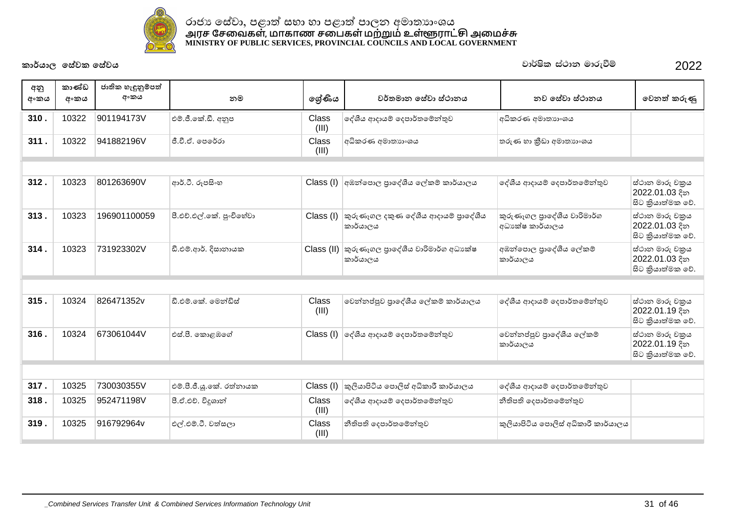රාජ්‍ය සේවා, පළාත් සභා හා පළාත් පාලන අමාත්‍යාංශය
அரச சேவைகள், மாகாண சபைகள் மற்றும் உள்ளூராட்சி அமைச்சு
MINISTRY OF PUBLIC SERVICES, PROVINCIAL COUNCILS AND LOCAL GOVERNMENT

**කාර්යාල සේවක සේවය** — වාර්ෂික ස්ථාන මාරුවීම් — 2022

| අනු අංකය | කාණ්ඩ අංකය | ජාතික හැඳුනුම්පත් අංකය | නම | ශ්‍රේණිය | වර්තමාන සේවා ස්ථානය | නව සේවා ස්ථානය | වෙනත් කරුණු |
|---|---|---|---|---|---|---|---|
| 310 . | 10322 | 901194173V | එම්.ජී.කේ.ඩී. අනුප | Class (III) | දේශීය ආදායම් දෙපාර්තමේන්තුව | අධිකරණ අමාත්‍යාංශය | |
| 311 . | 10322 | 941882196V | ජී.වී.ඒ. පෙරේරා | Class (III) | අධිකරණ අමාත්‍යාංශය | තරුණ හා ක්‍රීඩා අමාත්‍යාංශය | |
| 312 . | 10323 | 801263690V | ආර්.ටී. රූපසිංහ | Class (I) | අඹන්පොල ප්‍රාදේශීය ලේකම් කාර්යාලය | දේශීය ආදායම් දෙපාර්තමේන්තුව | ස්ථාන මාරු චක්‍රය 2022.01.03 දින සිට ක්‍රියාත්මක වේ. |
| 313 . | 10323 | 196901100059 | පී.එච්.එල්.කේ. පුංචිහේවා | Class (I) | කුරුණෑගල දකුණ දේශීය ආදායම් ප්‍රාදේශීය කාර්යාලය | කුරුණෑගල ප්‍රාදේශීය වාරිමාර්ග අධ්‍යක්ෂ කාර්යාලය | ස්ථාන මාරු චක්‍රය 2022.01.03 දින සිට ක්‍රියාත්මක වේ. |
| 314 . | 10323 | 731923302V | ඩී.එම්.ආර්. දිසානායක | Class (II) | කුරුණෑගල ප්‍රාදේශීය වාරිමාර්ග අධ්‍යක්ෂ කාර්යාලය | අඹන්පොල ප්‍රාදේශීය ලේකම් කාර්යාලය | ස්ථාන මාරු චක්‍රය 2022.01.03 දින සිට ක්‍රියාත්මක වේ. |
| 315 . | 10324 | 826471352v | ඩී.එම්.කේ. මෙන්ඩිස් | Class (III) | වෙන්නප්පුව ප්‍රාදේශීය ලේකම් කාර්යාලය | දේශීය ආදායම් දෙපාර්තමේන්තුව | ස්ථාන මාරු චක්‍රය 2022.01.19 දින සිට ක්‍රියාත්මක වේ. |
| 316 . | 10324 | 673061044V | එස්.පී. කොළඹගේ | Class (I) | දේශීය ආදායම් දෙපාර්තමේන්තුව | වෙන්නප්පුව ප්‍රාදේශීය ලේකම් කාර්යාලය | ස්ථාන මාරු චක්‍රය 2022.01.19 දින සිට ක්‍රියාත්මක වේ. |
| 317 . | 10325 | 730030355V | එම්.පී.ජී.යූ.කේ. රත්නායක | Class (I) | කුලියාපිටිය පොලිස් අධිකාරී කාර්යාලය | දේශීය ආදායම් දෙපාර්තමේන්තුව | |
| 318 . | 10325 | 952471198V | පී.ඒ.එච්. විදූශාන් | Class (III) | දේශීය ආදායම් දෙපාර්තමේන්තුව | නීතිපති දෙපාර්තමේන්තුව | |
| 319 . | 10325 | 916792964v | එල්.එම්.ටී. වත්සලා | Class (III) | නීතිපති දෙපාර්තමේන්තුව | කුලියාපිටිය පොලිස් අධිකාරී කාර්යාලය | |

_Combined Services Transfer Unit & Combined Services Information Technology Unit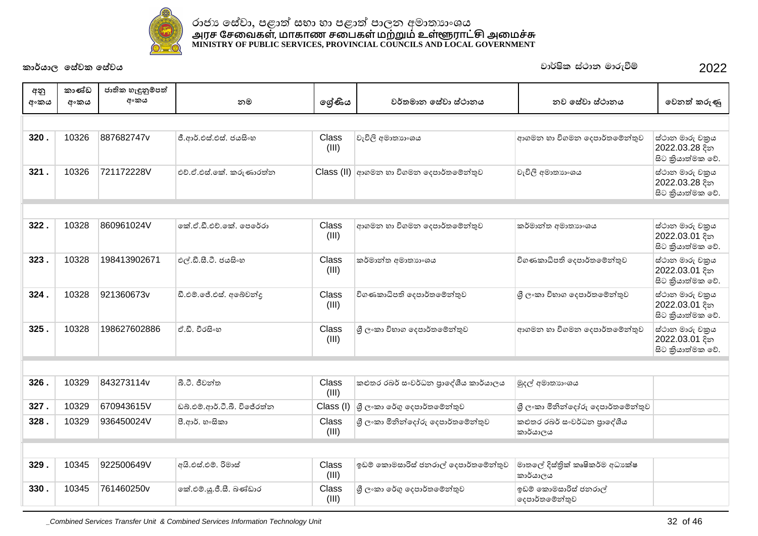රාජ්‍ය සේවා, පළාත් සභා හා පළාත් පාලන අමාත්‍යාංශය
அரச சேவைகள், மாகாண சபைகள் மற்றும் உள்ளூராட்சி அமைச்சு
MINISTRY OF PUBLIC SERVICES, PROVINCIAL COUNCILS AND LOCAL GOVERNMENT

කාර්යාල සේවක සේවය | වාර්ෂික ස්ථාන මාරුවීම් 2022

| අනු අංකය | කාණ්ඩ අංකය | ජාතික හැඳුනුම්පත් අංකය | නම | ශ්‍රේණිය | වර්තමාන සේවා ස්ථානය | නව සේවා ස්ථානය | වෙනත් කරුණු |
|---|---|---|---|---|---|---|---|
| 320 . | 10326 | 887682747v | ජී.ආර්.එස්.එස්. ජයසිංහ | Class (III) | වැවිලි අමාත්‍යාංශය | ආගමන හා විගමන දෙපාර්තමේන්තුව | ස්ථාන මාරු චක්‍රය 2022.03.28 දින සිට ක්‍රියාත්මක වේ. |
| 321 . | 10326 | 721172228V | එච්.ඒ.එස්.කේ. කරුණාරත්න | Class (II) | ආගමන හා විගමන දෙපාර්තමේන්තුව | වැවිලි අමාත්‍යාංශය | ස්ථාන මාරු චක්‍රය 2022.03.28 දින සිට ක්‍රියාත්මක වේ. |
| 322 . | 10328 | 860961024V | කේ.ඒ.ඩී.එච්.කේ. පෙරේරා | Class (III) | ආගමන හා විගමන දෙපාර්තමේන්තුව | කර්මාන්ත අමාත්‍යාංශය | ස්ථාන මාරු චක්‍රය 2022.03.01 දින සිට ක්‍රියාත්මක වේ. |
| 323 . | 10328 | 198413902671 | එල්.ඩී.සී.ටී. ජයසිංහ | Class (III) | කර්මාන්ත අමාත්‍යාංශය | විගණකාධිපති දෙපාර්තමේන්තුව | ස්ථාන මාරු චක්‍රය 2022.03.01 දින සිට ක්‍රියාත්මක වේ. |
| 324 . | 10328 | 921360673v | ඩී.එම්.ජේ.එස්. අබේචන්ද්‍ර | Class (III) | විගණකාධිපති දෙපාර්තමේන්තුව | ශ්‍රී ලංකා විභාග දෙපාර්තමේන්තුව | ස්ථාන මාරු චක්‍රය 2022.03.01 දින සිට ක්‍රියාත්මක වේ. |
| 325 . | 10328 | 198627602886 | ඒ.ඩී. වීරසිංහ | Class (III) | ශ්‍රී ලංකා විභාග දෙපාර්තමේන්තුව | ආගමන හා විගමන දෙපාර්තමේන්තුව | ස්ථාන මාරු චක්‍රය 2022.03.01 දින සිට ක්‍රියාත්මක වේ. |
| 326 . | 10329 | 843273114v | බී.ටී. ජීවන්ත | Class (III) | කළුතර රබර් සංවර්ධන ප්‍රාදේශීය කාර්යාලය | මුදල් අමාත්‍යාංශය | |
| 327 . | 10329 | 670943615V | ඩබ්.එම්.ආර්.ටී.බී. විජේරත්න | Class (I) | ශ්‍රී ලංකා රේගු දෙපාර්තමේන්තුව | ශ්‍රී ලංකා මිනින්දෝරු දෙපාර්තමේන්තුව | |
| 328 . | 10329 | 936450024V | පී.ආර්. හංසිකා | Class (III) | ශ්‍රී ලංකා මිනින්දෝරු දෙපාර්තමේන්තුව | කළුතර රබර් සංවර්ධන ප්‍රාදේශීය කාර්යාලය | |
| 329 . | 10345 | 922500649V | අයි.එස්.එම්. රිමාස් | Class (III) | ඉඩම් කොමසාරිස් ජනරාල් දෙපාර්තමේන්තුව | මාතලේ දිස්ත්‍රික් කෘෂිකර්ම අධ්‍යක්ෂ කාර්යාලය | |
| 330 . | 10345 | 761460250v | කේ.එම්.යූ.ජී.සී. බණ්ඩාර | Class (III) | ශ්‍රී ලංකා රේගු දෙපාර්තමේන්තුව | ඉඩම් කොමසාරිස් ජනරාල් දෙපාර්තමේන්තුව | |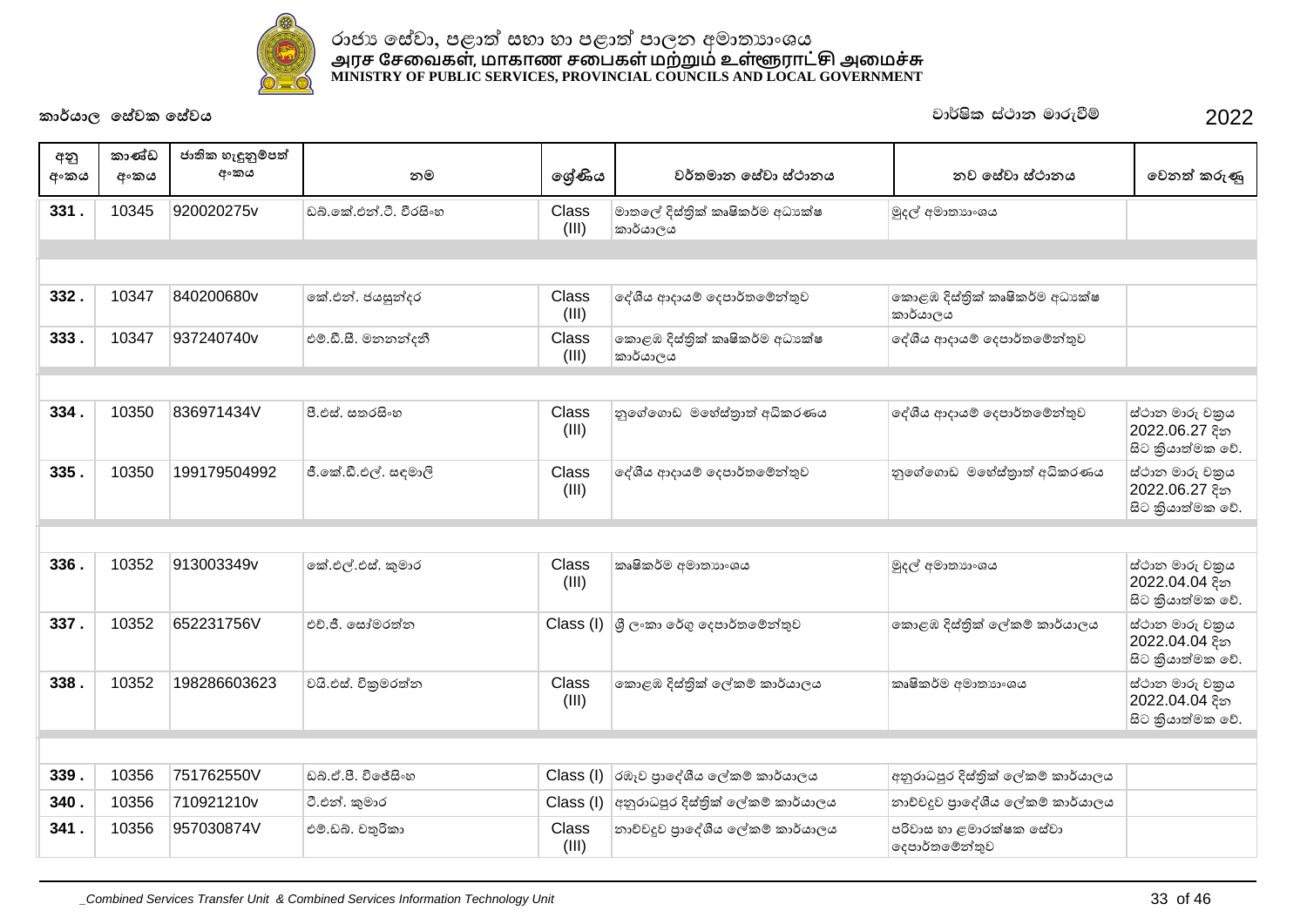රාජ්‍ය සේවා, පළාත් සභා හා පළාත් පාලන අමාත්‍යාංශය
அரச சேவைகள், மாகாண சபைகள் மற்றும் உள்ளூராட்சி அமைச்சு
MINISTRY OF PUBLIC SERVICES, PROVINCIAL COUNCILS AND LOCAL GOVERNMENT

**කාර්යාල සේවක සේවය** **වාර්ෂික ස්ථාන මාරුවීම්** **2022**

| අනු අංකය | කාණ්ඩ අංකය | ජාතික හැඳුනුම්පත් අංකය | නම | ශ්‍රේණිය | වර්තමාන සේවා ස්ථානය | නව සේවා ස්ථානය | වෙනත් කරුණු |
|---|---|---|---|---|---|---|---|
| 331 . | 10345 | 920020275v | ඩබ්.කේ.එන්.ටී. වීරසිංහ | Class (III) | මාතලේ දිස්ත්‍රික් කෘෂිකර්ම අධ්‍යක්ෂ කාර්යාලය | මුදල් අමාත්‍යාංශය | |
| 332 . | 10347 | 840200680v | කේ.එන්. ජයසුන්දර | Class (III) | දේශීය ආදායම් දෙපාර්තමේන්තුව | කොළඹ දිස්ත්‍රික් කෘෂිකර්ම අධ්‍යක්ෂ කාර්යාලය | |
| 333 . | 10347 | 937240740v | එම්.ඩී.සී. මනනන්දනී | Class (III) | කොළඹ දිස්ත්‍රික් කෘෂිකර්ම අධ්‍යක්ෂ කාර්යාලය | දේශීය ආදායම් දෙපාර්තමේන්තුව | |
| 334 . | 10350 | 836971434V | පී.එස්. සතරසිංහ | Class (III) | නුගේගොඩ මහේස්ත්‍රාත් අධිකරණය | දේශීය ආදායම් දෙපාර්තමේන්තුව | ස්ථාන මාරු චක්‍රය 2022.06.27 දින සිට ක්‍රියාත්මක වේ. |
| 335 . | 10350 | 199179504992 | ජී.කේ.ඩී.එල්. සඳමාලි | Class (III) | දේශීය ආදායම් දෙපාර්තමේන්තුව | නුගේගොඩ මහේස්ත්‍රාත් අධිකරණය | ස්ථාන මාරු චක්‍රය 2022.06.27 දින සිට ක්‍රියාත්මක වේ. |
| 336 . | 10352 | 913003349v | කේ.එල්.එස්. කුමාර | Class (III) | කෘෂිකර්ම අමාත්‍යාංශය | මුදල් අමාත්‍යාංශය | ස්ථාන මාරු චක්‍රය 2022.04.04 දින සිට ක්‍රියාත්මක වේ. |
| 337 . | 10352 | 652231756V | එච්.ජී. සෝමරත්න | Class (I) | ශ්‍රී ලංකා රේගු දෙපාර්තමේන්තුව | කොළඹ දිස්ත්‍රික් ලේකම් කාර්යාලය | ස්ථාන මාරු චක්‍රය 2022.04.04 දින සිට ක්‍රියාත්මක වේ. |
| 338 . | 10352 | 198286603623 | වයි.එස්. වික්‍රමරත්න | Class (III) | කොළඹ දිස්ත්‍රික් ලේකම් කාර්යාලය | කෘෂිකර්ම අමාත්‍යාංශය | ස්ථාන මාරු චක්‍රය 2022.04.04 දින සිට ක්‍රියාත්මක වේ. |
| 339 . | 10356 | 751762550V | ඩබ්.ඒ.පී. විජේසිංහ | Class (I) | රඹෑව ප්‍රාදේශීය ලේකම් කාර්යාලය | අනුරාධපුර දිස්ත්‍රික් ලේකම් කාර්යාලය | |
| 340 . | 10356 | 710921210v | ටී.එන්. කුමාර | Class (I) | අනුරාධපුර දිස්ත්‍රික් ලේකම් කාර්යාලය | නාච්චදූව ප්‍රාදේශීය ලේකම් කාර්යාලය | |
| 341 . | 10356 | 957030874V | එම්.ඩබ්. චතුරිකා | Class (III) | නාච්චදූව ප්‍රාදේශීය ලේකම් කාර්යාලය | පරිවාස හා ළමාරක්ෂක සේවා දෙපාර්තමේන්තුව | |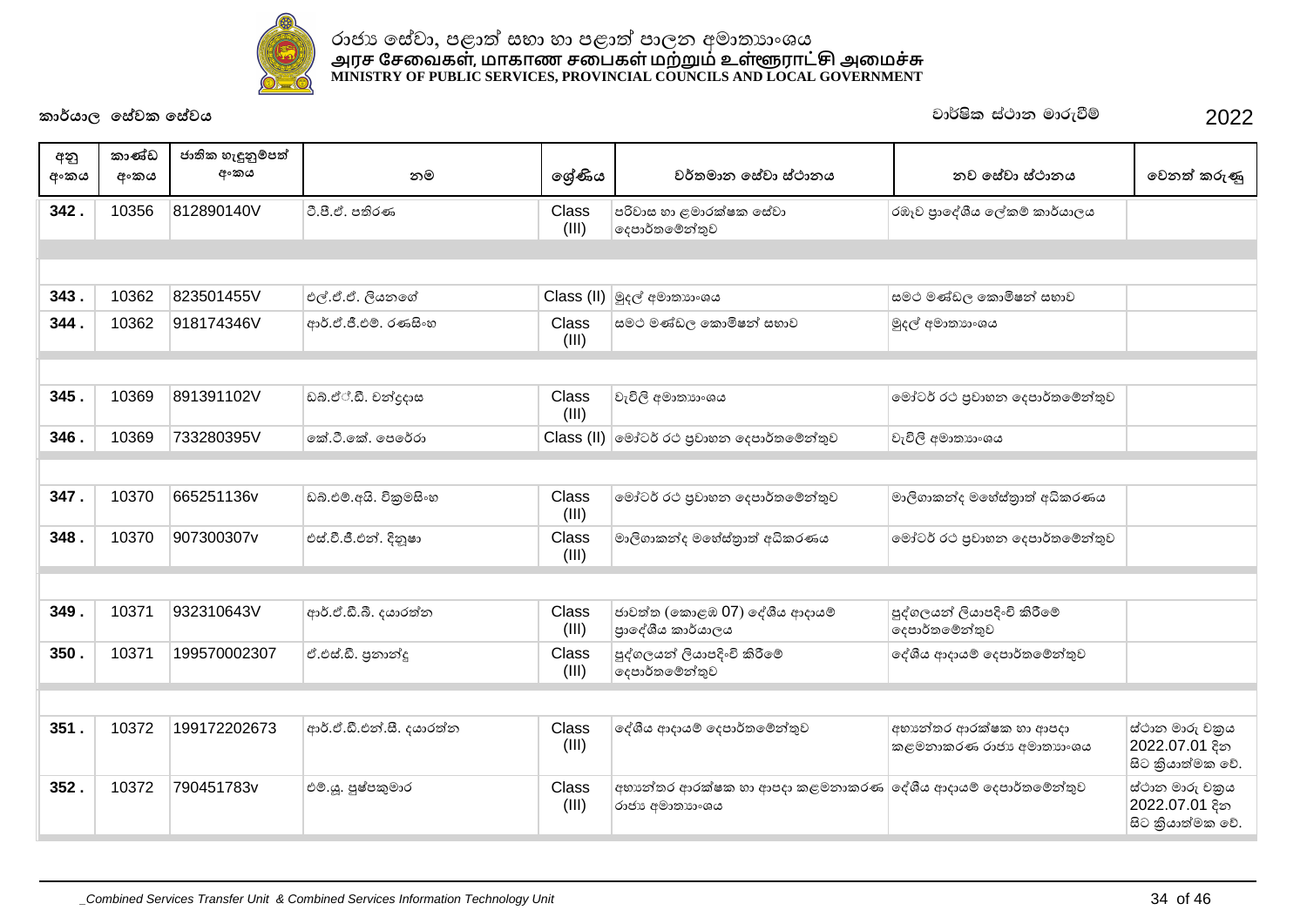රාජ්‍ය සේවා, පළාත් සභා හා පළාත් පාලන අමාත්‍යාංශය
அரச சேவைகள், மாகாண சபைகள் மற்றும் உள்ளூராட்சி அமைச்சு
MINISTRY OF PUBLIC SERVICES, PROVINCIAL COUNCILS AND LOCAL GOVERNMENT

**කාර්යාල සේවක සේවය** — වාර්ෂික ස්ථාන මාරුවීම් 2022

| අනු අංකය | කාණ්ඩ අංකය | ජාතික හැඳුනුම්පත් අංකය | නම | ශ්‍රේණිය | වර්තමාන සේවා ස්ථානය | නව සේවා ස්ථානය | වෙනත් කරුණු |
|---|---|---|---|---|---|---|---|
| 342 . | 10356 | 812890140V | ටී.පී.ඒ. පතිරණ | Class (III) | පරිවාස හා ළමාරක්ෂක සේවා දෙපාර්තමේන්තුව | රඹෑව ප්‍රාදේශීය ලේකම් කාර්යාලය | |
| 343 . | 10362 | 823501455V | එල්.ඒ.ඒ. ලියනගේ | Class (II) | මුදල් අමාත්‍යාංශය | සමථ මණ්ඩල කොමිෂන් සභාව | |
| 344 . | 10362 | 918174346V | ආර්.ඒ.ජී.එම්. රණසිංහ | Class (III) | සමථ මණ්ඩල කොමිෂන් සභාව | මුදල් අමාත්‍යාංශය | |
| 345 . | 10369 | 891391102V | ඩබ්.ඒ්.ඩී. චන්ද්‍රදාස | Class (III) | වැවිලි අමාත්‍යාංශය | මෝටර් රථ ප්‍රවාහන දෙපාර්තමේන්තුව | |
| 346 . | 10369 | 733280395V | කේ.ටී.කේ. පෙරේරා | Class (II) | මෝටර් රථ ප්‍රවාහන දෙපාර්තමේන්තුව | වැවිලි අමාත්‍යාංශය | |
| 347 . | 10370 | 665251136v | ඩබ්.එම්.අයි. වික්‍රමසිංහ | Class (III) | මෝටර් රථ ප්‍රවාහන දෙපාර්තමේන්තුව | මාලිගාකන්ද මහේස්ත්‍රාත් අධිකරණය | |
| 348 . | 10370 | 907300307v | එස්.වී.ජී.එන්. දිනුෂා | Class (III) | මාලිගාකන්ද මහේස්ත්‍රාත් අධිකරණය | මෝටර් රථ ප්‍රවාහන දෙපාර්තමේන්තුව | |
| 349 . | 10371 | 932310643V | ආර්.ඒ.ඩී.බී. දයාරත්න | Class (III) | ජාවත්ත (කොළඹ 07) දේශීය ආදායම් ප්‍රාදේශීය කාර්යාලය | පුද්ගලයන් ලියාපදිංචි කිරීමේ දෙපාර්තමේන්තුව | |
| 350 . | 10371 | 199570002307 | ඒ.එස්.ඩී. ප්‍රනාන්දු | Class (III) | පුද්ගලයන් ලියාපදිංචි කිරීමේ දෙපාර්තමේන්තුව | දේශීය ආදායම් දෙපාර්තමේන්තුව | |
| 351 . | 10372 | 199172202673 | ආර්.ඒ.ඩී.එන්.සී. දයාරත්න | Class (III) | දේශීය ආදායම් දෙපාර්තමේන්තුව | අභ්‍යන්තර ආරක්ෂක හා ආපදා කළමනාකරණ රාජ්‍ය අමාත්‍යාංශය | ස්ථාන මාරු චක්‍රය 2022.07.01 දින සිට ක්‍රියාත්මක වේ. |
| 352 . | 10372 | 790451783v | එම්.යූ. පුෂ්පකුමාර | Class (III) | අභ්‍යන්තර ආරක්ෂක හා ආපදා කළමනාකරණ රාජ්‍ය අමාත්‍යාංශය | දේශීය ආදායම් දෙපාර්තමේන්තුව | ස්ථාන මාරු චක්‍රය 2022.07.01 දින සිට ක්‍රියාත්මක වේ. |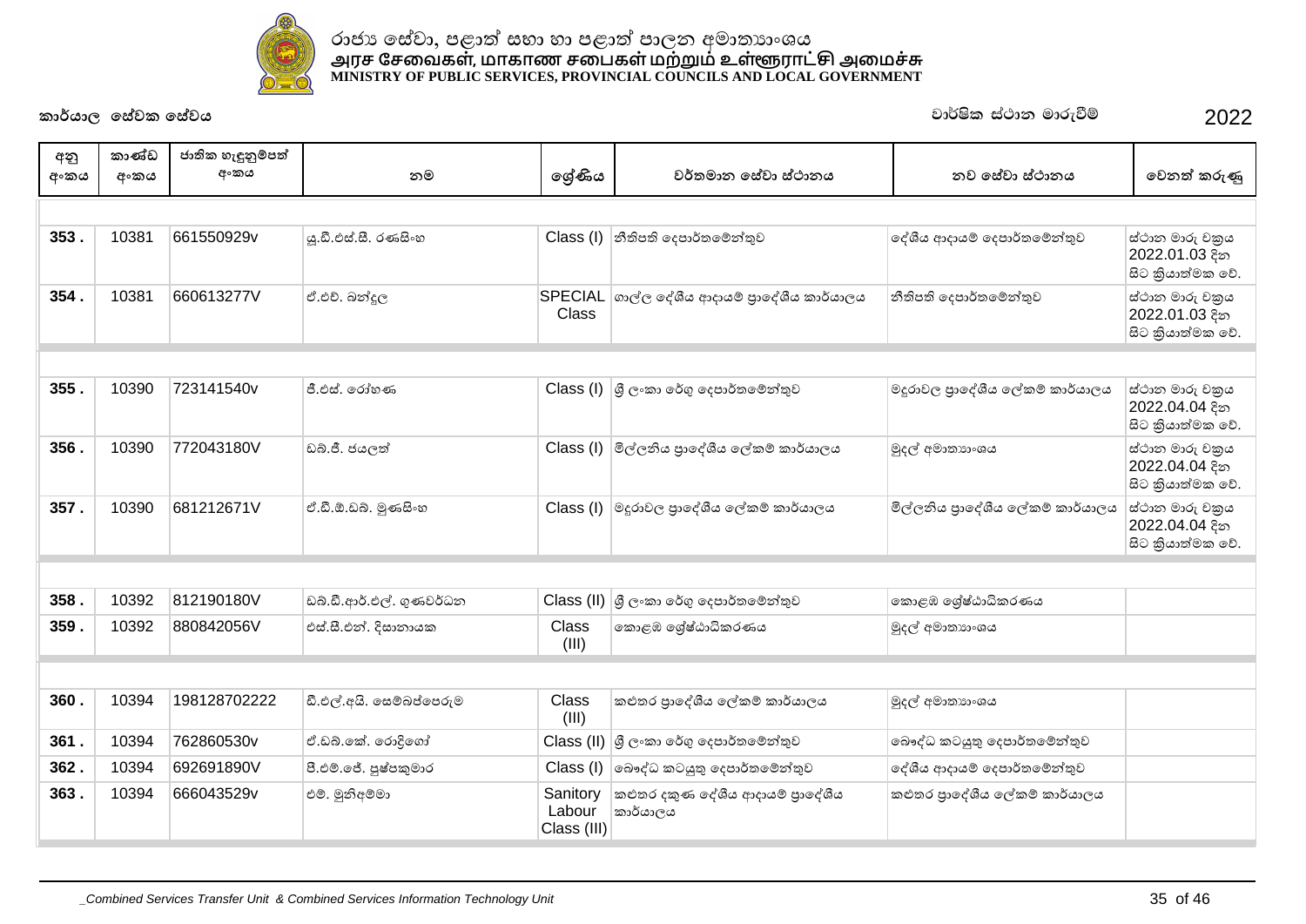රාජ්‍ය සේවා, පළාත් සභා හා පළාත් පාලන අමාත්‍යාංශය
அரச சேவைகள், மாகாண சபைகள் மற்றும் உள்ளூராட்சி அமைச்சு
MINISTRY OF PUBLIC SERVICES, PROVINCIAL COUNCILS AND LOCAL GOVERNMENT

**කාර්යාල සේවක සේවය** — වාර්ෂික ස්ථාන මාරුවීම් 2022

| අනු අංකය | කාණ්ඩ අංකය | ජාතික හැඳුනුම්පත් අංකය | නම | ශ්‍රේණිය | වර්තමාන සේවා ස්ථානය | නව සේවා ස්ථානය | වෙනත් කරුණු |
|---|---|---|---|---|---|---|---|
| 353 . | 10381 | 661550929v | යූ.ඩී.එස්.සී. රණසිංහ | Class (I) | නීතිපති දෙපාර්තමේන්තුව | දේශීය ආදායම් දෙපාර්තමේන්තුව | ස්ථාන මාරු චක්‍රය 2022.01.03 දින සිට ක්‍රියාත්මක වේ. |
| 354 . | 10381 | 660613277V | ඒ.එච්. බන්දුල | SPECIAL Class | ගාල්ල දේශීය ආදායම් ප්‍රාදේශීය කාර්යාලය | නීතිපති දෙපාර්තමේන්තුව | ස්ථාන මාරු චක්‍රය 2022.01.03 දින සිට ක්‍රියාත්මක වේ. |
| 355 . | 10390 | 723141540v | ජී.එස්. රෝහණ | Class (I) | ශ්‍රී ලංකා රේගු දෙපාර්තමේන්තුව | මදුරාවල ප්‍රාදේශීය ලේකම් කාර්යාලය | ස්ථාන මාරු චක්‍රය 2022.04.04 දින සිට ක්‍රියාත්මක වේ. |
| 356 . | 10390 | 772043180V | ඩබ්.ජී. ජයලත් | Class (I) | මිල්ලනිය ප්‍රාදේශීය ලේකම් කාර්යාලය | මුදල් අමාත්‍යාංශය | ස්ථාන මාරු චක්‍රය 2022.04.04 දින සිට ක්‍රියාත්මක වේ. |
| 357 . | 10390 | 681212671V | ඒ.ඩී.ඕ.ඩබ්. මුණසිංහ | Class (I) | මදුරාවල ප්‍රාදේශීය ලේකම් කාර්යාලය | මිල්ලනිය ප්‍රාදේශීය ලේකම් කාර්යාලය | ස්ථාන මාරු චක්‍රය 2022.04.04 දින සිට ක්‍රියාත්මක වේ. |
| 358 . | 10392 | 812190180V | ඩබ්.ඩී.ආර්.එල්. ගුණවර්ධන | Class (II) | ශ්‍රී ලංකා රේගු දෙපාර්තමේන්තුව | කොළඹ ශ්‍රේෂ්ඨාධිකරණය | |
| 359 . | 10392 | 880842056V | එස්.සී.එන්. දිසානායක | Class (III) | කොළඹ ශ්‍රේෂ්ඨාධිකරණය | මුදල් අමාත්‍යාංශය | |
| 360 . | 10394 | 198128702222 | ඩී.එල්.අයි. සෙම්බප්පෙරුම | Class (III) | කළුතර ප්‍රාදේශීය ලේකම් කාර්යාලය | මුදල් අමාත්‍යාංශය | |
| 361 . | 10394 | 762860530v | ඒ.ඩබ්.කේ. රොද්‍රිගෝ | Class (II) | ශ්‍රී ලංකා රේගු දෙපාර්තමේන්තුව | බෞද්ධ කටයුතු දෙපාර්තමේන්තුව | |
| 362 . | 10394 | 692691890V | පී.එම්.ජේ. පුෂ්පකුමාර | Class (I) | බෞද්ධ කටයුතු දෙපාර්තමේන්තුව | දේශීය ආදායම් දෙපාර්තමේන්තුව | |
| 363 . | 10394 | 666043529v | එම්. මුනිඅම්මා | Sanitory Labour Class (III) | කළුතර දකුණ දේශීය ආදායම් ප්‍රාදේශීය කාර්යාලය | කළුතර ප්‍රාදේශීය ලේකම් කාර්යාලය | |

_Combined Services Transfer Unit & Combined Services Information Technology Unit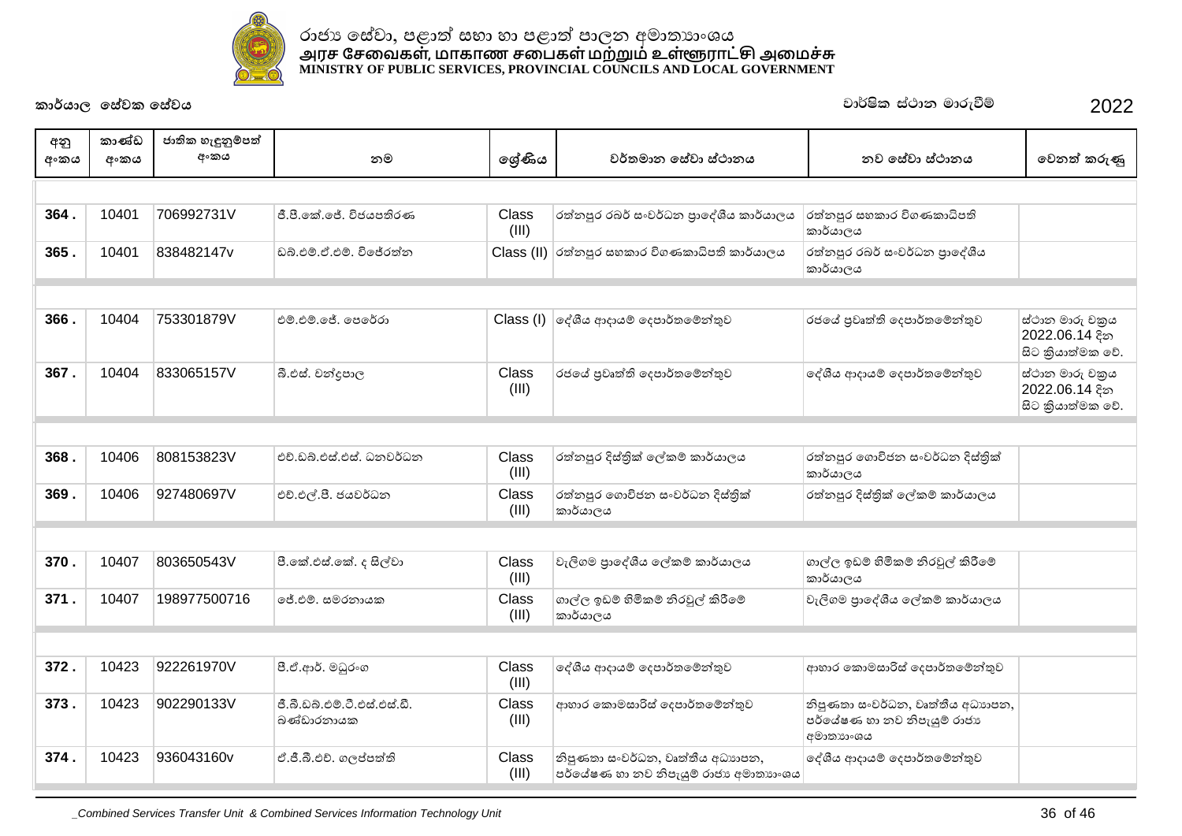රාජ්‍ය සේවා, පළාත් සභා හා පළාත් පාලන අමාත්‍යාංශය
அரச சேவைகள், மாகாண சபைகள் மற்றும் உள்ளூராட்சி அமைச்சு
MINISTRY OF PUBLIC SERVICES, PROVINCIAL COUNCILS AND LOCAL GOVERNMENT

**කාර්යාල සේවක සේවය** — වාර්ෂික ස්ථාන මාරුවීම් 2022

| අනු අංකය | කාණ්ඩ අංකය | ජාතික හැඳුනුම්පත් අංකය | නම | ශ්‍රේණිය | වර්තමාන සේවා ස්ථානය | නව සේවා ස්ථානය | වෙනත් කරුණු |
|---|---|---|---|---|---|---|---|
| 364 . | 10401 | 706992731V | ජී.පී.කේ.ජේ. විජයපතිරණ | Class (III) | රත්නපුර රබර් සංවර්ධන ප්‍රාදේශීය කාර්යාලය | රත්නපුර සහකාර විගණකාධිපති කාර්යාලය | |
| 365 . | 10401 | 838482147v | ඩබ්.එම්.ඒ.එම්. විජේරත්න | Class (II) | රත්නපුර සහකාර විගණකාධිපති කාර්යාලය | රත්නපුර රබර් සංවර්ධන ප්‍රාදේශීය කාර්යාලය | |
| 366 . | 10404 | 753301879V | එම්.එම්.ජේ. පෙරේරා | Class (I) | දේශීය ආදායම් දෙපාර්තමේන්තුව | රජයේ ප්‍රවෘත්ති දෙපාර්තමේන්තුව | ස්ථාන මාරු චක්‍රය 2022.06.14 දින සිට ක්‍රියාත්මක වේ. |
| 367 . | 10404 | 833065157V | බී.එස්. චන්ද්‍රපාල | Class (III) | රජයේ ප්‍රවෘත්ති දෙපාර්තමේන්තුව | දේශීය ආදායම් දෙපාර්තමේන්තුව | ස්ථාන මාරු චක්‍රය 2022.06.14 දින සිට ක්‍රියාත්මක වේ. |
| 368 . | 10406 | 808153823V | එච්.ඩබ්.එස්.එස්. ධනවර්ධන | Class (III) | රත්නපුර දිස්ත්‍රික් ලේකම් කාර්යාලය | රත්නපුර ගොවිජන සංවර්ධන දිස්ත්‍රික් කාර්යාලය | |
| 369 . | 10406 | 927480697V | එච්.එල්.පී. ජයවර්ධන | Class (III) | රත්නපුර ගොවිජන සංවර්ධන දිස්ත්‍රික් කාර්යාලය | රත්නපුර දිස්ත්‍රික් ලේකම් කාර්යාලය | |
| 370 . | 10407 | 803650543V | පී.කේ.එස්.කේ. ද සිල්වා | Class (III) | වැලිගම ප්‍රාදේශීය ලේකම් කාර්යාලය | ගාල්ල ඉඩම් හිමිකම් නිරවුල් කිරීමේ කාර්යාලය | |
| 371 . | 10407 | 198977500716 | ජේ.එම්. සමරනායක | Class (III) | ගාල්ල ඉඩම් හිමිකම් නිරවුල් කිරීමේ කාර්යාලය | වැලිගම ප්‍රාදේශීය ලේකම් කාර්යාලය | |
| 372 . | 10423 | 922261970V | පී.ඒ.ආර්. මධුරංග | Class (III) | දේශීය ආදායම් දෙපාර්තමේන්තුව | ආහාර කොමසාරිස් දෙපාර්තමේන්තුව | |
| 373 . | 10423 | 902290133V | ජී.බී.ඩබ්.එම්.ටී.එස්.එස්.ඩී. බණ්ඩාරනායක | Class (III) | ආහාර කොමසාරිස් දෙපාර්තමේන්තුව | නිපුණතා සංවර්ධන, වෘත්තීය අධ්‍යාපන, පර්යේෂණ හා නව නිපැයුම් රාජ්‍ය අමාත්‍යාංශය | |
| 374 . | 10423 | 936043160v | ඒ.ජී.බී.එච්. ගලප්පත්ති | Class (III) | නිපුණතා සංවර්ධන, වෘත්තීය අධ්‍යාපන, පර්යේෂණ හා නව නිපැයුම් රාජ්‍ය අමාත්‍යාංශය | දේශීය ආදායම් දෙපාර්තමේන්තුව | |

_Combined Services Transfer Unit & Combined Services Information Technology Unit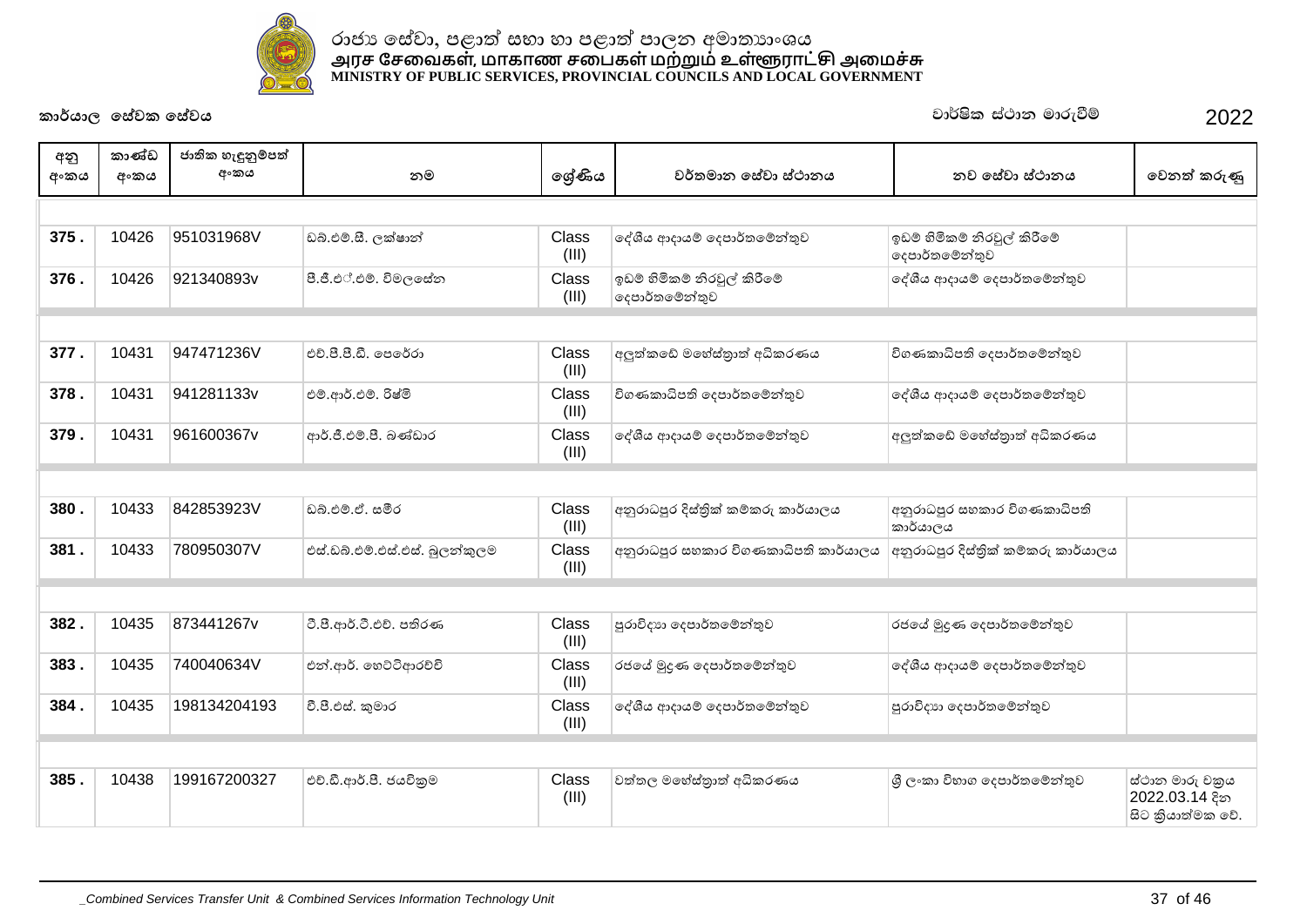රාජ්‍ය සේවා, පළාත් සභා හා පළාත් පාලන අමාත්‍යාංශය
அரச சேவைகள், மாகாண சபைகள் மற்றும் உள்ளூராட்சி அமைச்சு
MINISTRY OF PUBLIC SERVICES, PROVINCIAL COUNCILS AND LOCAL GOVERNMENT

**කාර්යාල සේවක සේවය** | **වාර්ෂික ස්ථාන මාරුවීම් 2022**

| අනු අංකය | කාණ්ඩ අංකය | ජාතික හැඳුනුම්පත් අංකය | නම | ශ්‍රේණිය | වර්තමාන සේවා ස්ථානය | නව සේවා ස්ථානය | වෙනත් කරුණු |
|---|---|---|---|---|---|---|---|
| **375 .** | 10426 | 951031968V | ඩබ්.එම්.සී. ලක්ෂාන් | Class (III) | දේශීය ආදායම් දෙපාර්තමේන්තුව | ඉඩම් හිමිකම් නිරවුල් කිරීමේ දෙපාර්තමේන්තුව | |
| **376 .** | 10426 | 921340893v | පී.ජී.එ්.එම්. විමලසේන | Class (III) | ඉඩම් හිමිකම් නිරවුල් කිරීමේ දෙපාර්තමේන්තුව | දේශීය ආදායම් දෙපාර්තමේන්තුව | |
| **377 .** | 10431 | 947471236V | එච්.පී.පී.ඩී. පෙරේරා | Class (III) | අලුත්කඩේ මහේස්ත්‍රාත් අධිකරණය | විගණකාධිපති දෙපාර්තමේන්තුව | |
| **378 .** | 10431 | 941281133v | එම්.ආර්.එම්. රිෂ්මි | Class (III) | විගණකාධිපති දෙපාර්තමේන්තුව | දේශීය ආදායම් දෙපාර්තමේන්තුව | |
| **379 .** | 10431 | 961600367v | ආර්.ජී.එම්.පී. බණ්ඩාර | Class (III) | දේශීය ආදායම් දෙපාර්තමේන්තුව | අලුත්කඩේ මහේස්ත්‍රාත් අධිකරණය | |
| **380 .** | 10433 | 842853923V | ඩබ්.එම්.ඒ. සමීර | Class (III) | අනුරාධපුර දිස්ත්‍රික් කම්කරු කාර්යාලය | අනුරාධපුර සහකාර විගණකාධිපති කාර්යාලය | |
| **381 .** | 10433 | 780950307V | එස්.ඩබ්.එම්.එස්.එස්. බුලන්කුලම | Class (III) | අනුරාධපුර සහකාර විගණකාධිපති කාර්යාලය | අනුරාධපුර දිස්ත්‍රික් කම්කරු කාර්යාලය | |
| **382 .** | 10435 | 873441267v | ටී.පී.ආර්.ටී.එච්. පතිරණ | Class (III) | පුරාවිද්‍යා දෙපාර්තමේන්තුව | රජයේ මුද්‍රණ දෙපාර්තමේන්තුව | |
| **383 .** | 10435 | 740040634V | එන්.ආර්. හෙට්ටිආරච්චි | Class (III) | රජයේ මුද්‍රණ දෙපාර්තමේන්තුව | දේශීය ආදායම් දෙපාර්තමේන්තුව | |
| **384 .** | 10435 | 198134204193 | වී.පී.එස්. කුමාර | Class (III) | දේශීය ආදායම් දෙපාර්තමේන්තුව | පුරාවිද්‍යා දෙපාර්තමේන්තුව | |
| **385 .** | 10438 | 199167200327 | එච්.ඩී.ආර්.පී. ජයවික්‍රම | Class (III) | වත්තල මහේස්ත්‍රාත් අධිකරණය | ශ්‍රී ලංකා විභාග දෙපාර්තමේන්තුව | ස්ථාන මාරු චක්‍රය 2022.03.14 දින සිට ක්‍රියාත්මක වේ. |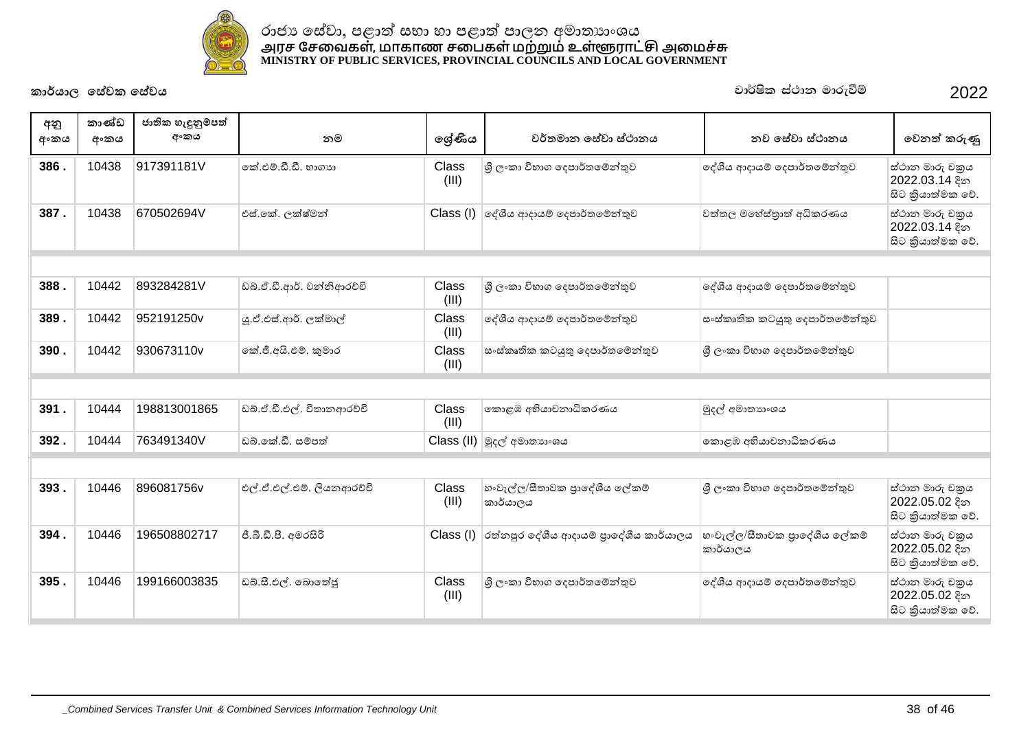රාජ්‍ය සේවා, පළාත් සභා හා පළාත් පාලන අමාත්‍යාංශය
அரச சேவைகள், மாகாண சபைகள் மற்றும் உள்ளூராட்சி அமைச்சு
MINISTRY OF PUBLIC SERVICES, PROVINCIAL COUNCILS AND LOCAL GOVERNMENT

**කාර්යාල සේවක සේවය** — වාර්ෂික ස්ථාන මාරුවීම් 2022

| අනු අංකය | කාණ්ඩ අංකය | ජාතික හැඳුනුම්පත් අංකය | නම | ශ්‍රේණිය | වර්තමාන සේවා ස්ථානය | නව සේවා ස්ථානය | වෙනත් කරුණු |
|---|---|---|---|---|---|---|---|
| 386 . | 10438 | 917391181V | කේ.එම්.ඩී.ඩී. භාග්‍යා | Class (III) | ශ්‍රී ලංකා විභාග දෙපාර්තමේන්තුව | දේශීය ආදායම් දෙපාර්තමේන්තුව | ස්ථාන මාරු චක්‍රය 2022.03.14 දින සිට ක්‍රියාත්මක වේ. |
| 387 . | 10438 | 670502694V | එස්.කේ. ලක්ෂ්මන් | Class (I) | දේශීය ආදායම් දෙපාර්තමේන්තුව | වත්තල මහේස්ත්‍රාත් අධිකරණය | ස්ථාන මාරු චක්‍රය 2022.03.14 දින සිට ක්‍රියාත්මක වේ. |
| | | | | | | | |
| 388 . | 10442 | 893284281V | ඩබ්.ඒ.ඩී.ආර්. චන්නිආරච්චි | Class (III) | ශ්‍රී ලංකා විභාග දෙපාර්තමේන්තුව | දේශීය ආදායම් දෙපාර්තමේන්තුව | |
| 389 . | 10442 | 952191250v | යූ.ඒ.එස්.ආර්. ලක්මාල් | Class (III) | දේශීය ආදායම් දෙපාර්තමේන්තුව | සංස්කෘතික කටයුතු දෙපාර්තමේන්තුව | |
| 390 . | 10442 | 930673110v | කේ.ජී.අයි.එම්. කුමාර | Class (III) | සංස්කෘතික කටයුතු දෙපාර්තමේන්තුව | ශ්‍රී ලංකා විභාග දෙපාර්තමේන්තුව | |
| | | | | | | | |
| 391 . | 10444 | 198813001865 | ඩබ්.ඒ.ඩී.එල්. විතානආරච්චි | Class (III) | කොළඹ අභියාචනාධිකරණය | මුදල් අමාත්‍යාංශය | |
| 392 . | 10444 | 763491340V | ඩබ්.කේ.ඩී. සම්පත් | Class (II) | මුදල් අමාත්‍යාංශය | කොළඹ අභියාචනාධිකරණය | |
| | | | | | | | |
| 393 . | 10446 | 896081756v | එල්.ඒ.එල්.එම්. ලියනආරච්චි | Class (III) | හංවැල්ල/සීතාවක ප්‍රාදේශීය ලේකම් කාර්යාලය | ශ්‍රී ලංකා විභාග දෙපාර්තමේන්තුව | ස්ථාන මාරු චක්‍රය 2022.05.02 දින සිට ක්‍රියාත්මක වේ. |
| 394 . | 10446 | 196508802717 | ජී.බී.ඩී.පී. අමරසිරි | Class (I) | රත්නපුර දේශීය ආදායම් ප්‍රාදේශීය කාර්යාලය | හංවැල්ල/සීතාවක ප්‍රාදේශීය ලේකම් කාර්යාලය | ස්ථාන මාරු චක්‍රය 2022.05.02 දින සිට ක්‍රියාත්මක වේ. |
| 395 . | 10446 | 199166003835 | ඩබ්.සී.එල්. බොතේජු | Class (III) | ශ්‍රී ලංකා විභාග දෙපාර්තමේන්තුව | දේශීය ආදායම් දෙපාර්තමේන්තුව | ස්ථාන මාරු චක්‍රය 2022.05.02 දින සිට ක්‍රියාත්මක වේ. |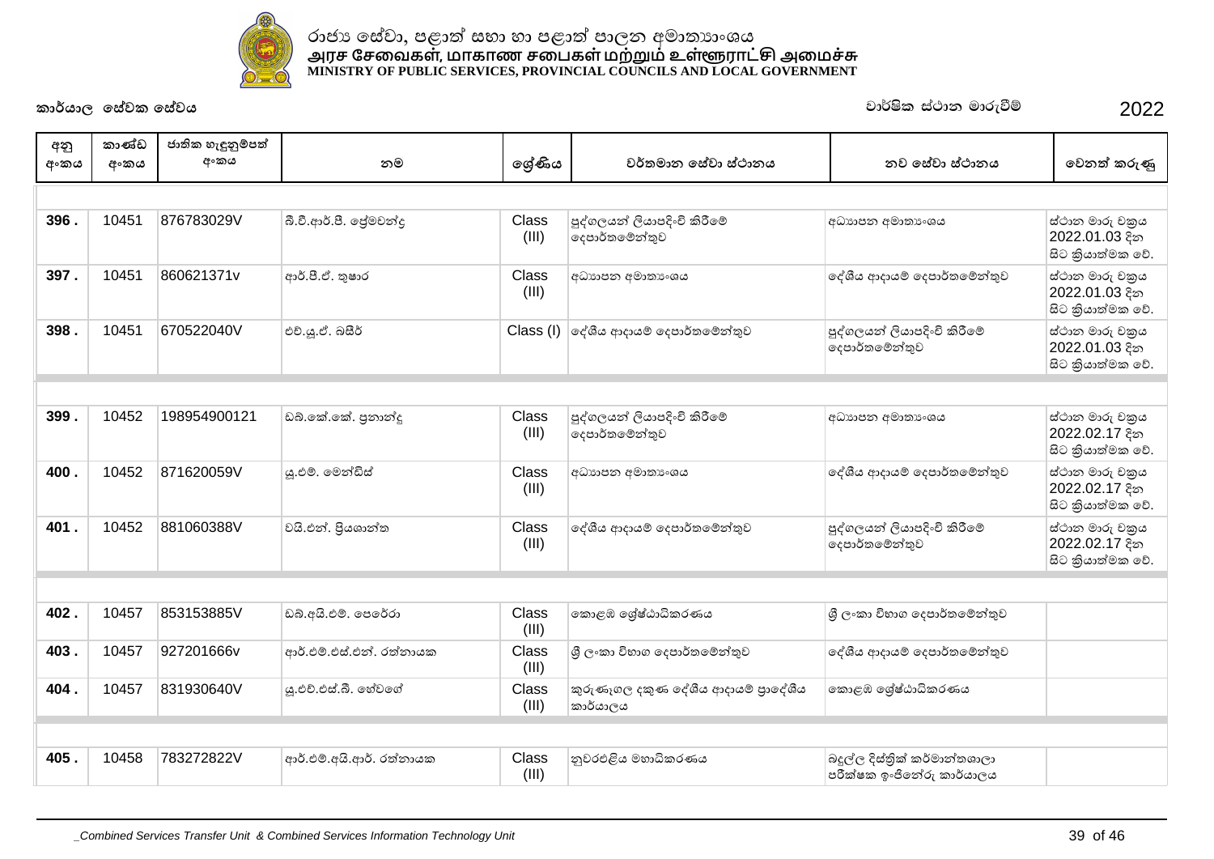රාජ්‍ය සේවා, පළාත් සභා හා පළාත් පාලන අමාත්‍යාංශය
அரச சேவைகள், மாகாண சபைகள் மற்றும் உள்ளூராட்சி அமைச்சு
MINISTRY OF PUBLIC SERVICES, PROVINCIAL COUNCILS AND LOCAL GOVERNMENT

**කාර්යාල සේවක සේවය** — **වාර්ෂික ස්ථාන මාරුවීම් 2022**

| අනු අංකය | කාණ්ඩ අංකය | ජාතික හැඳුනුම්පත් අංකය | නම | ශ්‍රේණිය | වර්තමාන සේවා ස්ථානය | නව සේවා ස්ථානය | වෙනත් කරුණු |
|---|---|---|---|---|---|---|---|
| 396 . | 10451 | 876783029V | බී.වී.ආර්.පී. ප්‍රේමචන්ද්‍ර | Class (III) | පුද්ගලයන් ලියාපදිංචි කිරීමේ දෙපාර්තමේන්තුව | අධ්‍යාපන අමාත්‍යංශය | ස්ථාන මාරු චක්‍රය 2022.01.03 දින සිට ක්‍රියාත්මක වේ. |
| 397 . | 10451 | 860621371v | ආර්.පී.ඒ. තුෂාර | Class (III) | අධ්‍යාපන අමාත්‍යංශය | දේශීය ආදායම් දෙපාර්තමේන්තුව | ස්ථාන මාරු චක්‍රය 2022.01.03 දින සිට ක්‍රියාත්මක වේ. |
| 398 . | 10451 | 670522040V | එච්.යූ.ඒ. බසීර් | Class (I) | දේශීය ආදායම් දෙපාර්තමේන්තුව | පුද්ගලයන් ලියාපදිංචි කිරීමේ දෙපාර්තමේන්තුව | ස්ථාන මාරු චක්‍රය 2022.01.03 දින සිට ක්‍රියාත්මක වේ. |
| 399 . | 10452 | 198954900121 | ඩබ්.කේ.කේ. ප්‍රනාන්දු | Class (III) | පුද්ගලයන් ලියාපදිංචි කිරීමේ දෙපාර්තමේන්තුව | අධ්‍යාපන අමාත්‍යංශය | ස්ථාන මාරු චක්‍රය 2022.02.17 දින සිට ක්‍රියාත්මක වේ. |
| 400 . | 10452 | 871620059V | යූ.එම්. මෙන්ඩිස් | Class (III) | අධ්‍යාපන අමාත්‍යංශය | දේශීය ආදායම් දෙපාර්තමේන්තුව | ස්ථාන මාරු චක්‍රය 2022.02.17 දින සිට ක්‍රියාත්මක වේ. |
| 401 . | 10452 | 881060388V | වයි.එන්. ප්‍රියශාන්ත | Class (III) | දේශීය ආදායම් දෙපාර්තමේන්තුව | පුද්ගලයන් ලියාපදිංචි කිරීමේ දෙපාර්තමේන්තුව | ස්ථාන මාරු චක්‍රය 2022.02.17 දින සිට ක්‍රියාත්මක වේ. |
| 402 . | 10457 | 853153885V | ඩබ්.අයි.එම්. පෙරේරා | Class (III) | කොළඹ ශ්‍රේෂ්ඨාධිකරණය | ශ්‍රී ලංකා විභාග දෙපාර්තමේන්තුව | |
| 403 . | 10457 | 927201666v | ආර්.එම්.එස්.එන්. රත්නායක | Class (III) | ශ්‍රී ලංකා විභාග දෙපාර්තමේන්තුව | දේශීය ආදායම් දෙපාර්තමේන්තුව | |
| 404 . | 10457 | 831930640V | යූ.එච්.එස්.බී. හේවගේ | Class (III) | කුරුණෑගල දකුණ දේශීය ආදායම් ප්‍රාදේශීය කාර්යාලය | කොළඹ ශ්‍රේෂ්ඨාධිකරණය | |
| 405 . | 10458 | 783272822V | ආර්.එම්.අයි.ආර්. රත්නායක | Class (III) | නුවරඑළිය මහාධිකරණය | බදුල්ල දිස්ත්‍රික් කර්මාන්තශාලා පරීක්ෂක ඉංජිනේරු කාර්යාලය | |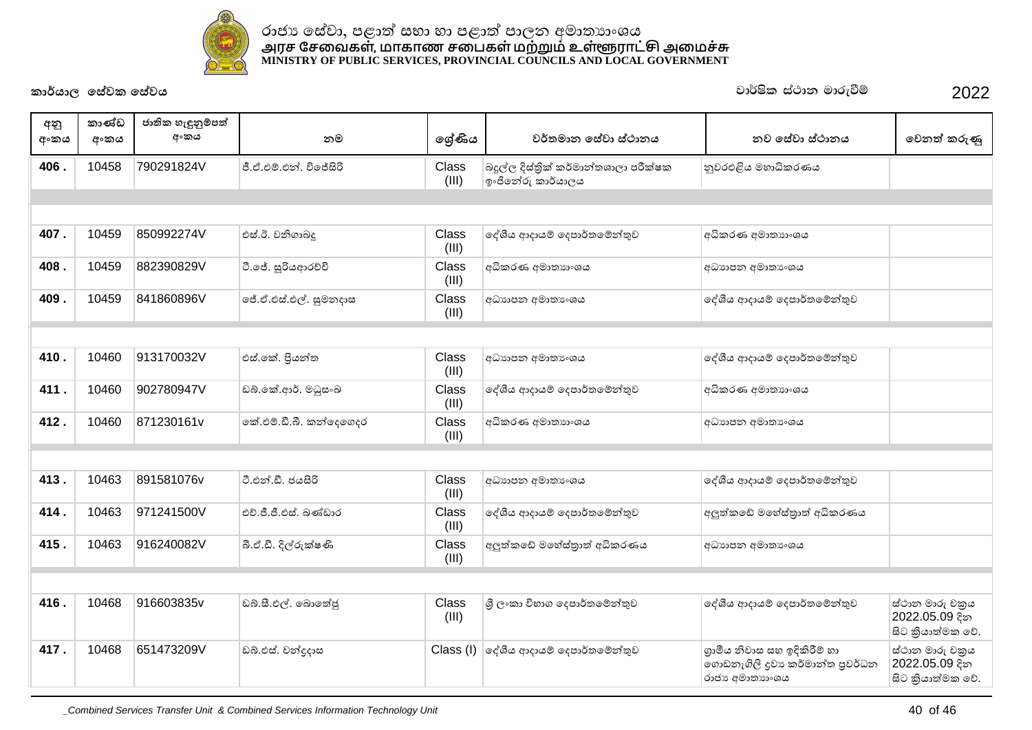රාජ්‍ය සේවා, පළාත් සභා හා පළාත් පාලන අමාත්‍යාංශය
அரச சேவைகள், மாகாண சபைகள் மற்றும் உள்ளூராட்சி அமைச்சு
**MINISTRY OF PUBLIC SERVICES, PROVINCIAL COUNCILS AND LOCAL GOVERNMENT**

**කාර්යාල සේවක සේවය** — වාර්ෂික ස්ථාන මාරුවීම් — 2022

| අනු අංකය | කාණ්ඩ අංකය | ජාතික හැඳුනුම්පත් අංකය | නම | ශ්‍රේණිය | වර්තමාන සේවා ස්ථානය | නව සේවා ස්ථානය | වෙනත් කරුණු |
|---|---|---|---|---|---|---|---|
| **406 .** | 10458 | 790291824V | ජී.ඒ.එම්.එන්. විජේසිරි | Class (III) | බදුල්ල දිස්ත්‍රික් කර්මාන්තශාලා පරීක්ෂක ඉංජිනේරු කාර්යාලය | නුවරඑළිය මහාධිකරණය | |
| | | | | | | | |
| **407 .** | 10459 | 850992274V | එස්.ඊ. වනිගාබඩු | Class (III) | දේශීය ආදායම් දෙපාර්තමේන්තුව | අධිකරණ අමාත්‍යාංශය | |
| **408 .** | 10459 | 882390829V | ටී.ජේ. සූරියආරච්චි | Class (III) | අධිකරණ අමාත්‍යාංශය | අධ්‍යාපන අමාත්‍යාංශය | |
| **409 .** | 10459 | 841860896V | ජේ.ඒ.එස්.එල්. සුමනදාස | Class (III) | අධ්‍යාපන අමාත්‍යාංශය | දේශීය ආදායම් දෙපාර්තමේන්තුව | |
| | | | | | | | |
| **410 .** | 10460 | 913170032V | එස්.කේ. ප්‍රියන්ත | Class (III) | අධ්‍යාපන අමාත්‍යාංශය | දේශීය ආදායම් දෙපාර්තමේන්තුව | |
| **411 .** | 10460 | 902780947V | ඩබ්.කේ.ආර්. මධුසංඛ | Class (III) | දේශීය ආදායම් දෙපාර්තමේන්තුව | අධිකරණ අමාත්‍යාංශය | |
| **412 .** | 10460 | 871230161v | කේ.එම්.ඩී.බී. කන්දෙගෙදර | Class (III) | අධිකරණ අමාත්‍යාංශය | අධ්‍යාපන අමාත්‍යාංශය | |
| | | | | | | | |
| **413 .** | 10463 | 891581076v | ටී.එන්.ඩී. ජයසිරි | Class (III) | අධ්‍යාපන අමාත්‍යාංශය | දේශීය ආදායම් දෙපාර්තමේන්තුව | |
| **414 .** | 10463 | 971241500V | එච්.ජී.ජී.එස්. බණ්ඩාර | Class (III) | දේශීය ආදායම් දෙපාර්තමේන්තුව | අලුත්කඩේ මහේස්ත්‍රාත් අධිකරණය | |
| **415 .** | 10463 | 916240082V | බී.ඒ.ඩී. දිල්රුක්ෂණී | Class (III) | අලුත්කඩේ මහේස්ත්‍රාත් අධිකරණය | අධ්‍යාපන අමාත්‍යාංශය | |
| | | | | | | | |
| **416 .** | 10468 | 916603835v | ඩබ්.සී.එල්. බොතේජු | Class (III) | ශ්‍රී ලංකා විගණ දෙපාර්තමේන්තුව | දේශීය ආදායම් දෙපාර්තමේන්තුව | ස්ථාන මාරු චක්‍රය 2022.05.09 දින සිට ක්‍රියාත්මක වේ. |
| **417 .** | 10468 | 651473209V | ඩබ්.එස්. චන්ද්‍රදාස | Class (I) | දේශීය ආදායම් දෙපාර්තමේන්තුව | ග්‍රාමීය නිවාස සහ ඉදිකිරීම් හා ගොඩනැගිලි ද්‍රව්‍ය කර්මාන්ත ප්‍රවර්ධන රාජ්‍ය අමාත්‍යාංශය | ස්ථාන මාරු චක්‍රය 2022.05.09 දින සිට ක්‍රියාත්මක වේ. |

*_Combined Services Transfer Unit & Combined Services Information Technology Unit*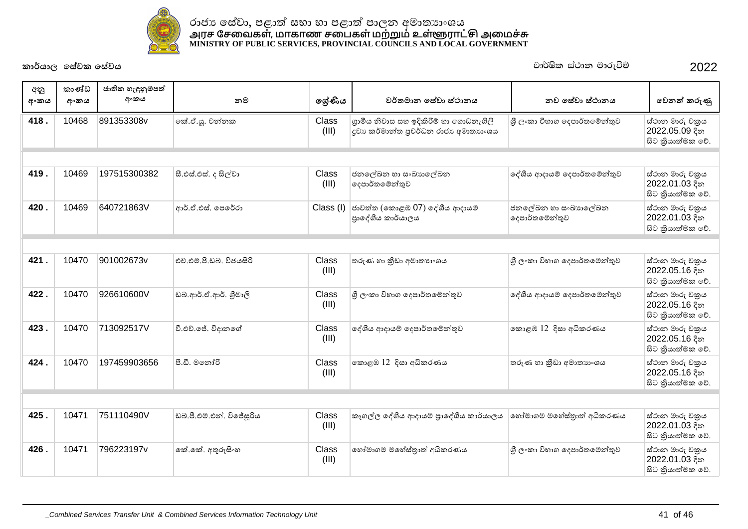රාජ්‍ය සේවා, පළාත් සභා හා පළාත් පාලන අමාත්‍යාංශය
அரச சேவைகள், மாகாண சபைகள் மற்றும் உள்ளூராட்சி அமைச்சு
MINISTRY OF PUBLIC SERVICES, PROVINCIAL COUNCILS AND LOCAL GOVERNMENT

**කාර්යාල සේවක සේවය** — වාර්ෂික ස්ථාන මාරුවීම් 2022

| අනු අංකය | කාණ්ඩ අංකය | ජාතික හැඳුනුම්පත් අංකය | නම | ශ්‍රේණිය | වර්තමාන සේවා ස්ථානය | නව සේවා ස්ථානය | වෙනත් කරුණු |
|---|---|---|---|---|---|---|---|
| 418 . | 10468 | 891353308v | කේ.ඒ.යූ. චන්නක | Class (III) | ග්‍රාමීය නිවාස සහ ඉදිකිරීම් හා ගොඩනැගිලි ද්‍රව්‍ය කර්මාන්ත ප්‍රවර්ධන රාජ්‍ය අමාත්‍යාංශය | ශ්‍රී ලංකා විභාග දෙපාර්තමේන්තුව | ස්ථාන මාරු චක්‍රය 2022.05.09 දින සිට ක්‍රියාත්මක වේ. |
| 419 . | 10469 | 197515300382 | සී.එස්.එස්. ද සිල්වා | Class (III) | ජනලේඛන හා සංඛ්‍යාලේඛන දෙපාර්තමේන්තුව | දේශීය ආදායම් දෙපාර්තමේන්තුව | ස්ථාන මාරු චක්‍රය 2022.01.03 දින සිට ක්‍රියාත්මක වේ. |
| 420 . | 10469 | 640721863V | ආර්.ඒ.එස්. පෙරේරා | Class (I) | ජාවත්ත (කොළඹ 07) දේශීය ආදායම් ප්‍රාදේශීය කාර්යාලය | ජනලේඛන හා සංඛ්‍යාලේඛන දෙපාර්තමේන්තුව | ස්ථාන මාරු චක්‍රය 2022.01.03 දින සිට ක්‍රියාත්මක වේ. |
| 421 . | 10470 | 901002673v | එච්.එම්.පී.ඩබ්. විජයසිරි | Class (III) | තරුණ හා ක්‍රීඩා අමාත්‍යාංශය | ශ්‍රී ලංකා විභාග දෙපාර්තමේන්තුව | ස්ථාන මාරු චක්‍රය 2022.05.16 දින සිට ක්‍රියාත්මක වේ. |
| 422 . | 10470 | 926610600V | ඩබ්.ආර්.ඒ.ආර්. ශ්‍රීමාලි | Class (III) | ශ්‍රී ලංකා විභාග දෙපාර්තමේන්තුව | දේශීය ආදායම් දෙපාර්තමේන්තුව | ස්ථාන මාරු චක්‍රය 2022.05.16 දින සිට ක්‍රියාත්මක වේ. |
| 423 . | 10470 | 713092517V | වී.එච්.ජේ. විදානගේ | Class (III) | දේශීය ආදායම් දෙපාර්තමේන්තුව | කොළඹ 12 දිසා අධිකරණය | ස්ථාන මාරු චක්‍රය 2022.05.16 දින සිට ක්‍රියාත්මක වේ. |
| 424 . | 10470 | 197459903656 | පී.ඩී. මනෝරි | Class (III) | කොළඹ 12 දිසා අධිකරණය | තරුණ හා ක්‍රීඩා අමාත්‍යාංශය | ස්ථාන මාරු චක්‍රය 2022.05.16 දින සිට ක්‍රියාත්මක වේ. |
| 425 . | 10471 | 751110490V | ඩබ්.පී.එම්.එන්. විජේසූරිය | Class (III) | කැගල්ල දේශීය ආදායම් ප්‍රාදේශීය කාර්යාලය | හෝමාගම මහේස්ත්‍රාත් අධිකරණය | ස්ථාන මාරු චක්‍රය 2022.01.03 දින සිට ක්‍රියාත්මක වේ. |
| 426 . | 10471 | 796223197v | කේ.කේ. අතුරුසිංහ | Class (III) | හෝමාගම මහේස්ත්‍රාත් අධිකරණය | ශ්‍රී ලංකා විභාග දෙපාර්තමේන්තුව | ස්ථාන මාරු චක්‍රය 2022.01.03 දින සිට ක්‍රියාත්මක වේ. |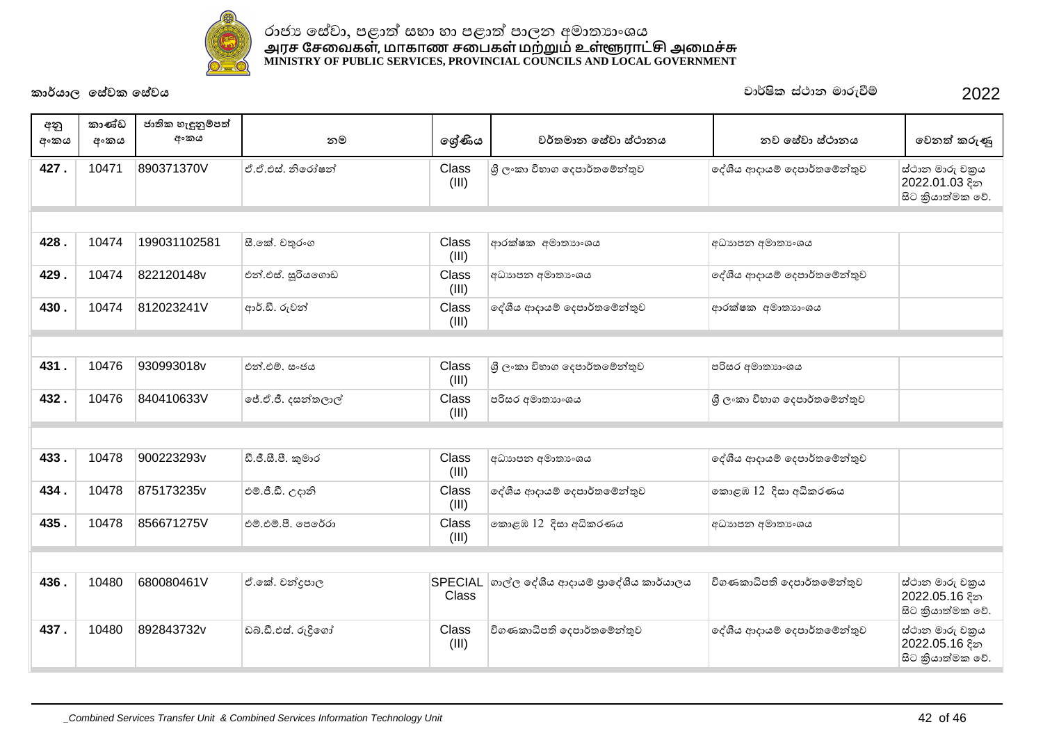රාජ්‍ය සේවා, පළාත් සභා හා පළාත් පාලන අමාත්‍යාංශය
அரச சேவைகள், மாகாண சபைகள் மற்றும் உள்ளூராட்சி அமைச்சு
**MINISTRY OF PUBLIC SERVICES, PROVINCIAL COUNCILS AND LOCAL GOVERNMENT**

**කාර්යාල සේවක සේවය** — වාර්ෂික ස්ථාන මාරුවීම් 2022

| අනු අංකය | කාණ්ඩ අංකය | ජාතික හැඳුනුම්පත් අංකය | නම | ශ්‍රේණිය | වර්තමාන සේවා ස්ථානය | නව සේවා ස්ථානය | වෙනත් කරුණු |
|---|---|---|---|---|---|---|---|
| **427 .** | 10471 | 890371370V | ඒ.ඒ.එස්. නිරෝෂන් | Class (III) | ශ්‍රී ලංකා විභාග දෙපාර්තමේන්තුව | දේශීය ආදායම් දෙපාර්තමේන්තුව | ස්ථාන මාරු චක්‍රය 2022.01.03 දින සිට ක්‍රියාත්මක වේ. |
| | | | | | | | |
| **428 .** | 10474 | 199031102581 | සී.කේ. චතුරංග | Class (III) | ආරක්ෂක අමාත්‍යාංශය | අධ්‍යාපන අමාත්‍යාංශය | |
| **429 .** | 10474 | 822120148v | එන්.එස්. සූරියගොඩ | Class (III) | අධ්‍යාපන අමාත්‍යාංශය | දේශීය ආදායම් දෙපාර්තමේන්තුව | |
| **430 .** | 10474 | 812023241V | ආර්.ඩී. රුවන් | Class (III) | දේශීය ආදායම් දෙපාර්තමේන්තුව | ආරක්ෂක අමාත්‍යාංශය | |
| | | | | | | | |
| **431 .** | 10476 | 930993018v | එන්.එම්. සංජය | Class (III) | ශ්‍රී ලංකා විභාග දෙපාර්තමේන්තුව | පරිසර අමාත්‍යාංශය | |
| **432 .** | 10476 | 840410633V | ජේ.ඒ.ජී. දසන්තලාල් | Class (III) | පරිසර අමාත්‍යාංශය | ශ්‍රී ලංකා විභාග දෙපාර්තමේන්තුව | |
| | | | | | | | |
| **433 .** | 10478 | 900223293v | ඩී.ජී.සී.පී. කුමාර | Class (III) | අධ්‍යාපන අමාත්‍යාංශය | දේශීය ආදායම් දෙපාර්තමේන්තුව | |
| **434 .** | 10478 | 875173235v | එම්.ජී.ඩී. උදානි | Class (III) | දේශීය ආදායම් දෙපාර්තමේන්තුව | කොළඹ 12 දිසා අධිකරණය | |
| **435 .** | 10478 | 856671275V | එම්.එම්.පී. පෙරේරා | Class (III) | කොළඹ 12 දිසා අධිකරණය | අධ්‍යාපන අමාත්‍යාංශය | |
| | | | | | | | |
| **436 .** | 10480 | 680080461V | ඒ.කේ. චන්ද්‍රපාල | SPECIAL Class | ගාල්ල දේශීය ආදායම් ප්‍රාදේශීය කාර්යාලය | විගණකාධිපති දෙපාර්තමේන්තුව | ස්ථාන මාරු චක්‍රය 2022.05.16 දින සිට ක්‍රියාත්මක වේ. |
| **437 .** | 10480 | 892843732v | ඩබ්.ඩී.එස්. රුදිගෝ | Class (III) | විගණකාධිපති දෙපාර්තමේන්තුව | දේශීය ආදායම් දෙපාර්තමේන්තුව | ස්ථාන මාරු චක්‍රය 2022.05.16 දින සිට ක්‍රියාත්මක වේ. |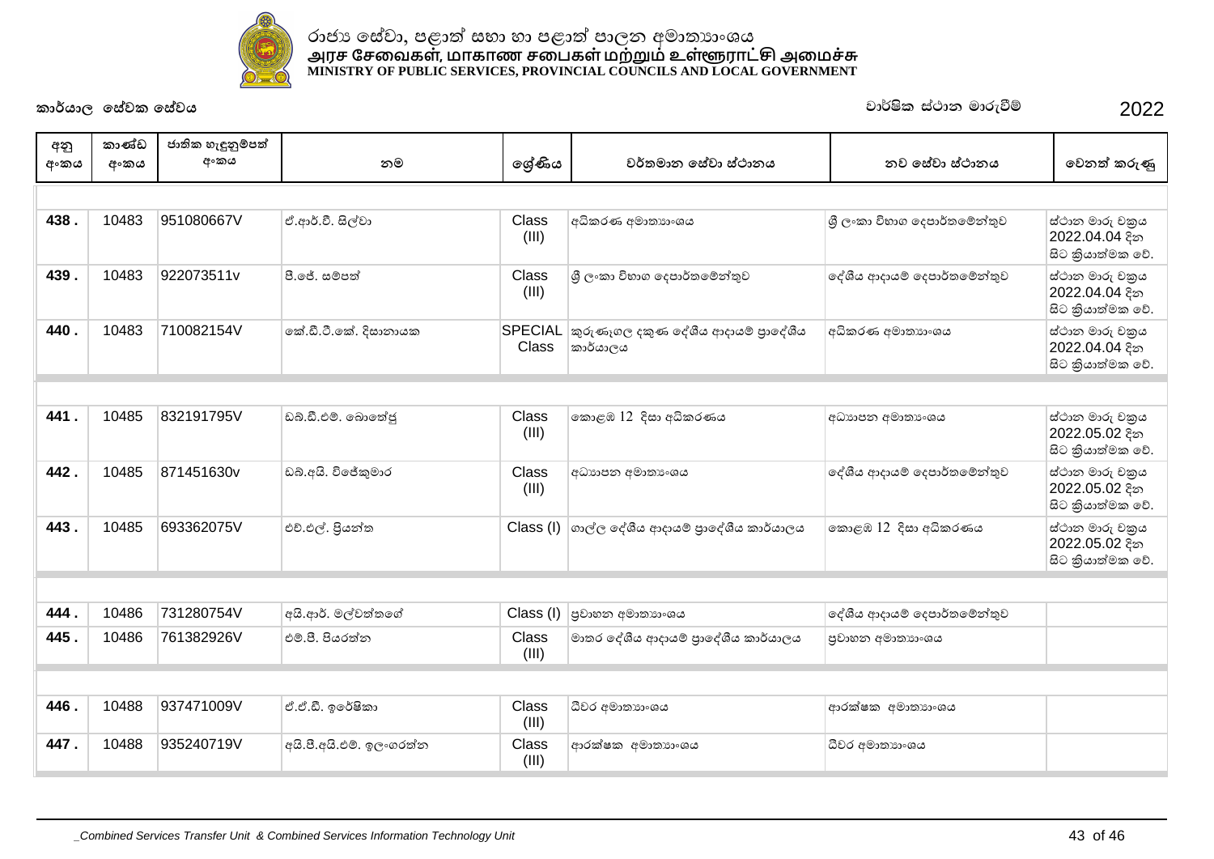# රාජ්‍ය සේවා, පළාත් සභා හා පළාත් පාලන අමාත්‍යාංශය
# அரச சேவைகள், மாகாண சபைகள் மற்றும் உள்ளூராட்சி அமைச்சு
# MINISTRY OF PUBLIC SERVICES, PROVINCIAL COUNCILS AND LOCAL GOVERNMENT

**කාර්යාල සේවක සේවය** — වාර්ෂික ස්ථාන මාරුවීම් — 2022

| අනු අංකය | කාණ්ඩ අංකය | ජාතික හැඳුනුම්පත් අංකය | නම | ශ්‍රේණිය | වර්තමාන සේවා ස්ථානය | නව සේවා ස්ථානය | වෙනත් කරුණු |
|---|---|---|---|---|---|---|---|
| 438 . | 10483 | 951080667V | ඒ.ආර්.වී. සිල්වා | Class (III) | අධිකරණ අමාත්‍යාංශය | ශ්‍රී ලංකා විභාග දෙපාර්තමේන්තුව | ස්ථාන මාරු චක්‍රය 2022.04.04 දින සිට ක්‍රියාත්මක වේ. |
| 439 . | 10483 | 922073511v | පී.ජේ. සම්පත් | Class (III) | ශ්‍රී ලංකා විභාග දෙපාර්තමේන්තුව | දේශීය ආදායම් දෙපාර්තමේන්තුව | ස්ථාන මාරු චක්‍රය 2022.04.04 දින සිට ක්‍රියාත්මක වේ. |
| 440 . | 10483 | 710082154V | කේ.ඩී.ටී.කේ. දිසානායක | SPECIAL Class | කුරුණෑගල දකුණ දේශීය ආදායම් ප්‍රාදේශීය කාර්යාලය | අධිකරණ අමාත්‍යාංශය | ස්ථාන මාරු චක්‍රය 2022.04.04 දින සිට ක්‍රියාත්මක වේ. |
| 441 . | 10485 | 832191795V | ඩබ්.ඩී.එම්. බොතේජු | Class (III) | කොළඹ 12 දිසා අධිකරණය | අධ්‍යාපන අමාත්‍යාංශය | ස්ථාන මාරු චක්‍රය 2022.05.02 දින සිට ක්‍රියාත්මක වේ. |
| 442 . | 10485 | 871451630v | ඩබ්.අයි. විජේකුමාර | Class (III) | අධ්‍යාපන අමාත්‍යාංශය | දේශීය ආදායම් දෙපාර්තමේන්තුව | ස්ථාන මාරු චක්‍රය 2022.05.02 දින සිට ක්‍රියාත්මක වේ. |
| 443 . | 10485 | 693362075V | එච්.එල්. ප්‍රියන්ත | Class (I) | ගාල්ල දේශීය ආදායම් ප්‍රාදේශීය කාර්යාලය | කොළඹ 12 දිසා අධිකරණය | ස්ථාන මාරු චක්‍රය 2022.05.02 දින සිට ක්‍රියාත්මක වේ. |
| 444 . | 10486 | 731280754V | අයි.ආර්. මල්වත්තගේ | Class (I) | ප්‍රවාහන අමාත්‍යාංශය | දේශීය ආදායම් දෙපාර්තමේන්තුව | |
| 445 . | 10486 | 761382926V | එම්.පී. පියරත්න | Class (III) | මාතර දේශීය ආදායම් ප්‍රාදේශීය කාර්යාලය | ප්‍රවාහන අමාත්‍යාංශය | |
| 446 . | 10488 | 937471009V | ඒ.ඒ.ඩී. ඉරේෂිකා | Class (III) | ධීවර අමාත්‍යාංශය | ආරක්ෂක අමාත්‍යාංශය | |
| 447 . | 10488 | 935240719V | අයි.පී.අයි.එම්. ඉලංගරත්න | Class (III) | ආරක්ෂක අමාත්‍යාංශය | ධීවර අමාත්‍යාංශය | |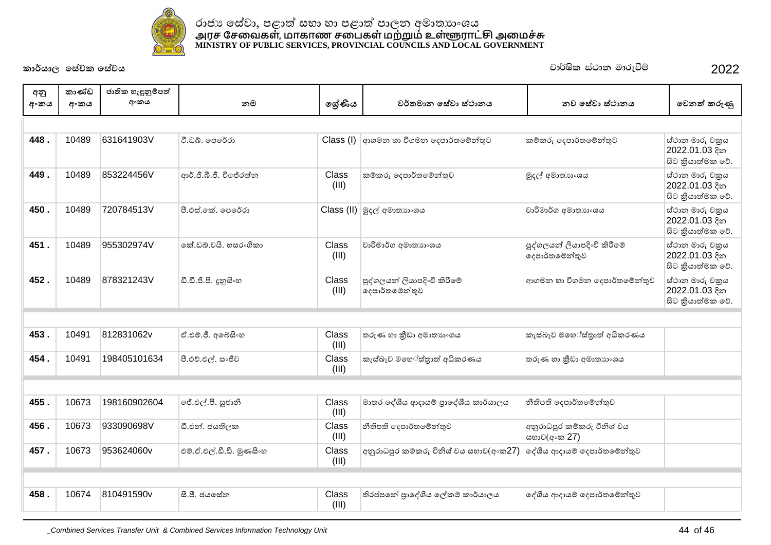රාජ්‍ය සේවා, පළාත් සභා හා පළාත් පාලන අමාත්‍යාංශය
அரச சேவைகள், மாகாண சபைகள் மற்றும் உள்ளூராட்சி அமைச்சு
MINISTRY OF PUBLIC SERVICES, PROVINCIAL COUNCILS AND LOCAL GOVERNMENT

**කාර්යාල සේවක සේවය** **වාර්ෂික ස්ථාන මාරුවීම්** **2022**

| අනු අංකය | කාණ්ඩ අංකය | ජාතික හැඳුනුම්පත් අංකය | නම | ශ්‍රේණිය | වර්තමාන සේවා ස්ථානය | නව සේවා ස්ථානය | වෙනත් කරුණු |
|---|---|---|---|---|---|---|---|
| 448 . | 10489 | 631641903V | ටී.ඩබ්. පෙරේරා | Class (I) | ආගමන හා විගමන දෙපාර්තමේන්තුව | කම්කරු දෙපාර්තමේන්තුව | ස්ථාන මාරු චක්‍රය 2022.01.03 දින සිට ක්‍රියාත්මක වේ. |
| 449 . | 10489 | 853224456V | ආර්.ජී.බී.ජී. විජේරත්න | Class (III) | කම්කරු දෙපාර්තමේන්තුව | මුදල් අමාත්‍යාංශය | ස්ථාන මාරු චක්‍රය 2022.01.03 දින සිට ක්‍රියාත්මක වේ. |
| 450 . | 10489 | 720784513V | පී.එස්.කේ. පෙරේරා | Class (II) | මුදල් අමාත්‍යාංශය | වාරිමාර්ග අමාත්‍යාංශය | ස්ථාන මාරු චක්‍රය 2022.01.03 දින සිට ක්‍රියාත්මක වේ. |
| 451 . | 10489 | 955302974V | කේ.ඩබ්.වයි. හසරංගිකා | Class (III) | වාරිමාර්ග අමාත්‍යාංශය | පුද්ගලයන් ලියාපදිංචි කිරීමේ දෙපාර්තමේන්තුව | ස්ථාන මාරු චක්‍රය 2022.01.03 දින සිට ක්‍රියාත්මක වේ. |
| 452 . | 10489 | 878321243V | ඩී.ඩී.ජී.පී. දුනුසිංහ | Class (III) | පුද්ගලයන් ලියාපදිංචි කිරීමේ දෙපාර්තමේන්තුව | ආගමන හා විගමන දෙපාර්තමේන්තුව | ස්ථාන මාරු චක්‍රය 2022.01.03 දින සිට ක්‍රියාත්මක වේ. |
| 453 . | 10491 | 812831062v | ඒ.එම්.ජී. අබේසිංහ | Class (III) | තරුණ හා ක්‍රීඩා අමාත්‍යාංශය | කැස්බෑව මහේස්ත්‍රාත් අධිකරණය | |
| 454 . | 10491 | 198405101634 | පී.එච්.එල්. සංජීව | Class (III) | කැස්බෑව මහේස්ත්‍රාත් අධිකරණය | තරුණ හා ක්‍රීඩා අමාත්‍යාංශය | |
| 455 . | 10673 | 198160902604 | ජේ.එල්.පී. සුජානි | Class (III) | මාතර දේශීය ආදායම් ප්‍රාදේශීය කාර්යාලය | නීතිපති දෙපාර්තමේන්තුව | |
| 456 . | 10673 | 933090698V | ඩී.එන්. ජයතිලක | Class (III) | නීතිපති දෙපාර්තමේන්තුව | අනුරාධපුර කම්කරු විනිශ් චය සභාව(අංක 27) | |
| 457 . | 10673 | 953624060v | එම්.ඒ.එල්.ඩී.ඩී. මුණසිංහ | Class (III) | අනුරාධපුර කම්කරු විනිශ් චය සභාව(අංක27) | දේශීය ආදායම් දෙපාර්තමේන්තුව | |
| 458 . | 10674 | 810491590v | සී.පී. ජයසේන | Class (III) | තිරප්පනේ ප්‍රාදේශීය ලේකම් කාර්යාලය | දේශීය ආදායම් දෙපාර්තමේන්තුව | |

_Combined Services Transfer Unit & Combined Services Information Technology Unit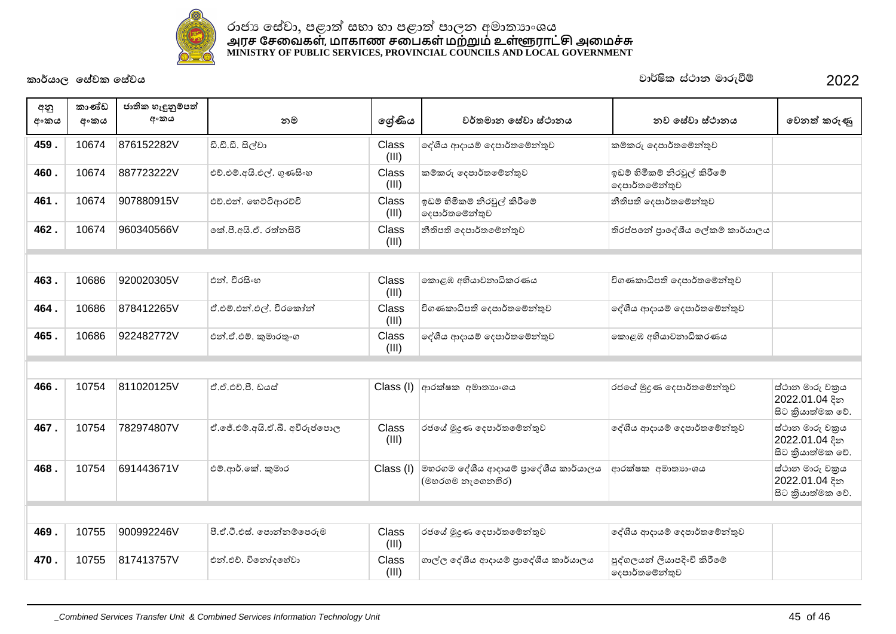රාජ්‍ය සේවා, පළාත් සභා හා පළාත් පාලන අමාත්‍යාංශය
அரச சேவைகள், மாகாண சபைகள் மற்றும் உள்ளூராட்சி அமைச்சு
**MINISTRY OF PUBLIC SERVICES, PROVINCIAL COUNCILS AND LOCAL GOVERNMENT**

**කාර්යාල සේවක සේවය** | වාර්ෂික ස්ථාන මාරුවීම් | 2022

| අනු අංකය | කාණ්ඩ අංකය | ජාතික හැඳුනුම්පත් අංකය | නම | ශ්‍රේණිය | වර්තමාන සේවා ස්ථානය | නව සේවා ස්ථානය | වෙනත් කරුණු |
|---|---|---|---|---|---|---|---|
| 459 . | 10674 | 876152282V | ඩී.ඩී.ඩී. සිල්වා | Class (III) | දේශීය ආදායම් දෙපාර්තමේන්තුව | කම්කරු දෙපාර්තමේන්තුව | |
| 460 . | 10674 | 887723222V | එච්.එම්.අයි.එල්. ගුණසිංහ | Class (III) | කම්කරු දෙපාර්තමේන්තුව | ඉඩම් හිමිකම් නිරවුල් කිරීමේ දෙපාර්තමේන්තුව | |
| 461 . | 10674 | 907880915V | එච්.එන්. හෙට්ටිආරච්චි | Class (III) | ඉඩම් හිමිකම් නිරවුල් කිරීමේ දෙපාර්තමේන්තුව | නීතිපති දෙපාර්තමේන්තුව | |
| 462 . | 10674 | 960340566V | කේ.පී.අයි.ඒ. රත්නසිරි | Class (III) | නීතිපති දෙපාර්තමේන්තුව | තිරප්පනේ ප්‍රාදේශීය ලේකම් කාර්යාලය | |
| | | | | | | | |
| 463 . | 10686 | 920020305V | එන්. වීරසිංහ | Class (III) | කොළඹ අභියාචනාධිකරණය | විගණකාධිපති දෙපාර්තමේන්තුව | |
| 464 . | 10686 | 878412265V | ඒ.එම්.එන්.එල්. වීරකෝන් | Class (III) | විගණකාධිපති දෙපාර්තමේන්තුව | දේශීය ආදායම් දෙපාර්තමේන්තුව | |
| 465 . | 10686 | 922482772V | එන්.ඒ.එම්. කුමාරතුංග | Class (III) | දේශීය ආදායම් දෙපාර්තමේන්තුව | කොළඹ අභියාචනාධිකරණය | |
| | | | | | | | |
| 466 . | 10754 | 811020125V | ඒ.ඒ.එච්.පී. ඩයස් | Class (I) | ආරක්ෂක අමාත්‍යාංශය | රජයේ මුද්‍රණ දෙපාර්තමේන්තුව | ස්ථාන මාරු චක්‍රය 2022.01.04 දින සිට ක්‍රියාත්මක වේ. |
| 467 . | 10754 | 782974807V | ඒ.ජේ.එම්.අයි.ඒ.බී. අච්චුප්පොල | Class (III) | රජයේ මුද්‍රණ දෙපාර්තමේන්තුව | දේශීය ආදායම් දෙපාර්තමේන්තුව | ස්ථාන මාරු චක්‍රය 2022.01.04 දින සිට ක්‍රියාත්මක වේ. |
| 468 . | 10754 | 691443671V | එම්.ආර්.කේ. කුමාර | Class (I) | මහරගම දේශීය ආදායම් ප්‍රාදේශීය කාර්යාලය (මහරගම නැගෙනහිර) | ආරක්ෂක අමාත්‍යාංශය | ස්ථාන මාරු චක්‍රය 2022.01.04 දින සිට ක්‍රියාත්මක වේ. |
| | | | | | | | |
| 469 . | 10755 | 900992246V | පී.ඒ.ටී.එස්. පොන්නම්පෙරුම | Class (III) | රජයේ මුද්‍රණ දෙපාර්තමේන්තුව | දේශීය ආදායම් දෙපාර්තමේන්තුව | |
| 470 . | 10755 | 817413757V | එන්.එච්. විනෝදහේවා | Class (III) | ගාල්ල දේශීය ආදායම් ප්‍රාදේශීය කාර්යාලය | පුද්ගලයන් ලියාපදිංචි කිරීමේ දෙපාර්තමේන්තුව | |

*_Combined Services Transfer Unit & Combined Services Information Technology Unit*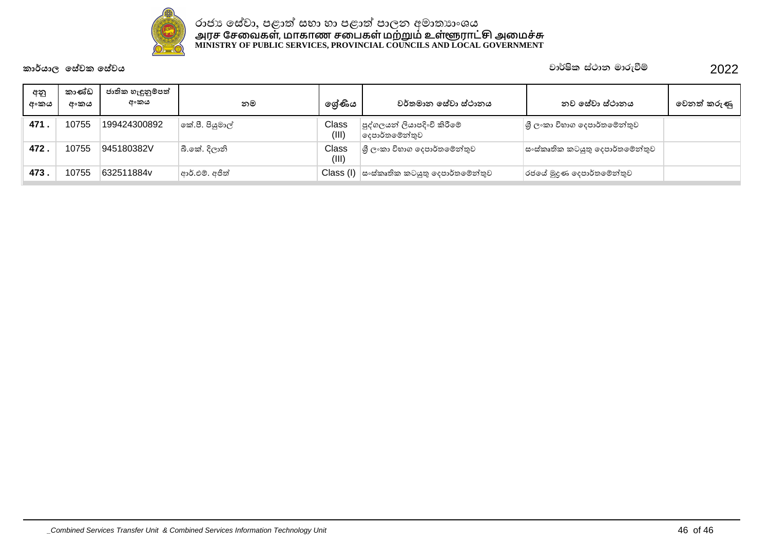රාජ්‍ය සේවා, පළාත් සභා හා පළාත් පාලන අමාත්‍යාංශය
அரச சேவைகள், மாகாண சபைகள் மற்றும் உள்ளூராட்சி அமைச்சு
MINISTRY OF PUBLIC SERVICES, PROVINCIAL COUNCILS AND LOCAL GOVERNMENT

කාර්යාල සේවක සේවය — වාර්ෂික ස්ථාන මාරුවීම් 2022

| අනු අංකය | කාණ්ඩ අංකය | ජාතික හැඳුනුම්පත් අංකය | නම | ශ්‍රේණිය | වර්තමාන සේවා ස්ථානය | නව සේවා ස්ථානය | වෙනත් කරුණු |
|---|---|---|---|---|---|---|---|
| 471 . | 10755 | 199424300892 | කේ.පී. පියුමාල් | Class (III) | පුද්ගලයන් ලියාපදිංචි කිරීමේ දෙපාර්තමේන්තුව | ශ්‍රී ලංකා විභාග දෙපාර්තමේන්තුව | |
| 472 . | 10755 | 945180382V | බී.කේ. දිලානි | Class (III) | ශ්‍රී ලංකා විභාග දෙපාර්තමේන්තුව | සංස්කෘතික කටයුතු දෙපාර්තමේන්තුව | |
| 473 . | 10755 | 632511884v | ආර්.එම්. අජිත් | Class (I) | සංස්කෘතික කටයුතු දෙපාර්තමේන්තුව | රජයේ මුද්‍රණ දෙපාර්තමේන්තුව | |